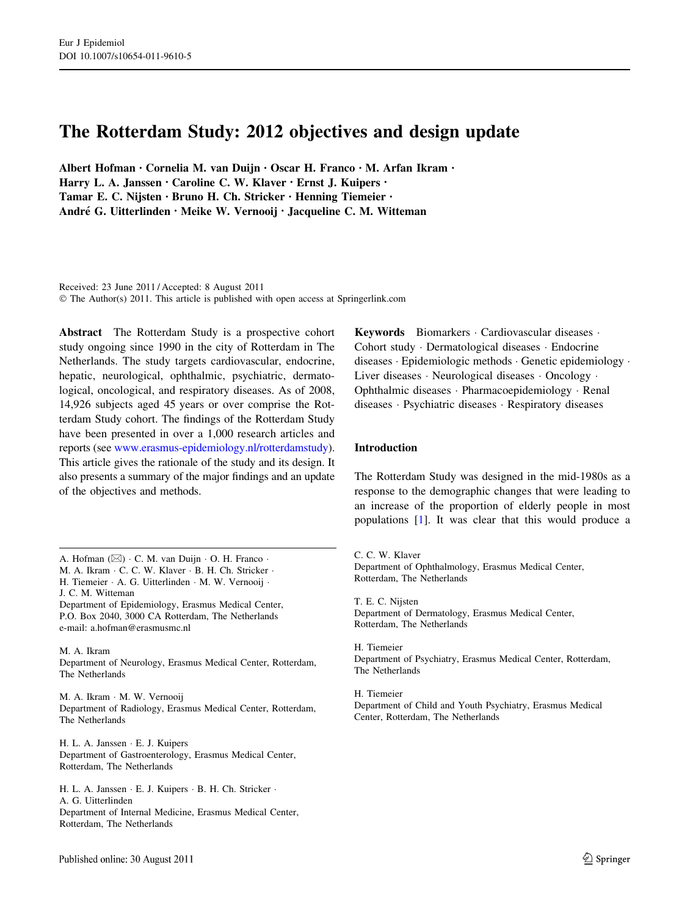# The Rotterdam Study: 2012 objectives and design update

**Albert Hofman · Cornelia M. van Duijn · Oscar H. Franco · M. Arfan Ikram · Harry L. A. Janssen · Caroline C. W. Klaver · Ernst J. Kuipers · Tamar E. C. Nijsten · Bruno H. Ch. Stricker · Henning Tiemeier · André G. Uitterlinden · Meike W. Vernooij · Jacqueline C. M. Witteman**

Received: 23 June 2011 / Accepted: 8 August 2011
© The Author(s) 2011. This article is published with open access at Springerlink.com

**Abstract** The Rotterdam Study is a prospective cohort study ongoing since 1990 in the city of Rotterdam in The Netherlands. The study targets cardiovascular, endocrine, hepatic, neurological, ophthalmic, psychiatric, dermatological, oncological, and respiratory diseases. As of 2008, 14,926 subjects aged 45 years or over comprise the Rotterdam Study cohort. The findings of the Rotterdam Study have been presented in over a 1,000 research articles and reports (see www.erasmus-epidemiology.nl/rotterdamstudy). This article gives the rationale of the study and its design. It also presents a summary of the major findings and an update of the objectives and methods.

**Keywords** Biomarkers · Cardiovascular diseases · Cohort study · Dermatological diseases · Endocrine diseases · Epidemiologic methods · Genetic epidemiology · Liver diseases · Neurological diseases · Oncology · Ophthalmic diseases · Pharmacoepidemiology · Renal diseases · Psychiatric diseases · Respiratory diseases

## Introduction

The Rotterdam Study was designed in the mid-1980s as a response to the demographic changes that were leading to an increase of the proportion of elderly people in most populations [1]. It was clear that this would produce a

---

A. Hofman (✉) · C. M. van Duijn · O. H. Franco · M. A. Ikram · C. C. W. Klaver · B. H. Ch. Stricker · H. Tiemeier · A. G. Uitterlinden · M. W. Vernooij · J. C. M. Witteman
Department of Epidemiology, Erasmus Medical Center, P.O. Box 2040, 3000 CA Rotterdam, The Netherlands
e-mail: a.hofman@erasmusmc.nl

M. A. Ikram
Department of Neurology, Erasmus Medical Center, Rotterdam, The Netherlands

M. A. Ikram · M. W. Vernooij
Department of Radiology, Erasmus Medical Center, Rotterdam, The Netherlands

H. L. A. Janssen · E. J. Kuipers
Department of Gastroenterology, Erasmus Medical Center, Rotterdam, The Netherlands

H. L. A. Janssen · E. J. Kuipers · B. H. Ch. Stricker · A. G. Uitterlinden
Department of Internal Medicine, Erasmus Medical Center, Rotterdam, The Netherlands

C. C. W. Klaver
Department of Ophthalmology, Erasmus Medical Center, Rotterdam, The Netherlands

T. E. C. Nijsten
Department of Dermatology, Erasmus Medical Center, Rotterdam, The Netherlands

H. Tiemeier
Department of Psychiatry, Erasmus Medical Center, Rotterdam, The Netherlands

H. Tiemeier
Department of Child and Youth Psychiatry, Erasmus Medical Center, Rotterdam, The Netherlands

Published online: 30 August 2011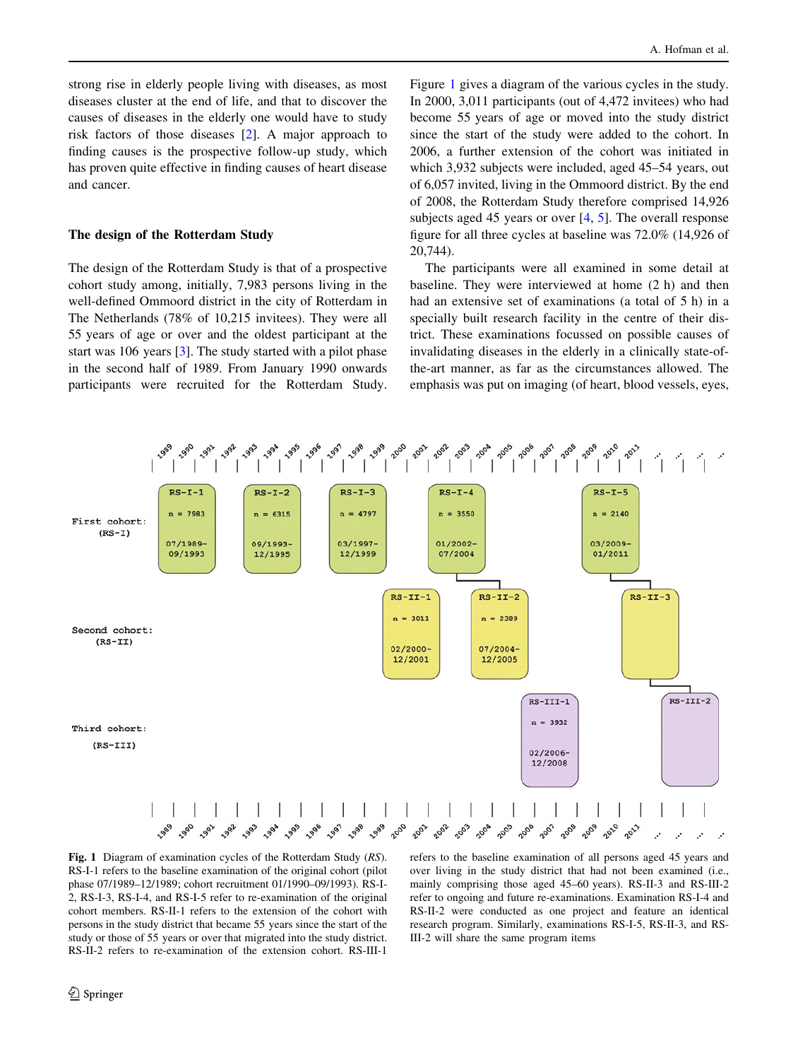strong rise in elderly people living with diseases, as most diseases cluster at the end of life, and that to discover the causes of diseases in the elderly one would have to study risk factors of those diseases [2]. A major approach to finding causes is the prospective follow-up study, which has proven quite effective in finding causes of heart disease and cancer.

### The design of the Rotterdam Study

The design of the Rotterdam Study is that of a prospective cohort study among, initially, 7,983 persons living in the well-defined Ommoord district in the city of Rotterdam in The Netherlands (78% of 10,215 invitees). They were all 55 years of age or over and the oldest participant at the start was 106 years [3]. The study started with a pilot phase in the second half of 1989. From January 1990 onwards participants were recruited for the Rotterdam Study. Figure 1 gives a diagram of the various cycles in the study. In 2000, 3,011 participants (out of 4,472 invitees) who had become 55 years of age or moved into the study district since the start of the study were added to the cohort. In 2006, a further extension of the cohort was initiated in which 3,932 subjects were included, aged 45–54 years, out of 6,057 invited, living in the Ommoord district. By the end of 2008, the Rotterdam Study therefore comprised 14,926 subjects aged 45 years or over [4, 5]. The overall response figure for all three cycles at baseline was 72.0% (14,926 of 20,744).

The participants were all examined in some detail at baseline. They were interviewed at home (2 h) and then had an extensive set of examinations (a total of 5 h) in a specially built research facility in the centre of their district. These examinations focussed on possible causes of invalidating diseases in the elderly in a clinically state-of-the-art manner, as far as the circumstances allowed. The emphasis was put on imaging (of heart, blood vessels, eyes,

| Cohort | Examination | n | Period |
|---|---|---|---|
| First cohort: (RS-I) | RS-I-1 | 7983 | 07/1989–09/1993 |
| | RS-I-2 | 6315 | 09/1993–12/1995 |
| | RS-I-3 | 4797 | 03/1997–12/1999 |
| | RS-I-4 | 3550 | 01/2002–07/2004 |
| | RS-I-5 | 2140 | 03/2009–01/2011 |
| Second cohort: (RS-II) | RS-II-1 | 3011 | 02/2000–12/2001 |
| | RS-II-2 | 2389 | 07/2004–12/2005 |
| | RS-II-3 | | |
| Third cohort: (RS-III) | RS-III-1 | 3932 | 02/2006–12/2008 |
| | RS-III-2 | | |

**Fig. 1** Diagram of examination cycles of the Rotterdam Study (*RS*). RS-I-1 refers to the baseline examination of the original cohort (pilot phase 07/1989–12/1989; cohort recruitment 01/1990–09/1993). RS-I-2, RS-I-3, RS-I-4, and RS-I-5 refer to re-examination of the original cohort members. RS-II-1 refers to the extension of the cohort with persons in the study district that became 55 years since the start of the study or those of 55 years or over that migrated into the study district. RS-II-2 refers to re-examination of the extension cohort. RS-III-1 refers to the baseline examination of all persons aged 45 years and over living in the study district that had not been examined (i.e., mainly comprising those aged 45–60 years). RS-II-3 and RS-III-2 refer to ongoing and future re-examinations. Examination RS-I-4 and RS-II-2 were conducted as one project and feature an identical research program. Similarly, examinations RS-I-5, RS-II-3, and RS-III-2 will share the same program items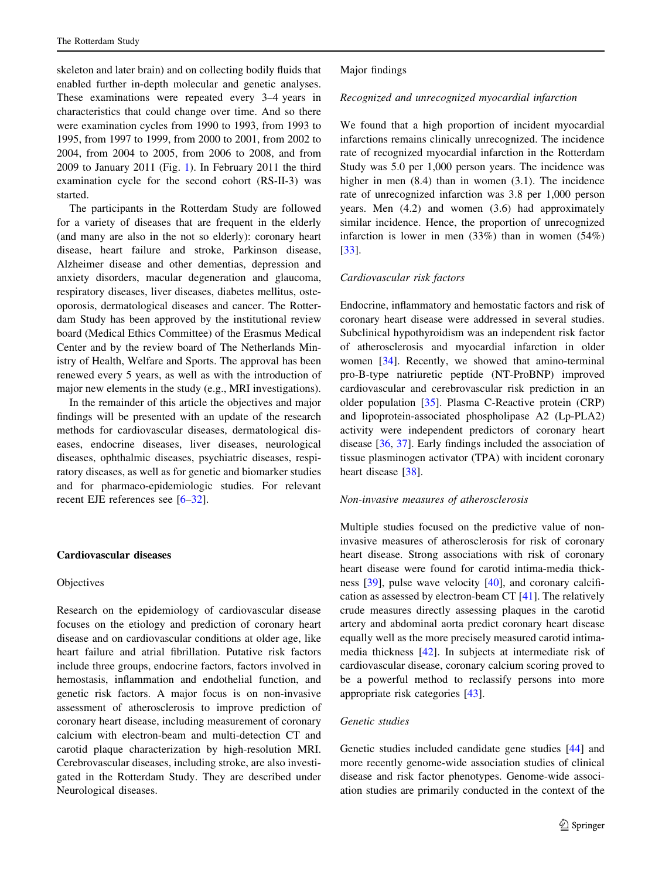skeleton and later brain) and on collecting bodily fluids that enabled further in-depth molecular and genetic analyses. These examinations were repeated every 3–4 years in characteristics that could change over time. And so there were examination cycles from 1990 to 1993, from 1993 to 1995, from 1997 to 1999, from 2000 to 2001, from 2002 to 2004, from 2004 to 2005, from 2006 to 2008, and from 2009 to January 2011 (Fig. 1). In February 2011 the third examination cycle for the second cohort (RS-II-3) was started.

The participants in the Rotterdam Study are followed for a variety of diseases that are frequent in the elderly (and many are also in the not so elderly): coronary heart disease, heart failure and stroke, Parkinson disease, Alzheimer disease and other dementias, depression and anxiety disorders, macular degeneration and glaucoma, respiratory diseases, liver diseases, diabetes mellitus, osteoporosis, dermatological diseases and cancer. The Rotterdam Study has been approved by the institutional review board (Medical Ethics Committee) of the Erasmus Medical Center and by the review board of The Netherlands Ministry of Health, Welfare and Sports. The approval has been renewed every 5 years, as well as with the introduction of major new elements in the study (e.g., MRI investigations).

In the remainder of this article the objectives and major findings will be presented with an update of the research methods for cardiovascular diseases, dermatological diseases, endocrine diseases, liver diseases, neurological diseases, ophthalmic diseases, psychiatric diseases, respiratory diseases, as well as for genetic and biomarker studies and for pharmaco-epidemiologic studies. For relevant recent EJE references see [6–32].

## Cardiovascular diseases

### Objectives

Research on the epidemiology of cardiovascular disease focuses on the etiology and prediction of coronary heart disease and on cardiovascular conditions at older age, like heart failure and atrial fibrillation. Putative risk factors include three groups, endocrine factors, factors involved in hemostasis, inflammation and endothelial function, and genetic risk factors. A major focus is on non-invasive assessment of atherosclerosis to improve prediction of coronary heart disease, including measurement of coronary calcium with electron-beam and multi-detection CT and carotid plaque characterization by high-resolution MRI. Cerebrovascular diseases, including stroke, are also investigated in the Rotterdam Study. They are described under Neurological diseases.

### Major findings

#### *Recognized and unrecognized myocardial infarction*

We found that a high proportion of incident myocardial infarctions remains clinically unrecognized. The incidence rate of recognized myocardial infarction in the Rotterdam Study was 5.0 per 1,000 person years. The incidence was higher in men (8.4) than in women (3.1). The incidence rate of unrecognized infarction was 3.8 per 1,000 person years. Men (4.2) and women (3.6) had approximately similar incidence. Hence, the proportion of unrecognized infarction is lower in men (33%) than in women (54%) [33].

#### *Cardiovascular risk factors*

Endocrine, inflammatory and hemostatic factors and risk of coronary heart disease were addressed in several studies. Subclinical hypothyroidism was an independent risk factor of atherosclerosis and myocardial infarction in older women [34]. Recently, we showed that amino-terminal pro-B-type natriuretic peptide (NT-ProBNP) improved cardiovascular and cerebrovascular risk prediction in an older population [35]. Plasma C-Reactive protein (CRP) and lipoprotein-associated phospholipase A2 (Lp-PLA2) activity were independent predictors of coronary heart disease [36, 37]. Early findings included the association of tissue plasminogen activator (TPA) with incident coronary heart disease [38].

#### *Non-invasive measures of atherosclerosis*

Multiple studies focused on the predictive value of non-invasive measures of atherosclerosis for risk of coronary heart disease. Strong associations with risk of coronary heart disease were found for carotid intima-media thickness [39], pulse wave velocity [40], and coronary calcification as assessed by electron-beam CT [41]. The relatively crude measures directly assessing plaques in the carotid artery and abdominal aorta predict coronary heart disease equally well as the more precisely measured carotid intima-media thickness [42]. In subjects at intermediate risk of cardiovascular disease, coronary calcium scoring proved to be a powerful method to reclassify persons into more appropriate risk categories [43].

#### *Genetic studies*

Genetic studies included candidate gene studies [44] and more recently genome-wide association studies of clinical disease and risk factor phenotypes. Genome-wide association studies are primarily conducted in the context of the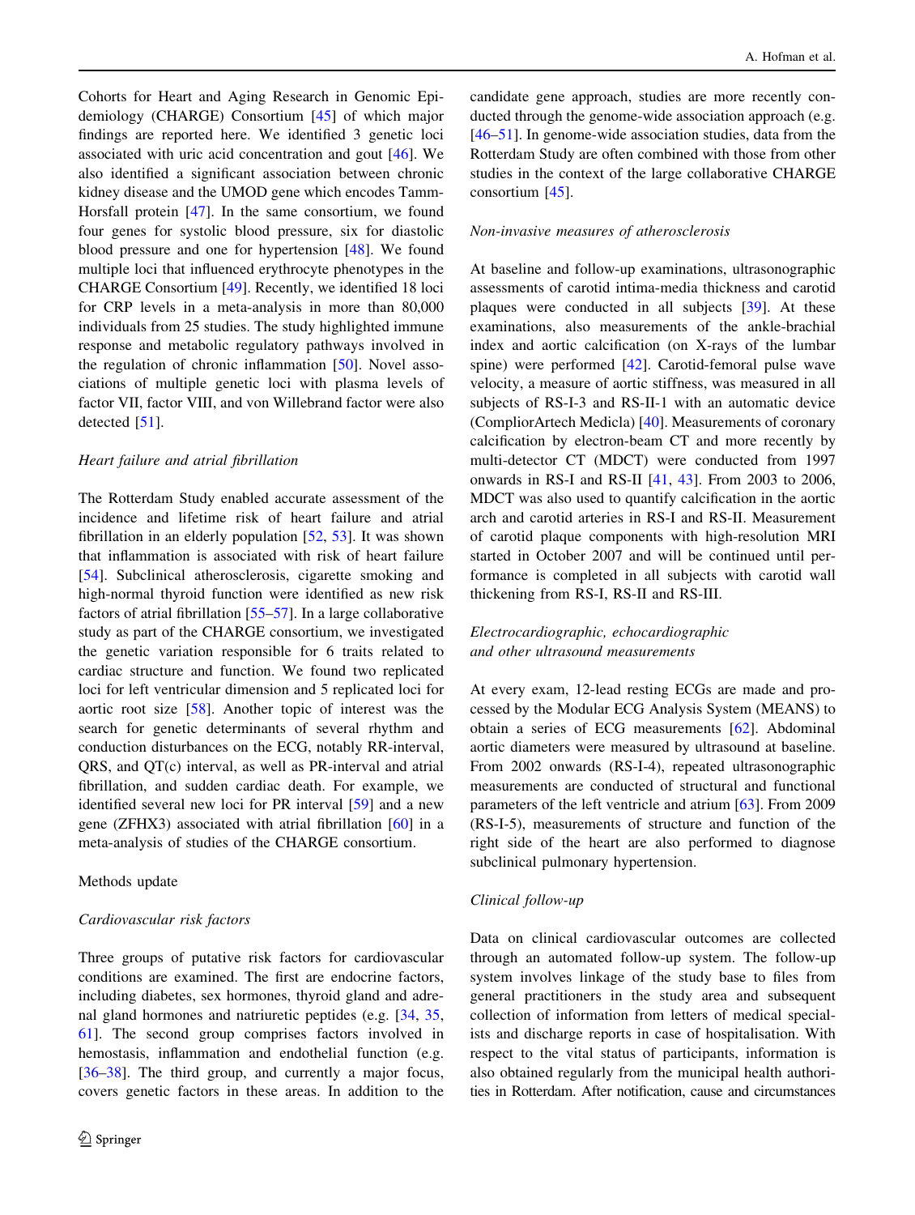Cohorts for Heart and Aging Research in Genomic Epidemiology (CHARGE) Consortium [45] of which major findings are reported here. We identified 3 genetic loci associated with uric acid concentration and gout [46]. We also identified a significant association between chronic kidney disease and the UMOD gene which encodes Tamm-Horsfall protein [47]. In the same consortium, we found four genes for systolic blood pressure, six for diastolic blood pressure and one for hypertension [48]. We found multiple loci that influenced erythrocyte phenotypes in the CHARGE Consortium [49]. Recently, we identified 18 loci for CRP levels in a meta-analysis in more than 80,000 individuals from 25 studies. The study highlighted immune response and metabolic regulatory pathways involved in the regulation of chronic inflammation [50]. Novel associations of multiple genetic loci with plasma levels of factor VII, factor VIII, and von Willebrand factor were also detected [51].

*Heart failure and atrial fibrillation*

The Rotterdam Study enabled accurate assessment of the incidence and lifetime risk of heart failure and atrial fibrillation in an elderly population [52, 53]. It was shown that inflammation is associated with risk of heart failure [54]. Subclinical atherosclerosis, cigarette smoking and high-normal thyroid function were identified as new risk factors of atrial fibrillation [55–57]. In a large collaborative study as part of the CHARGE consortium, we investigated the genetic variation responsible for 6 traits related to cardiac structure and function. We found two replicated loci for left ventricular dimension and 5 replicated loci for aortic root size [58]. Another topic of interest was the search for genetic determinants of several rhythm and conduction disturbances on the ECG, notably RR-interval, QRS, and QT(c) interval, as well as PR-interval and atrial fibrillation, and sudden cardiac death. For example, we identified several new loci for PR interval [59] and a new gene (ZFHX3) associated with atrial fibrillation [60] in a meta-analysis of studies of the CHARGE consortium.

## Methods update

*Cardiovascular risk factors*

Three groups of putative risk factors for cardiovascular conditions are examined. The first are endocrine factors, including diabetes, sex hormones, thyroid gland and adrenal gland hormones and natriuretic peptides (e.g. [34, 35, 61]. The second group comprises factors involved in hemostasis, inflammation and endothelial function (e.g. [36–38]. The third group, and currently a major focus, covers genetic factors in these areas. In addition to the candidate gene approach, studies are more recently conducted through the genome-wide association approach (e.g. [46–51]. In genome-wide association studies, data from the Rotterdam Study are often combined with those from other studies in the context of the large collaborative CHARGE consortium [45].

*Non-invasive measures of atherosclerosis*

At baseline and follow-up examinations, ultrasonographic assessments of carotid intima-media thickness and carotid plaques were conducted in all subjects [39]. At these examinations, also measurements of the ankle-brachial index and aortic calcification (on X-rays of the lumbar spine) were performed [42]. Carotid-femoral pulse wave velocity, a measure of aortic stiffness, was measured in all subjects of RS-I-3 and RS-II-1 with an automatic device (CompliorArtech Medicla) [40]. Measurements of coronary calcification by electron-beam CT and more recently by multi-detector CT (MDCT) were conducted from 1997 onwards in RS-I and RS-II [41, 43]. From 2003 to 2006, MDCT was also used to quantify calcification in the aortic arch and carotid arteries in RS-I and RS-II. Measurement of carotid plaque components with high-resolution MRI started in October 2007 and will be continued until performance is completed in all subjects with carotid wall thickening from RS-I, RS-II and RS-III.

*Electrocardiographic, echocardiographic and other ultrasound measurements*

At every exam, 12-lead resting ECGs are made and processed by the Modular ECG Analysis System (MEANS) to obtain a series of ECG measurements [62]. Abdominal aortic diameters were measured by ultrasound at baseline. From 2002 onwards (RS-I-4), repeated ultrasonographic measurements are conducted of structural and functional parameters of the left ventricle and atrium [63]. From 2009 (RS-I-5), measurements of structure and function of the right side of the heart are also performed to diagnose subclinical pulmonary hypertension.

*Clinical follow-up*

Data on clinical cardiovascular outcomes are collected through an automated follow-up system. The follow-up system involves linkage of the study base to files from general practitioners in the study area and subsequent collection of information from letters of medical specialists and discharge reports in case of hospitalisation. With respect to the vital status of participants, information is also obtained regularly from the municipal health authorities in Rotterdam. After notification, cause and circumstances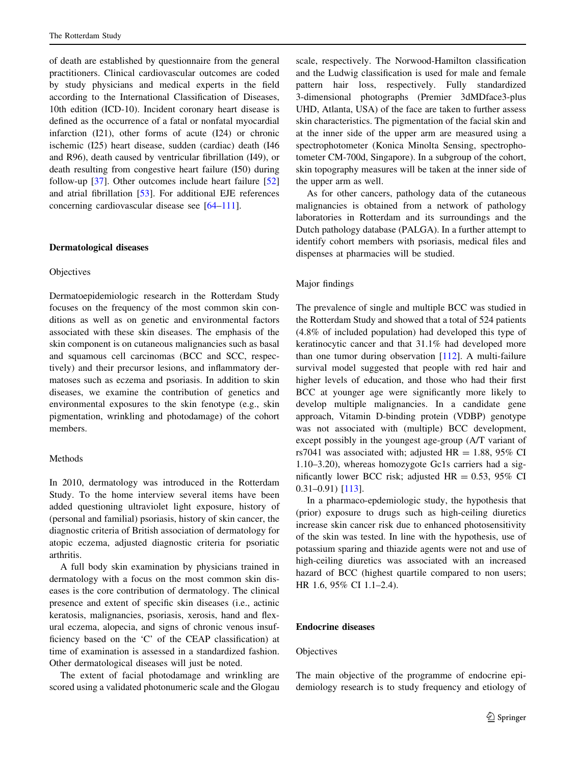of death are established by questionnaire from the general practitioners. Clinical cardiovascular outcomes are coded by study physicians and medical experts in the field according to the International Classification of Diseases, 10th edition (ICD-10). Incident coronary heart disease is defined as the occurrence of a fatal or nonfatal myocardial infarction (I21), other forms of acute (I24) or chronic ischemic (I25) heart disease, sudden (cardiac) death (I46 and R96), death caused by ventricular fibrillation (I49), or death resulting from congestive heart failure (I50) during follow-up [37]. Other outcomes include heart failure [52] and atrial fibrillation [53]. For additional EJE references concerning cardiovascular disease see [64–111].

## Dermatological diseases

### Objectives

Dermatoepidemiologic research in the Rotterdam Study focuses on the frequency of the most common skin conditions as well as on genetic and environmental factors associated with these skin diseases. The emphasis of the skin component is on cutaneous malignancies such as basal and squamous cell carcinomas (BCC and SCC, respectively) and their precursor lesions, and inflammatory dermatoses such as eczema and psoriasis. In addition to skin diseases, we examine the contribution of genetics and environmental exposures to the skin fenotype (e.g., skin pigmentation, wrinkling and photodamage) of the cohort members.

### Methods

In 2010, dermatology was introduced in the Rotterdam Study. To the home interview several items have been added questioning ultraviolet light exposure, history of (personal and familial) psoriasis, history of skin cancer, the diagnostic criteria of British association of dermatology for atopic eczema, adjusted diagnostic criteria for psoriatic arthritis.

A full body skin examination by physicians trained in dermatology with a focus on the most common skin diseases is the core contribution of dermatology. The clinical presence and extent of specific skin diseases (i.e., actinic keratosis, malignancies, psoriasis, xerosis, hand and flexural eczema, alopecia, and signs of chronic venous insufficiency based on the 'C' of the CEAP classification) at time of examination is assessed in a standardized fashion. Other dermatological diseases will just be noted.

The extent of facial photodamage and wrinkling are scored using a validated photonumeric scale and the Glogau scale, respectively. The Norwood-Hamilton classification and the Ludwig classification is used for male and female pattern hair loss, respectively. Fully standardized 3-dimensional photographs (Premier 3dMDface3-plus UHD, Atlanta, USA) of the face are taken to further assess skin characteristics. The pigmentation of the facial skin and at the inner side of the upper arm are measured using a spectrophotometer (Konica Minolta Sensing, spectrophotometer CM-700d, Singapore). In a subgroup of the cohort, skin topography measures will be taken at the inner side of the upper arm as well.

As for other cancers, pathology data of the cutaneous malignancies is obtained from a network of pathology laboratories in Rotterdam and its surroundings and the Dutch pathology database (PALGA). In a further attempt to identify cohort members with psoriasis, medical files and dispenses at pharmacies will be studied.

### Major findings

The prevalence of single and multiple BCC was studied in the Rotterdam Study and showed that a total of 524 patients (4.8% of included population) had developed this type of keratinocytic cancer and that 31.1% had developed more than one tumor during observation [112]. A multi-failure survival model suggested that people with red hair and higher levels of education, and those who had their first BCC at younger age were significantly more likely to develop multiple malignancies. In a candidate gene approach, Vitamin D-binding protein (VDBP) genotype was not associated with (multiple) BCC development, except possibly in the youngest age-group (A/T variant of rs7041 was associated with; adjusted HR = 1.88, 95% CI 1.10–3.20), whereas homozygote Gc1s carriers had a significantly lower BCC risk; adjusted HR = 0.53, 95% CI 0.31–0.91) [113].

In a pharmaco-epdemiologic study, the hypothesis that (prior) exposure to drugs such as high-ceiling diuretics increase skin cancer risk due to enhanced photosensitivity of the skin was tested. In line with the hypothesis, use of potassium sparing and thiazide agents were not and use of high-ceiling diuretics was associated with an increased hazard of BCC (highest quartile compared to non users; HR 1.6, 95% CI 1.1–2.4).

## Endocrine diseases

### Objectives

The main objective of the programme of endocrine epidemiology research is to study frequency and etiology of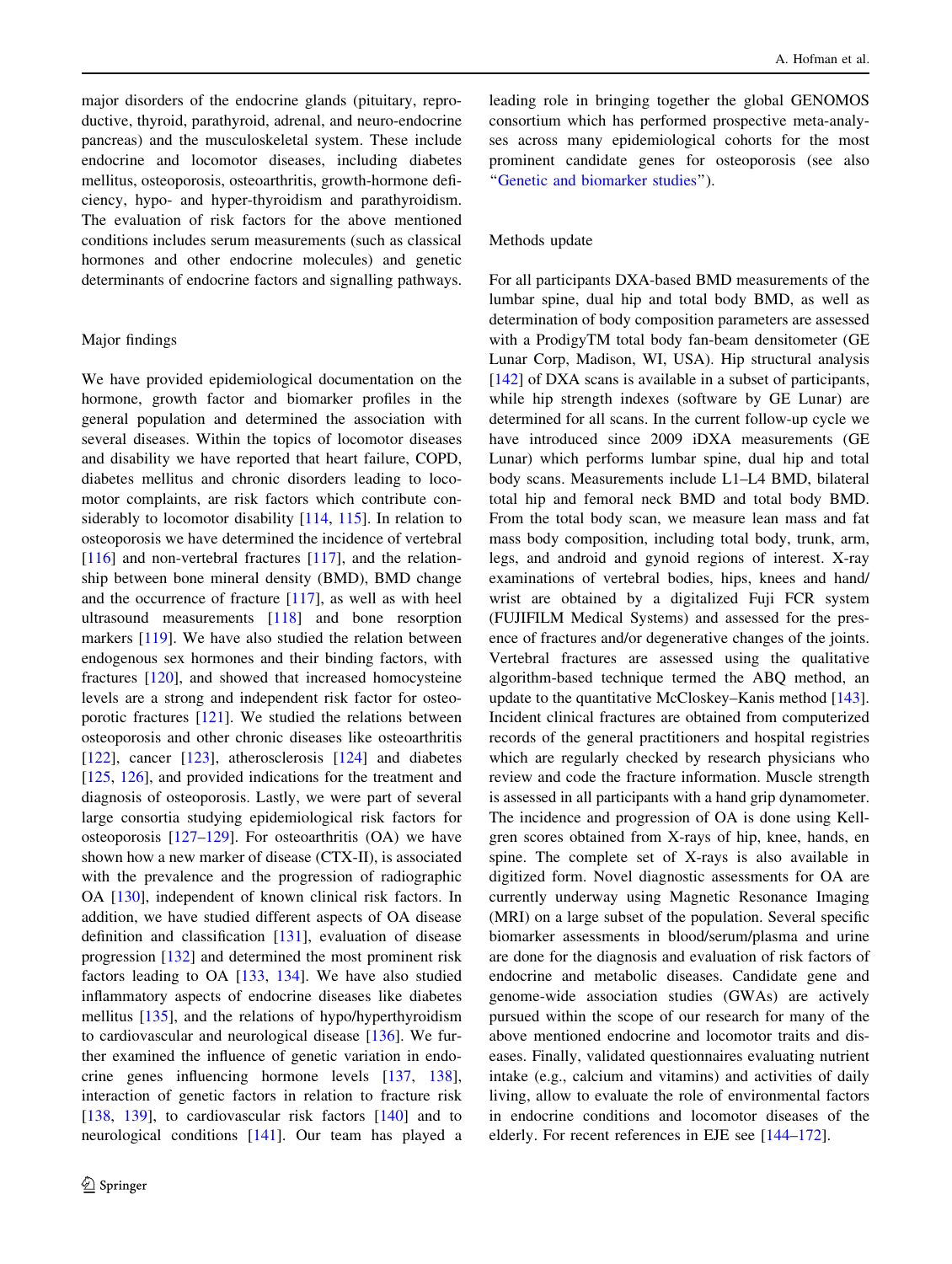major disorders of the endocrine glands (pituitary, reproductive, thyroid, parathyroid, adrenal, and neuro-endocrine pancreas) and the musculoskeletal system. These include endocrine and locomotor diseases, including diabetes mellitus, osteoporosis, osteoarthritis, growth-hormone deficiency, hypo- and hyper-thyroidism and parathyroidism. The evaluation of risk factors for the above mentioned conditions includes serum measurements (such as classical hormones and other endocrine molecules) and genetic determinants of endocrine factors and signalling pathways.

## Major findings

We have provided epidemiological documentation on the hormone, growth factor and biomarker profiles in the general population and determined the association with several diseases. Within the topics of locomotor diseases and disability we have reported that heart failure, COPD, diabetes mellitus and chronic disorders leading to locomotor complaints, are risk factors which contribute considerably to locomotor disability [114, 115]. In relation to osteoporosis we have determined the incidence of vertebral [116] and non-vertebral fractures [117], and the relationship between bone mineral density (BMD), BMD change and the occurrence of fracture [117], as well as with heel ultrasound measurements [118] and bone resorption markers [119]. We have also studied the relation between endogenous sex hormones and their binding factors, with fractures [120], and showed that increased homocysteine levels are a strong and independent risk factor for osteoporotic fractures [121]. We studied the relations between osteoporosis and other chronic diseases like osteoarthritis [122], cancer [123], atherosclerosis [124] and diabetes [125, 126], and provided indications for the treatment and diagnosis of osteoporosis. Lastly, we were part of several large consortia studying epidemiological risk factors for osteoporosis [127–129]. For osteoarthritis (OA) we have shown how a new marker of disease (CTX-II), is associated with the prevalence and the progression of radiographic OA [130], independent of known clinical risk factors. In addition, we have studied different aspects of OA disease definition and classification [131], evaluation of disease progression [132] and determined the most prominent risk factors leading to OA [133, 134]. We have also studied inflammatory aspects of endocrine diseases like diabetes mellitus [135], and the relations of hypo/hyperthyroidism to cardiovascular and neurological disease [136]. We further examined the influence of genetic variation in endocrine genes influencing hormone levels [137, 138], interaction of genetic factors in relation to fracture risk [138, 139], to cardiovascular risk factors [140] and to neurological conditions [141]. Our team has played a leading role in bringing together the global GENOMOS consortium which has performed prospective meta-analyses across many epidemiological cohorts for the most prominent candidate genes for osteoporosis (see also "Genetic and biomarker studies").

## Methods update

For all participants DXA-based BMD measurements of the lumbar spine, dual hip and total body BMD, as well as determination of body composition parameters are assessed with a ProdigyTM total body fan-beam densitometer (GE Lunar Corp, Madison, WI, USA). Hip structural analysis [142] of DXA scans is available in a subset of participants, while hip strength indexes (software by GE Lunar) are determined for all scans. In the current follow-up cycle we have introduced since 2009 iDXA measurements (GE Lunar) which performs lumbar spine, dual hip and total body scans. Measurements include L1–L4 BMD, bilateral total hip and femoral neck BMD and total body BMD. From the total body scan, we measure lean mass and fat mass body composition, including total body, trunk, arm, legs, and android and gynoid regions of interest. X-ray examinations of vertebral bodies, hips, knees and hand/wrist are obtained by a digitalized Fuji FCR system (FUJIFILM Medical Systems) and assessed for the presence of fractures and/or degenerative changes of the joints. Vertebral fractures are assessed using the qualitative algorithm-based technique termed the ABQ method, an update to the quantitative McCloskey–Kanis method [143]. Incident clinical fractures are obtained from computerized records of the general practitioners and hospital registries which are regularly checked by research physicians who review and code the fracture information. Muscle strength is assessed in all participants with a hand grip dynamometer. The incidence and progression of OA is done using Kellgren scores obtained from X-rays of hip, knee, hands, en spine. The complete set of X-rays is also available in digitized form. Novel diagnostic assessments for OA are currently underway using Magnetic Resonance Imaging (MRI) on a large subset of the population. Several specific biomarker assessments in blood/serum/plasma and urine are done for the diagnosis and evaluation of risk factors of endocrine and metabolic diseases. Candidate gene and genome-wide association studies (GWAs) are actively pursued within the scope of our research for many of the above mentioned endocrine and locomotor traits and diseases. Finally, validated questionnaires evaluating nutrient intake (e.g., calcium and vitamins) and activities of daily living, allow to evaluate the role of environmental factors in endocrine conditions and locomotor diseases of the elderly. For recent references in EJE see [144–172].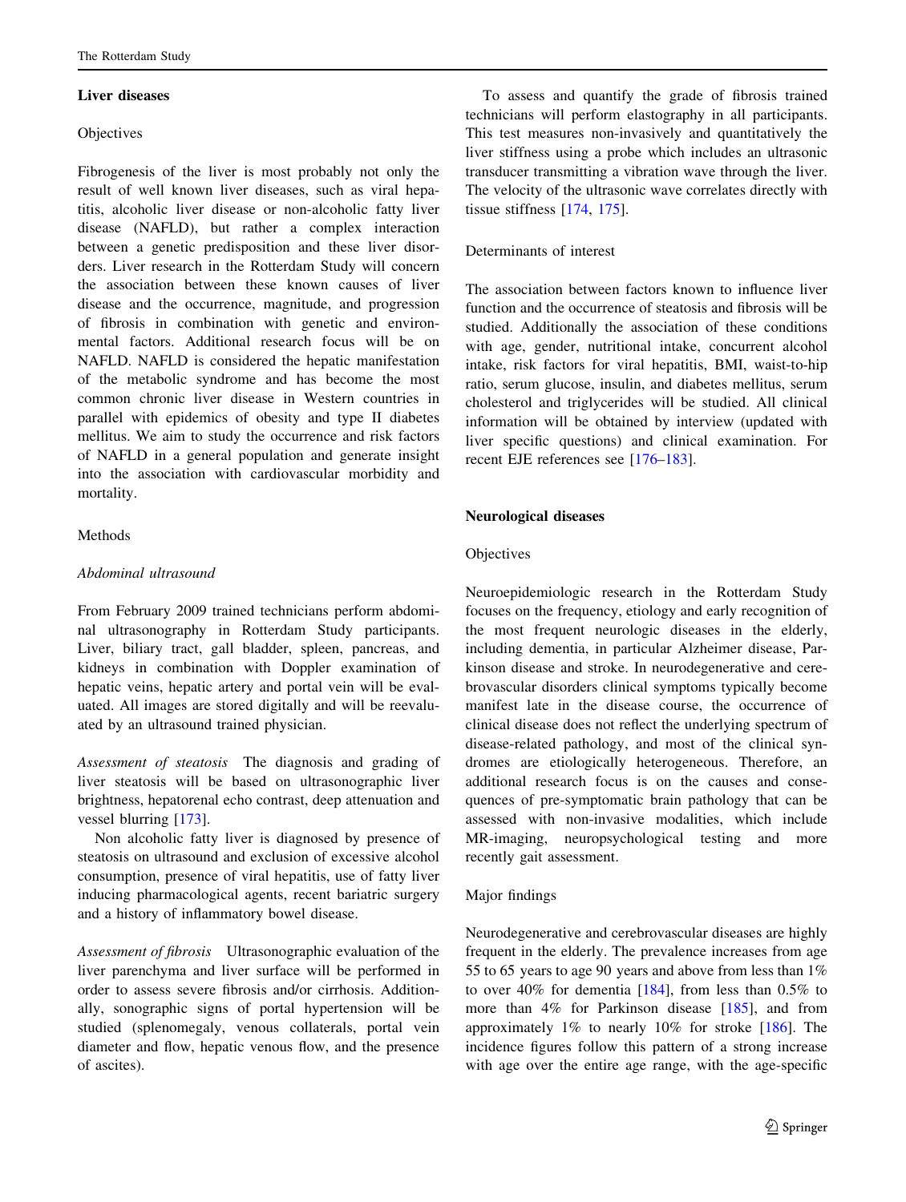## Liver diseases

### Objectives

Fibrogenesis of the liver is most probably not only the result of well known liver diseases, such as viral hepatitis, alcoholic liver disease or non-alcoholic fatty liver disease (NAFLD), but rather a complex interaction between a genetic predisposition and these liver disorders. Liver research in the Rotterdam Study will concern the association between these known causes of liver disease and the occurrence, magnitude, and progression of fibrosis in combination with genetic and environmental factors. Additional research focus will be on NAFLD. NAFLD is considered the hepatic manifestation of the metabolic syndrome and has become the most common chronic liver disease in Western countries in parallel with epidemics of obesity and type II diabetes mellitus. We aim to study the occurrence and risk factors of NAFLD in a general population and generate insight into the association with cardiovascular morbidity and mortality.

### Methods

#### *Abdominal ultrasound*

From February 2009 trained technicians perform abdominal ultrasonography in Rotterdam Study participants. Liver, biliary tract, gall bladder, spleen, pancreas, and kidneys in combination with Doppler examination of hepatic veins, hepatic artery and portal vein will be evaluated. All images are stored digitally and will be reevaluated by an ultrasound trained physician.

*Assessment of steatosis* The diagnosis and grading of liver steatosis will be based on ultrasonographic liver brightness, hepatorenal echo contrast, deep attenuation and vessel blurring [173].

Non alcoholic fatty liver is diagnosed by presence of steatosis on ultrasound and exclusion of excessive alcohol consumption, presence of viral hepatitis, use of fatty liver inducing pharmacological agents, recent bariatric surgery and a history of inflammatory bowel disease.

*Assessment of fibrosis* Ultrasonographic evaluation of the liver parenchyma and liver surface will be performed in order to assess severe fibrosis and/or cirrhosis. Additionally, sonographic signs of portal hypertension will be studied (splenomegaly, venous collaterals, portal vein diameter and flow, hepatic venous flow, and the presence of ascites).

To assess and quantify the grade of fibrosis trained technicians will perform elastography in all participants. This test measures non-invasively and quantitatively the liver stiffness using a probe which includes an ultrasonic transducer transmitting a vibration wave through the liver. The velocity of the ultrasonic wave correlates directly with tissue stiffness [174, 175].

### Determinants of interest

The association between factors known to influence liver function and the occurrence of steatosis and fibrosis will be studied. Additionally the association of these conditions with age, gender, nutritional intake, concurrent alcohol intake, risk factors for viral hepatitis, BMI, waist-to-hip ratio, serum glucose, insulin, and diabetes mellitus, serum cholesterol and triglycerides will be studied. All clinical information will be obtained by interview (updated with liver specific questions) and clinical examination. For recent EJE references see [176–183].

## Neurological diseases

### Objectives

Neuroepidemiologic research in the Rotterdam Study focuses on the frequency, etiology and early recognition of the most frequent neurologic diseases in the elderly, including dementia, in particular Alzheimer disease, Parkinson disease and stroke. In neurodegenerative and cerebrovascular disorders clinical symptoms typically become manifest late in the disease course, the occurrence of clinical disease does not reflect the underlying spectrum of disease-related pathology, and most of the clinical syndromes are etiologically heterogeneous. Therefore, an additional research focus is on the causes and consequences of pre-symptomatic brain pathology that can be assessed with non-invasive modalities, which include MR-imaging, neuropsychological testing and more recently gait assessment.

### Major findings

Neurodegenerative and cerebrovascular diseases are highly frequent in the elderly. The prevalence increases from age 55 to 65 years to age 90 years and above from less than 1% to over 40% for dementia [184], from less than 0.5% to more than 4% for Parkinson disease [185], and from approximately 1% to nearly 10% for stroke [186]. The incidence figures follow this pattern of a strong increase with age over the entire age range, with the age-specific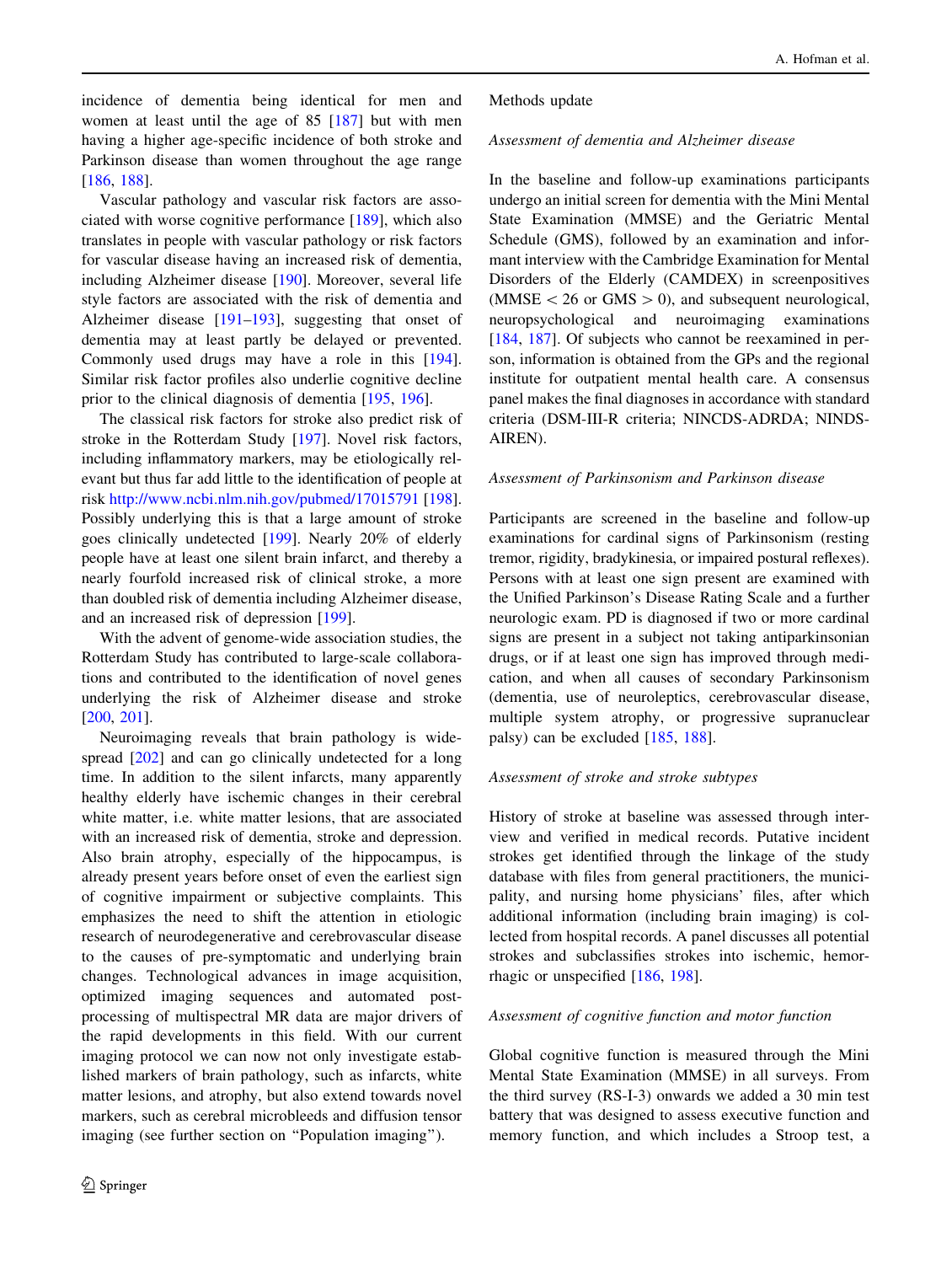incidence of dementia being identical for men and women at least until the age of 85 [187] but with men having a higher age-specific incidence of both stroke and Parkinson disease than women throughout the age range [186, 188].

Vascular pathology and vascular risk factors are associated with worse cognitive performance [189], which also translates in people with vascular pathology or risk factors for vascular disease having an increased risk of dementia, including Alzheimer disease [190]. Moreover, several life style factors are associated with the risk of dementia and Alzheimer disease [191–193], suggesting that onset of dementia may at least partly be delayed or prevented. Commonly used drugs may have a role in this [194]. Similar risk factor profiles also underlie cognitive decline prior to the clinical diagnosis of dementia [195, 196].

The classical risk factors for stroke also predict risk of stroke in the Rotterdam Study [197]. Novel risk factors, including inflammatory markers, may be etiologically relevant but thus far add little to the identification of people at risk http://www.ncbi.nlm.nih.gov/pubmed/17015791 [198]. Possibly underlying this is that a large amount of stroke goes clinically undetected [199]. Nearly 20% of elderly people have at least one silent brain infarct, and thereby a nearly fourfold increased risk of clinical stroke, a more than doubled risk of dementia including Alzheimer disease, and an increased risk of depression [199].

With the advent of genome-wide association studies, the Rotterdam Study has contributed to large-scale collaborations and contributed to the identification of novel genes underlying the risk of Alzheimer disease and stroke [200, 201].

Neuroimaging reveals that brain pathology is widespread [202] and can go clinically undetected for a long time. In addition to the silent infarcts, many apparently healthy elderly have ischemic changes in their cerebral white matter, i.e. white matter lesions, that are associated with an increased risk of dementia, stroke and depression. Also brain atrophy, especially of the hippocampus, is already present years before onset of even the earliest sign of cognitive impairment or subjective complaints. This emphasizes the need to shift the attention in etiologic research of neurodegenerative and cerebrovascular disease to the causes of pre-symptomatic and underlying brain changes. Technological advances in image acquisition, optimized imaging sequences and automated post-processing of multispectral MR data are major drivers of the rapid developments in this field. With our current imaging protocol we can now not only investigate established markers of brain pathology, such as infarcts, white matter lesions, and atrophy, but also extend towards novel markers, such as cerebral microbleeds and diffusion tensor imaging (see further section on "Population imaging").

Methods update

*Assessment of dementia and Alzheimer disease*

In the baseline and follow-up examinations participants undergo an initial screen for dementia with the Mini Mental State Examination (MMSE) and the Geriatric Mental Schedule (GMS), followed by an examination and informant interview with the Cambridge Examination for Mental Disorders of the Elderly (CAMDEX) in screenpositives (MMSE $< 26$ or GMS $> 0$), and subsequent neurological, neuropsychological and neuroimaging examinations [184, 187]. Of subjects who cannot be reexamined in person, information is obtained from the GPs and the regional institute for outpatient mental health care. A consensus panel makes the final diagnoses in accordance with standard criteria (DSM-III-R criteria; NINCDS-ADRDA; NINDS-AIREN).

*Assessment of Parkinsonism and Parkinson disease*

Participants are screened in the baseline and follow-up examinations for cardinal signs of Parkinsonism (resting tremor, rigidity, bradykinesia, or impaired postural reflexes). Persons with at least one sign present are examined with the Unified Parkinson's Disease Rating Scale and a further neurologic exam. PD is diagnosed if two or more cardinal signs are present in a subject not taking antiparkinsonian drugs, or if at least one sign has improved through medication, and when all causes of secondary Parkinsonism (dementia, use of neuroleptics, cerebrovascular disease, multiple system atrophy, or progressive supranuclear palsy) can be excluded [185, 188].

*Assessment of stroke and stroke subtypes*

History of stroke at baseline was assessed through interview and verified in medical records. Putative incident strokes get identified through the linkage of the study database with files from general practitioners, the municipality, and nursing home physicians' files, after which additional information (including brain imaging) is collected from hospital records. A panel discusses all potential strokes and subclassifies strokes into ischemic, hemorrhagic or unspecified [186, 198].

*Assessment of cognitive function and motor function*

Global cognitive function is measured through the Mini Mental State Examination (MMSE) in all surveys. From the third survey (RS-I-3) onwards we added a 30 min test battery that was designed to assess executive function and memory function, and which includes a Stroop test, a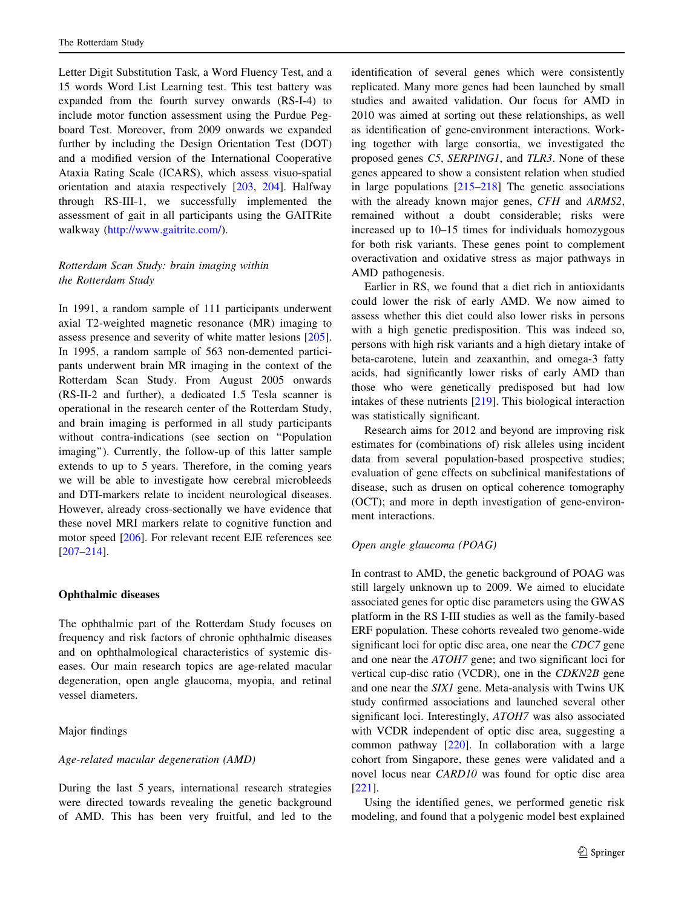Letter Digit Substitution Task, a Word Fluency Test, and a 15 words Word List Learning test. This test battery was expanded from the fourth survey onwards (RS-I-4) to include motor function assessment using the Purdue Pegboard Test. Moreover, from 2009 onwards we expanded further by including the Design Orientation Test (DOT) and a modified version of the International Cooperative Ataxia Rating Scale (ICARS), which assess visuo-spatial orientation and ataxia respectively [203, 204]. Halfway through RS-III-1, we successfully implemented the assessment of gait in all participants using the GAITRite walkway (http://www.gaitrite.com/).

*Rotterdam Scan Study: brain imaging within the Rotterdam Study*

In 1991, a random sample of 111 participants underwent axial T2-weighted magnetic resonance (MR) imaging to assess presence and severity of white matter lesions [205]. In 1995, a random sample of 563 non-demented participants underwent brain MR imaging in the context of the Rotterdam Scan Study. From August 2005 onwards (RS-II-2 and further), a dedicated 1.5 Tesla scanner is operational in the research center of the Rotterdam Study, and brain imaging is performed in all study participants without contra-indications (see section on "Population imaging"). Currently, the follow-up of this latter sample extends to up to 5 years. Therefore, in the coming years we will be able to investigate how cerebral microbleeds and DTI-markers relate to incident neurological diseases. However, already cross-sectionally we have evidence that these novel MRI markers relate to cognitive function and motor speed [206]. For relevant recent EJE references see [207–214].

## Ophthalmic diseases

The ophthalmic part of the Rotterdam Study focuses on frequency and risk factors of chronic ophthalmic diseases and on ophthalmological characteristics of systemic diseases. Our main research topics are age-related macular degeneration, open angle glaucoma, myopia, and retinal vessel diameters.

### Major findings

*Age-related macular degeneration (AMD)*

During the last 5 years, international research strategies were directed towards revealing the genetic background of AMD. This has been very fruitful, and led to the identification of several genes which were consistently replicated. Many more genes had been launched by small studies and awaited validation. Our focus for AMD in 2010 was aimed at sorting out these relationships, as well as identification of gene-environment interactions. Working together with large consortia, we investigated the proposed genes *C5*, *SERPING1*, and *TLR3*. None of these genes appeared to show a consistent relation when studied in large populations [215–218] The genetic associations with the already known major genes, *CFH* and *ARMS2*, remained without a doubt considerable; risks were increased up to 10–15 times for individuals homozygous for both risk variants. These genes point to complement overactivation and oxidative stress as major pathways in AMD pathogenesis.

Earlier in RS, we found that a diet rich in antioxidants could lower the risk of early AMD. We now aimed to assess whether this diet could also lower risks in persons with a high genetic predisposition. This was indeed so, persons with high risk variants and a high dietary intake of beta-carotene, lutein and zeaxanthin, and omega-3 fatty acids, had significantly lower risks of early AMD than those who were genetically predisposed but had low intakes of these nutrients [219]. This biological interaction was statistically significant.

Research aims for 2012 and beyond are improving risk estimates for (combinations of) risk alleles using incident data from several population-based prospective studies; evaluation of gene effects on subclinical manifestations of disease, such as drusen on optical coherence tomography (OCT); and more in depth investigation of gene-environment interactions.

*Open angle glaucoma (POAG)*

In contrast to AMD, the genetic background of POAG was still largely unknown up to 2009. We aimed to elucidate associated genes for optic disc parameters using the GWAS platform in the RS I-III studies as well as the family-based ERF population. These cohorts revealed two genome-wide significant loci for optic disc area, one near the *CDC7* gene and one near the *ATOH7* gene; and two significant loci for vertical cup-disc ratio (VCDR), one in the *CDKN2B* gene and one near the *SIX1* gene. Meta-analysis with Twins UK study confirmed associations and launched several other significant loci. Interestingly, *ATOH7* was also associated with VCDR independent of optic disc area, suggesting a common pathway [220]. In collaboration with a large cohort from Singapore, these genes were validated and a novel locus near *CARD10* was found for optic disc area [221].

Using the identified genes, we performed genetic risk modeling, and found that a polygenic model best explained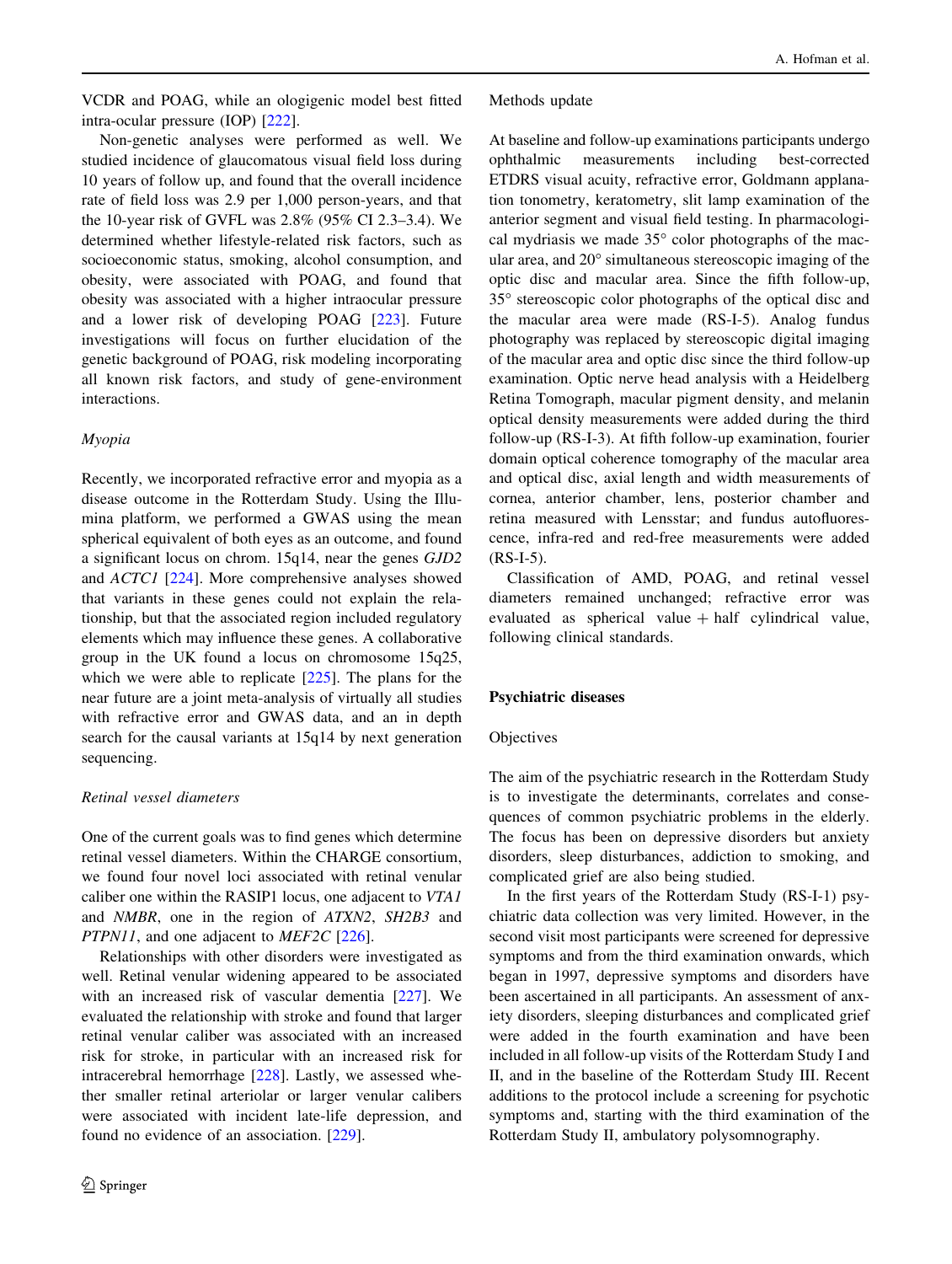VCDR and POAG, while an ologigenic model best fitted intra-ocular pressure (IOP) [222].

Non-genetic analyses were performed as well. We studied incidence of glaucomatous visual field loss during 10 years of follow up, and found that the overall incidence rate of field loss was 2.9 per 1,000 person-years, and that the 10-year risk of GVFL was 2.8% (95% CI 2.3–3.4). We determined whether lifestyle-related risk factors, such as socioeconomic status, smoking, alcohol consumption, and obesity, were associated with POAG, and found that obesity was associated with a higher intraocular pressure and a lower risk of developing POAG [223]. Future investigations will focus on further elucidation of the genetic background of POAG, risk modeling incorporating all known risk factors, and study of gene-environment interactions.

*Myopia*

Recently, we incorporated refractive error and myopia as a disease outcome in the Rotterdam Study. Using the Illumina platform, we performed a GWAS using the mean spherical equivalent of both eyes as an outcome, and found a significant locus on chrom. 15q14, near the genes *GJD2* and *ACTC1* [224]. More comprehensive analyses showed that variants in these genes could not explain the relationship, but that the associated region included regulatory elements which may influence these genes. A collaborative group in the UK found a locus on chromosome 15q25, which we were able to replicate [225]. The plans for the near future are a joint meta-analysis of virtually all studies with refractive error and GWAS data, and an in depth search for the causal variants at 15q14 by next generation sequencing.

*Retinal vessel diameters*

One of the current goals was to find genes which determine retinal vessel diameters. Within the CHARGE consortium, we found four novel loci associated with retinal venular caliber one within the RASIP1 locus, one adjacent to *VTA1* and *NMBR*, one in the region of *ATXN2*, *SH2B3* and *PTPN11*, and one adjacent to *MEF2C* [226].

Relationships with other disorders were investigated as well. Retinal venular widening appeared to be associated with an increased risk of vascular dementia [227]. We evaluated the relationship with stroke and found that larger retinal venular caliber was associated with an increased risk for stroke, in particular with an increased risk for intracerebral hemorrhage [228]. Lastly, we assessed whether smaller retinal arteriolar or larger venular calibers were associated with incident late-life depression, and found no evidence of an association. [229].

Methods update

At baseline and follow-up examinations participants undergo ophthalmic measurements including best-corrected ETDRS visual acuity, refractive error, Goldmann applanation tonometry, keratometry, slit lamp examination of the anterior segment and visual field testing. In pharmacological mydriasis we made 35° color photographs of the macular area, and 20° simultaneous stereoscopic imaging of the optic disc and macular area. Since the fifth follow-up, 35° stereoscopic color photographs of the optical disc and the macular area were made (RS-I-5). Analog fundus photography was replaced by stereoscopic digital imaging of the macular area and optic disc since the third follow-up examination. Optic nerve head analysis with a Heidelberg Retina Tomograph, macular pigment density, and melanin optical density measurements were added during the third follow-up (RS-I-3). At fifth follow-up examination, fourier domain optical coherence tomography of the macular area and optical disc, axial length and width measurements of cornea, anterior chamber, lens, posterior chamber and retina measured with Lensstar; and fundus autofluorescence, infra-red and red-free measurements were added (RS-I-5).

Classification of AMD, POAG, and retinal vessel diameters remained unchanged; refractive error was evaluated as spherical value + half cylindrical value, following clinical standards.

## Psychiatric diseases

Objectives

The aim of the psychiatric research in the Rotterdam Study is to investigate the determinants, correlates and consequences of common psychiatric problems in the elderly. The focus has been on depressive disorders but anxiety disorders, sleep disturbances, addiction to smoking, and complicated grief are also being studied.

In the first years of the Rotterdam Study (RS-I-1) psychiatric data collection was very limited. However, in the second visit most participants were screened for depressive symptoms and from the third examination onwards, which began in 1997, depressive symptoms and disorders have been ascertained in all participants. An assessment of anxiety disorders, sleeping disturbances and complicated grief were added in the fourth examination and have been included in all follow-up visits of the Rotterdam Study I and II, and in the baseline of the Rotterdam Study III. Recent additions to the protocol include a screening for psychotic symptoms and, starting with the third examination of the Rotterdam Study II, ambulatory polysomnography.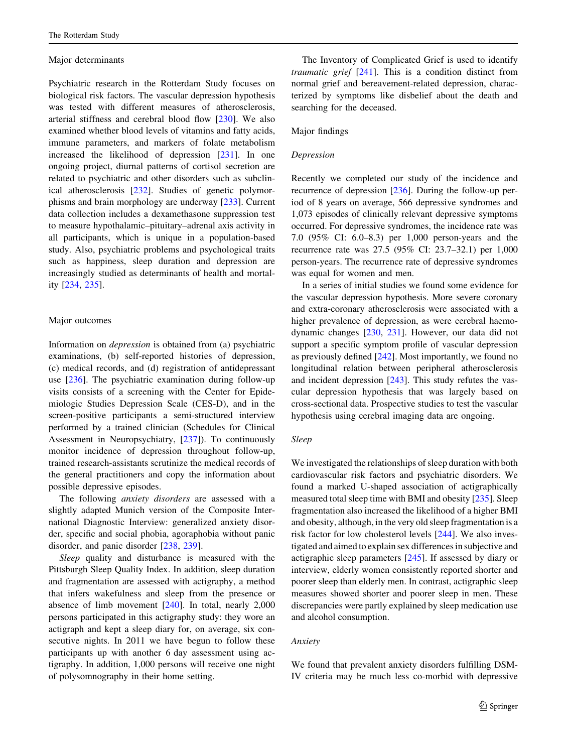### Major determinants

Psychiatric research in the Rotterdam Study focuses on biological risk factors. The vascular depression hypothesis was tested with different measures of atherosclerosis, arterial stiffness and cerebral blood flow [230]. We also examined whether blood levels of vitamins and fatty acids, immune parameters, and markers of folate metabolism increased the likelihood of depression [231]. In one ongoing project, diurnal patterns of cortisol secretion are related to psychiatric and other disorders such as subclinical atherosclerosis [232]. Studies of genetic polymorphisms and brain morphology are underway [233]. Current data collection includes a dexamethasone suppression test to measure hypothalamic–pituitary–adrenal axis activity in all participants, which is unique in a population-based study. Also, psychiatric problems and psychological traits such as happiness, sleep duration and depression are increasingly studied as determinants of health and mortality [234, 235].

### Major outcomes

Information on *depression* is obtained from (a) psychiatric examinations, (b) self-reported histories of depression, (c) medical records, and (d) registration of antidepressant use [236]. The psychiatric examination during follow-up visits consists of a screening with the Center for Epidemiologic Studies Depression Scale (CES-D), and in the screen-positive participants a semi-structured interview performed by a trained clinician (Schedules for Clinical Assessment in Neuropsychiatry, [237]). To continuously monitor incidence of depression throughout follow-up, trained research-assistants scrutinize the medical records of the general practitioners and copy the information about possible depressive episodes.

The following *anxiety disorders* are assessed with a slightly adapted Munich version of the Composite International Diagnostic Interview: generalized anxiety disorder, specific and social phobia, agoraphobia without panic disorder, and panic disorder [238, 239].

*Sleep* quality and disturbance is measured with the Pittsburgh Sleep Quality Index. In addition, sleep duration and fragmentation are assessed with actigraphy, a method that infers wakefulness and sleep from the presence or absence of limb movement [240]. In total, nearly 2,000 persons participated in this actigraphy study: they wore an actigraph and kept a sleep diary for, on average, six consecutive nights. In 2011 we have begun to follow these participants up with another 6 day assessment using actigraphy. In addition, 1,000 persons will receive one night of polysomnography in their home setting.

The Inventory of Complicated Grief is used to identify *traumatic grief* [241]. This is a condition distinct from normal grief and bereavement-related depression, characterized by symptoms like disbelief about the death and searching for the deceased.

### Major findings

#### *Depression*

Recently we completed our study of the incidence and recurrence of depression [236]. During the follow-up period of 8 years on average, 566 depressive syndromes and 1,073 episodes of clinically relevant depressive symptoms occurred. For depressive syndromes, the incidence rate was 7.0 (95% CI: 6.0–8.3) per 1,000 person-years and the recurrence rate was 27.5 (95% CI: 23.7–32.1) per 1,000 person-years. The recurrence rate of depressive syndromes was equal for women and men.

In a series of initial studies we found some evidence for the vascular depression hypothesis. More severe coronary and extra-coronary atherosclerosis were associated with a higher prevalence of depression, as were cerebral haemodynamic changes [230, 231]. However, our data did not support a specific symptom profile of vascular depression as previously defined [242]. Most importantly, we found no longitudinal relation between peripheral atherosclerosis and incident depression [243]. This study refutes the vascular depression hypothesis that was largely based on cross-sectional data. Prospective studies to test the vascular hypothesis using cerebral imaging data are ongoing.

#### *Sleep*

We investigated the relationships of sleep duration with both cardiovascular risk factors and psychiatric disorders. We found a marked U-shaped association of actigraphically measured total sleep time with BMI and obesity [235]. Sleep fragmentation also increased the likelihood of a higher BMI and obesity, although, in the very old sleep fragmentation is a risk factor for low cholesterol levels [244]. We also investigated and aimed to explain sex differences in subjective and actigraphic sleep parameters [245]. If assessed by diary or interview, elderly women consistently reported shorter and poorer sleep than elderly men. In contrast, actigraphic sleep measures showed shorter and poorer sleep in men. These discrepancies were partly explained by sleep medication use and alcohol consumption.

#### *Anxiety*

We found that prevalent anxiety disorders fulfilling DSM-IV criteria may be much less co-morbid with depressive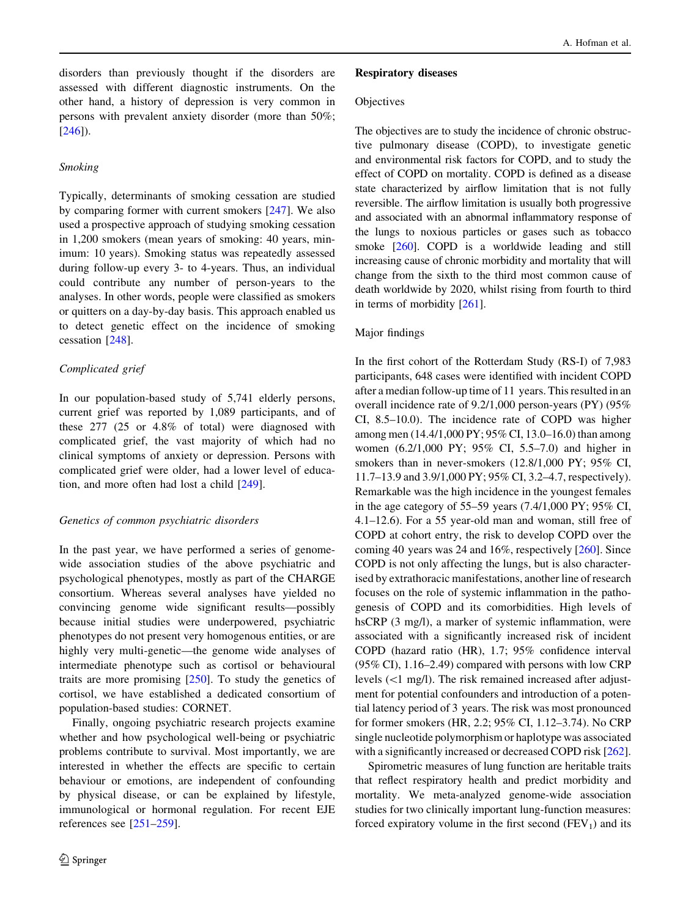disorders than previously thought if the disorders are assessed with different diagnostic instruments. On the other hand, a history of depression is very common in persons with prevalent anxiety disorder (more than 50%; [246]).

#### *Smoking*

Typically, determinants of smoking cessation are studied by comparing former with current smokers [247]. We also used a prospective approach of studying smoking cessation in 1,200 smokers (mean years of smoking: 40 years, minimum: 10 years). Smoking status was repeatedly assessed during follow-up every 3- to 4-years. Thus, an individual could contribute any number of person-years to the analyses. In other words, people were classified as smokers or quitters on a day-by-day basis. This approach enabled us to detect genetic effect on the incidence of smoking cessation [248].

#### *Complicated grief*

In our population-based study of 5,741 elderly persons, current grief was reported by 1,089 participants, and of these 277 (25 or 4.8% of total) were diagnosed with complicated grief, the vast majority of which had no clinical symptoms of anxiety or depression. Persons with complicated grief were older, had a lower level of education, and more often had lost a child [249].

#### *Genetics of common psychiatric disorders*

In the past year, we have performed a series of genome-wide association studies of the above psychiatric and psychological phenotypes, mostly as part of the CHARGE consortium. Whereas several analyses have yielded no convincing genome wide significant results—possibly because initial studies were underpowered, psychiatric phenotypes do not present very homogenous entities, or are highly very multi-genetic—the genome wide analyses of intermediate phenotype such as cortisol or behavioural traits are more promising [250]. To study the genetics of cortisol, we have established a dedicated consortium of population-based studies: CORNET.

Finally, ongoing psychiatric research projects examine whether and how psychological well-being or psychiatric problems contribute to survival. Most importantly, we are interested in whether the effects are specific to certain behaviour or emotions, are independent of confounding by physical disease, or can be explained by lifestyle, immunological or hormonal regulation. For recent EJE references see [251–259].

## Respiratory diseases

### Objectives

The objectives are to study the incidence of chronic obstructive pulmonary disease (COPD), to investigate genetic and environmental risk factors for COPD, and to study the effect of COPD on mortality. COPD is defined as a disease state characterized by airflow limitation that is not fully reversible. The airflow limitation is usually both progressive and associated with an abnormal inflammatory response of the lungs to noxious particles or gases such as tobacco smoke [260]. COPD is a worldwide leading and still increasing cause of chronic morbidity and mortality that will change from the sixth to the third most common cause of death worldwide by 2020, whilst rising from fourth to third in terms of morbidity [261].

### Major findings

In the first cohort of the Rotterdam Study (RS-I) of 7,983 participants, 648 cases were identified with incident COPD after a median follow-up time of 11 years. This resulted in an overall incidence rate of 9.2/1,000 person-years (PY) (95% CI, 8.5–10.0). The incidence rate of COPD was higher among men (14.4/1,000 PY; 95% CI, 13.0–16.0) than among women (6.2/1,000 PY; 95% CI, 5.5–7.0) and higher in smokers than in never-smokers (12.8/1,000 PY; 95% CI, 11.7–13.9 and 3.9/1,000 PY; 95% CI, 3.2–4.7, respectively). Remarkable was the high incidence in the youngest females in the age category of 55–59 years (7.4/1,000 PY; 95% CI, 4.1–12.6). For a 55 year-old man and woman, still free of COPD at cohort entry, the risk to develop COPD over the coming 40 years was 24 and 16%, respecitvely [260]. Since COPD is not only affecting the lungs, but is also characterised by extrathoracic manifestations, another line of research focuses on the role of systemic inflammation in the pathogenesis of COPD and its comorbidities. High levels of hsCRP (3 mg/l), a marker of systemic inflammation, were associated with a significantly increased risk of incident COPD (hazard ratio (HR), 1.7; 95% confidence interval (95% CI), 1.16–2.49) compared with persons with low CRP levels (<1 mg/l). The risk remained increased after adjustment for potential confounders and introduction of a potential latency period of 3 years. The risk was most pronounced for former smokers (HR, 2.2; 95% CI, 1.12–3.74). No CRP single nucleotide polymorphism or haplotype was associated with a significantly increased or decreased COPD risk [262].

Spirometric measures of lung function are heritable traits that reflect respiratory health and predict morbidity and mortality. We meta-analyzed genome-wide association studies for two clinically important lung-function measures: forced expiratory volume in the first second ($FEV_1$) and its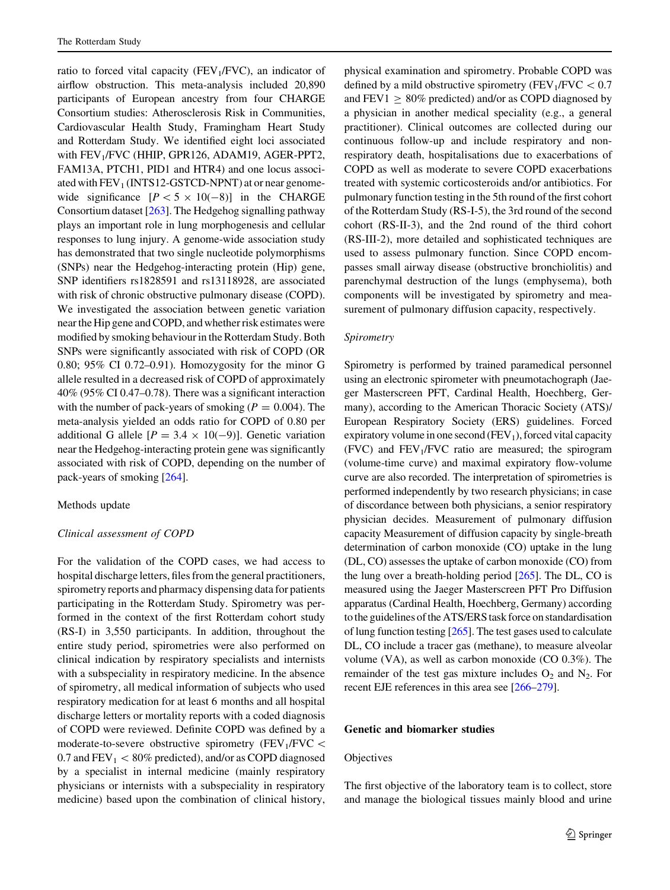ratio to forced vital capacity ($FEV_1$/FVC), an indicator of airflow obstruction. This meta-analysis included 20,890 participants of European ancestry from four CHARGE Consortium studies: Atherosclerosis Risk in Communities, Cardiovascular Health Study, Framingham Heart Study and Rotterdam Study. We identified eight loci associated with $FEV_1$/FVC (HHIP, GPR126, ADAM19, AGER-PPT2, FAM13A, PTCH1, PID1 and HTR4) and one locus associated with $FEV_1$ (INTS12-GSTCD-NPNT) at or near genome-wide significance [$P < 5 \times 10(-8)$] in the CHARGE Consortium dataset [263]. The Hedgehog signalling pathway plays an important role in lung morphogenesis and cellular responses to lung injury. A genome-wide association study has demonstrated that two single nucleotide polymorphisms (SNPs) near the Hedgehog-interacting protein (Hip) gene, SNP identifiers rs1828591 and rs13118928, are associated with risk of chronic obstructive pulmonary disease (COPD). We investigated the association between genetic variation near the Hip gene and COPD, and whether risk estimates were modified by smoking behaviour in the Rotterdam Study. Both SNPs were significantly associated with risk of COPD (OR 0.80; 95% CI 0.72–0.91). Homozygosity for the minor G allele resulted in a decreased risk of COPD of approximately 40% (95% CI 0.47–0.78). There was a significant interaction with the number of pack-years of smoking ($P = 0.004$). The meta-analysis yielded an odds ratio for COPD of 0.80 per additional G allele [$P = 3.4 \times 10(-9)$]. Genetic variation near the Hedgehog-interacting protein gene was significantly associated with risk of COPD, depending on the number of pack-years of smoking [264].

### Methods update

#### *Clinical assessment of COPD*

For the validation of the COPD cases, we had access to hospital discharge letters, files from the general practitioners, spirometry reports and pharmacy dispensing data for patients participating in the Rotterdam Study. Spirometry was performed in the context of the first Rotterdam cohort study (RS-I) in 3,550 participants. In addition, throughout the entire study period, spirometries were also performed on clinical indication by respiratory specialists and internists with a subspeciality in respiratory medicine. In the absence of spirometry, all medical information of subjects who used respiratory medication for at least 6 months and all hospital discharge letters or mortality reports with a coded diagnosis of COPD were reviewed. Definite COPD was defined by a moderate-to-severe obstructive spirometry ($FEV_1$/FVC < 0.7 and $FEV_1$ < 80% predicted), and/or as COPD diagnosed by a specialist in internal medicine (mainly respiratory physicians or internists with a subspeciality in respiratory medicine) based upon the combination of clinical history, physical examination and spirometry. Probable COPD was defined by a mild obstructive spirometry ($FEV_1$/FVC < 0.7 and FEV1 ≥ 80% predicted) and/or as COPD diagnosed by a physician in another medical speciality (e.g., a general practitioner). Clinical outcomes are collected during our continuous follow-up and include respiratory and non-respiratory death, hospitalisations due to exacerbations of COPD as well as moderate to severe COPD exacerbations treated with systemic corticosteroids and/or antibiotics. For pulmonary function testing in the 5th round of the first cohort of the Rotterdam Study (RS-I-5), the 3rd round of the second cohort (RS-II-3), and the 2nd round of the third cohort (RS-III-2), more detailed and sophisticated techniques are used to assess pulmonary function. Since COPD encompasses small airway disease (obstructive bronchiolitis) and parenchymal destruction of the lungs (emphysema), both components will be investigated by spirometry and measurement of pulmonary diffusion capacity, respectively.

#### *Spirometry*

Spirometry is performed by trained paramedical personnel using an electronic spirometer with pneumotachograph (Jaeger Masterscreen PFT, Cardinal Health, Hoechberg, Germany), according to the American Thoracic Society (ATS)/European Respiratory Society (ERS) guidelines. Forced expiratory volume in one second ($FEV_1$), forced vital capacity (FVC) and $FEV_1$/FVC ratio are measured; the spirogram (volume-time curve) and maximal expiratory flow-volume curve are also recorded. The interpretation of spirometries is performed independently by two research physicians; in case of discordance between both physicians, a senior respiratory physician decides. Measurement of pulmonary diffusion capacity Measurement of diffusion capacity by single-breath determination of carbon monoxide (CO) uptake in the lung (DL, CO) assesses the uptake of carbon monoxide (CO) from the lung over a breath-holding period [265]. The DL, CO is measured using the Jaeger Masterscreen PFT Pro Diffusion apparatus (Cardinal Health, Hoechberg, Germany) according to the guidelines of the ATS/ERS task force on standardisation of lung function testing [265]. The test gases used to calculate DL, CO include a tracer gas (methane), to measure alveolar volume (VA), as well as carbon monoxide (CO 0.3%). The remainder of the test gas mixture includes $O_2$ and $N_2$. For recent EJE references in this area see [266–279].

## Genetic and biomarker studies

### Objectives

The first objective of the laboratory team is to collect, store and manage the biological tissues mainly blood and urine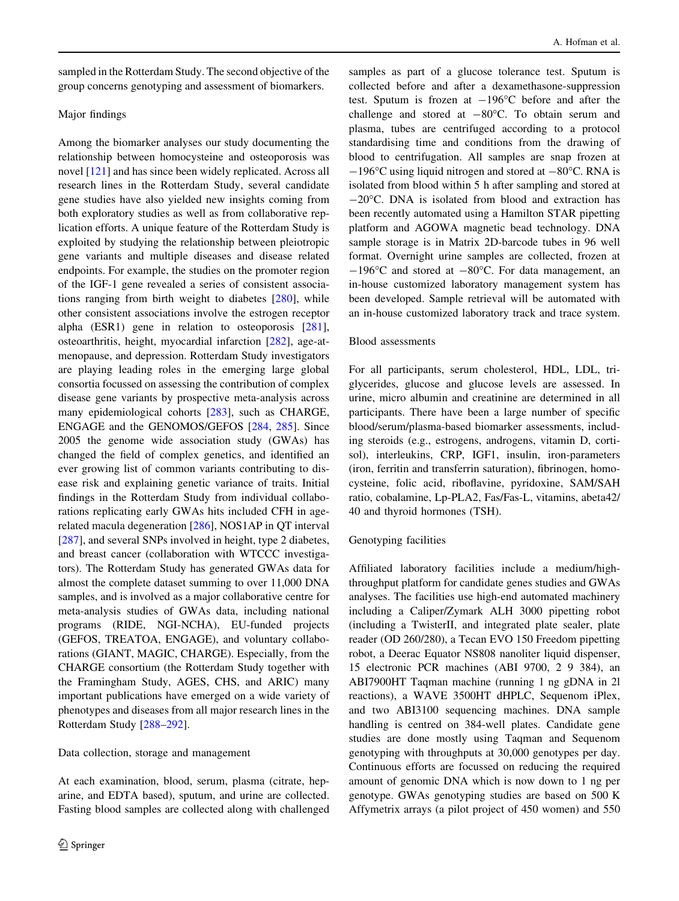sampled in the Rotterdam Study. The second objective of the group concerns genotyping and assessment of biomarkers.

### Major findings

Among the biomarker analyses our study documenting the relationship between homocysteine and osteoporosis was novel [121] and has since been widely replicated. Across all research lines in the Rotterdam Study, several candidate gene studies have also yielded new insights coming from both exploratory studies as well as from collaborative replication efforts. A unique feature of the Rotterdam Study is exploited by studying the relationship between pleiotropic gene variants and multiple diseases and disease related endpoints. For example, the studies on the promoter region of the IGF-1 gene revealed a series of consistent associations ranging from birth weight to diabetes [280], while other consistent associations involve the estrogen receptor alpha (ESR1) gene in relation to osteoporosis [281], osteoarthritis, height, myocardial infarction [282], age-at-menopause, and depression. Rotterdam Study investigators are playing leading roles in the emerging large global consortia focussed on assessing the contribution of complex disease gene variants by prospective meta-analysis across many epidemiological cohorts [283], such as CHARGE, ENGAGE and the GENOMOS/GEFOS [284, 285]. Since 2005 the genome wide association study (GWAs) has changed the field of complex genetics, and identified an ever growing list of common variants contributing to disease risk and explaining genetic variance of traits. Initial findings in the Rotterdam Study from individual collaborations replicating early GWAs hits included CFH in age-related macula degeneration [286], NOS1AP in QT interval [287], and several SNPs involved in height, type 2 diabetes, and breast cancer (collaboration with WTCCC investigators). The Rotterdam Study has generated GWAs data for almost the complete dataset summing to over 11,000 DNA samples, and is involved as a major collaborative centre for meta-analysis studies of GWAs data, including national programs (RIDE, NGI-NCHA), EU-funded projects (GEFOS, TREATOA, ENGAGE), and voluntary collaborations (GIANT, MAGIC, CHARGE). Especially, from the CHARGE consortium (the Rotterdam Study together with the Framingham Study, AGES, CHS, and ARIC) many important publications have emerged on a wide variety of phenotypes and diseases from all major research lines in the Rotterdam Study [288–292].

### Data collection, storage and management

At each examination, blood, serum, plasma (citrate, heparine, and EDTA based), sputum, and urine are collected. Fasting blood samples are collected along with challenged samples as part of a glucose tolerance test. Sputum is collected before and after a dexamethasone-suppression test. Sputum is frozen at −196°C before and after the challenge and stored at −80°C. To obtain serum and plasma, tubes are centrifuged according to a protocol standardising time and conditions from the drawing of blood to centrifugation. All samples are snap frozen at −196°C using liquid nitrogen and stored at −80°C. RNA is isolated from blood within 5 h after sampling and stored at −20°C. DNA is isolated from blood and extraction has been recently automated using a Hamilton STAR pipetting platform and AGOWA magnetic bead technology. DNA sample storage is in Matrix 2D-barcode tubes in 96 well format. Overnight urine samples are collected, frozen at −196°C and stored at −80°C. For data management, an in-house customized laboratory management system has been developed. Sample retrieval will be automated with an in-house customized laboratory track and trace system.

### Blood assessments

For all participants, serum cholesterol, HDL, LDL, triglycerides, glucose and glucose levels are assessed. In urine, micro albumin and creatinine are determined in all participants. There have been a large number of specific blood/serum/plasma-based biomarker assessments, including steroids (e.g., estrogens, androgens, vitamin D, cortisol), interleukins, CRP, IGF1, insulin, iron-parameters (iron, ferritin and transferrin saturation), fibrinogen, homocysteine, folic acid, riboflavine, pyridoxine, SAM/SAH ratio, cobalamine, Lp-PLA2, Fas/Fas-L, vitamins, abeta42/40 and thyroid hormones (TSH).

### Genotyping facilities

Affiliated laboratory facilities include a medium/high-throughput platform for candidate genes studies and GWAs analyses. The facilities use high-end automated machinery including a Caliper/Zymark ALH 3000 pipetting robot (including a TwisterII, and integrated plate sealer, plate reader (OD 260/280), a Tecan EVO 150 Freedom pipetting robot, a Deerac Equator NS808 nanoliter liquid dispenser, 15 electronic PCR machines (ABI 9700, 2 9 384), an ABI7900HT Taqman machine (running 1 ng gDNA in 2l reactions), a WAVE 3500HT dHPLC, Sequenom iPlex, and two ABI3100 sequencing machines. DNA sample handling is centred on 384-well plates. Candidate gene studies are done mostly using Taqman and Sequenom genotyping with throughputs at 30,000 genotypes per day. Continuous efforts are focussed on reducing the required amount of genomic DNA which is now down to 1 ng per genotype. GWAs genotyping studies are based on 500 K Affymetrix arrays (a pilot project of 450 women) and 550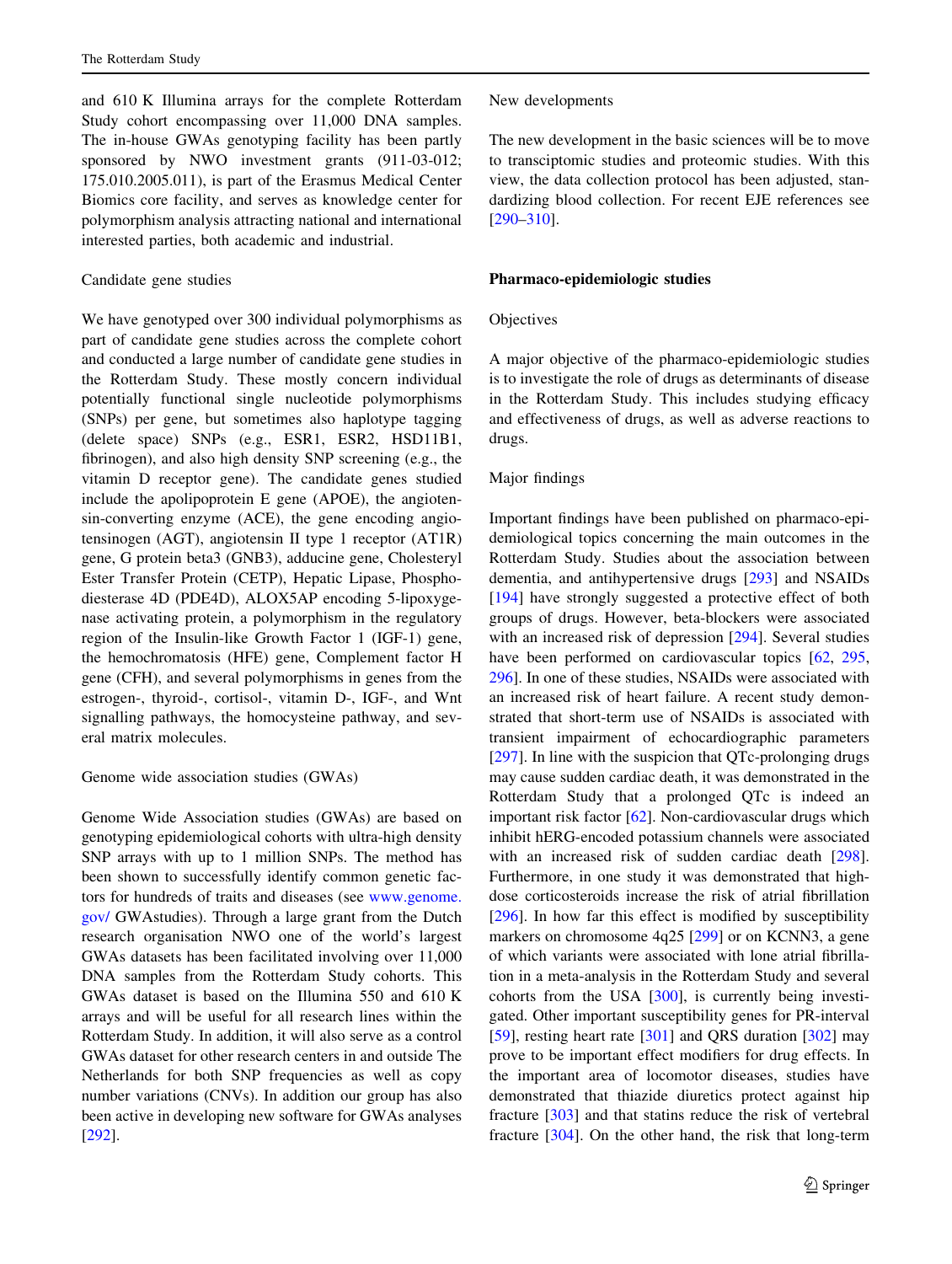and 610 K Illumina arrays for the complete Rotterdam Study cohort encompassing over 11,000 DNA samples. The in-house GWAs genotyping facility has been partly sponsored by NWO investment grants (911-03-012; 175.010.2005.011), is part of the Erasmus Medical Center Biomics core facility, and serves as knowledge center for polymorphism analysis attracting national and international interested parties, both academic and industrial.

Candidate gene studies

We have genotyped over 300 individual polymorphisms as part of candidate gene studies across the complete cohort and conducted a large number of candidate gene studies in the Rotterdam Study. These mostly concern individual potentially functional single nucleotide polymorphisms (SNPs) per gene, but sometimes also haplotype tagging (delete space) SNPs (e.g., ESR1, ESR2, HSD11B1, fibrinogen), and also high density SNP screening (e.g., the vitamin D receptor gene). The candidate genes studied include the apolipoprotein E gene (APOE), the angiotensin-converting enzyme (ACE), the gene encoding angiotensinogen (AGT), angiotensin II type 1 receptor (AT1R) gene, G protein beta3 (GNB3), adducine gene, Cholesteryl Ester Transfer Protein (CETP), Hepatic Lipase, Phosphodiesterase 4D (PDE4D), ALOX5AP encoding 5-lipoxygenase activating protein, a polymorphism in the regulatory region of the Insulin-like Growth Factor 1 (IGF-1) gene, the hemochromatosis (HFE) gene, Complement factor H gene (CFH), and several polymorphisms in genes from the estrogen-, thyroid-, cortisol-, vitamin D-, IGF-, and Wnt signalling pathways, the homocysteine pathway, and several matrix molecules.

Genome wide association studies (GWAs)

Genome Wide Association studies (GWAs) are based on genotyping epidemiological cohorts with ultra-high density SNP arrays with up to 1 million SNPs. The method has been shown to successfully identify common genetic factors for hundreds of traits and diseases (see www.genome.gov/ GWAstudies). Through a large grant from the Dutch research organisation NWO one of the world's largest GWAs datasets has been facilitated involving over 11,000 DNA samples from the Rotterdam Study cohorts. This GWAs dataset is based on the Illumina 550 and 610 K arrays and will be useful for all research lines within the Rotterdam Study. In addition, it will also serve as a control GWAs dataset for other research centers in and outside The Netherlands for both SNP frequencies as well as copy number variations (CNVs). In addition our group has also been active in developing new software for GWAs analyses [292].

New developments

The new development in the basic sciences will be to move to transciptomic studies and proteomic studies. With this view, the data collection protocol has been adjusted, standardizing blood collection. For recent EJE references see [290–310].

## Pharmaco-epidemiologic studies

Objectives

A major objective of the pharmaco-epidemiologic studies is to investigate the role of drugs as determinants of disease in the Rotterdam Study. This includes studying efficacy and effectiveness of drugs, as well as adverse reactions to drugs.

Major findings

Important findings have been published on pharmaco-epidemiological topics concerning the main outcomes in the Rotterdam Study. Studies about the association between dementia, and antihypertensive drugs [293] and NSAIDs [194] have strongly suggested a protective effect of both groups of drugs. However, beta-blockers were associated with an increased risk of depression [294]. Several studies have been performed on cardiovascular topics [62, 295, 296]. In one of these studies, NSAIDs were associated with an increased risk of heart failure. A recent study demonstrated that short-term use of NSAIDs is associated with transient impairment of echocardiographic parameters [297]. In line with the suspicion that QTc-prolonging drugs may cause sudden cardiac death, it was demonstrated in the Rotterdam Study that a prolonged QTc is indeed an important risk factor [62]. Non-cardiovascular drugs which inhibit hERG-encoded potassium channels were associated with an increased risk of sudden cardiac death [298]. Furthermore, in one study it was demonstrated that high-dose corticosteroids increase the risk of atrial fibrillation [296]. In how far this effect is modified by susceptibility markers on chromosome 4q25 [299] or on KCNN3, a gene of which variants were associated with lone atrial fibrillation in a meta-analysis in the Rotterdam Study and several cohorts from the USA [300], is currently being investigated. Other important susceptibility genes for PR-interval [59], resting heart rate [301] and QRS duration [302] may prove to be important effect modifiers for drug effects. In the important area of locomotor diseases, studies have demonstrated that thiazide diuretics protect against hip fracture [303] and that statins reduce the risk of vertebral fracture [304]. On the other hand, the risk that long-term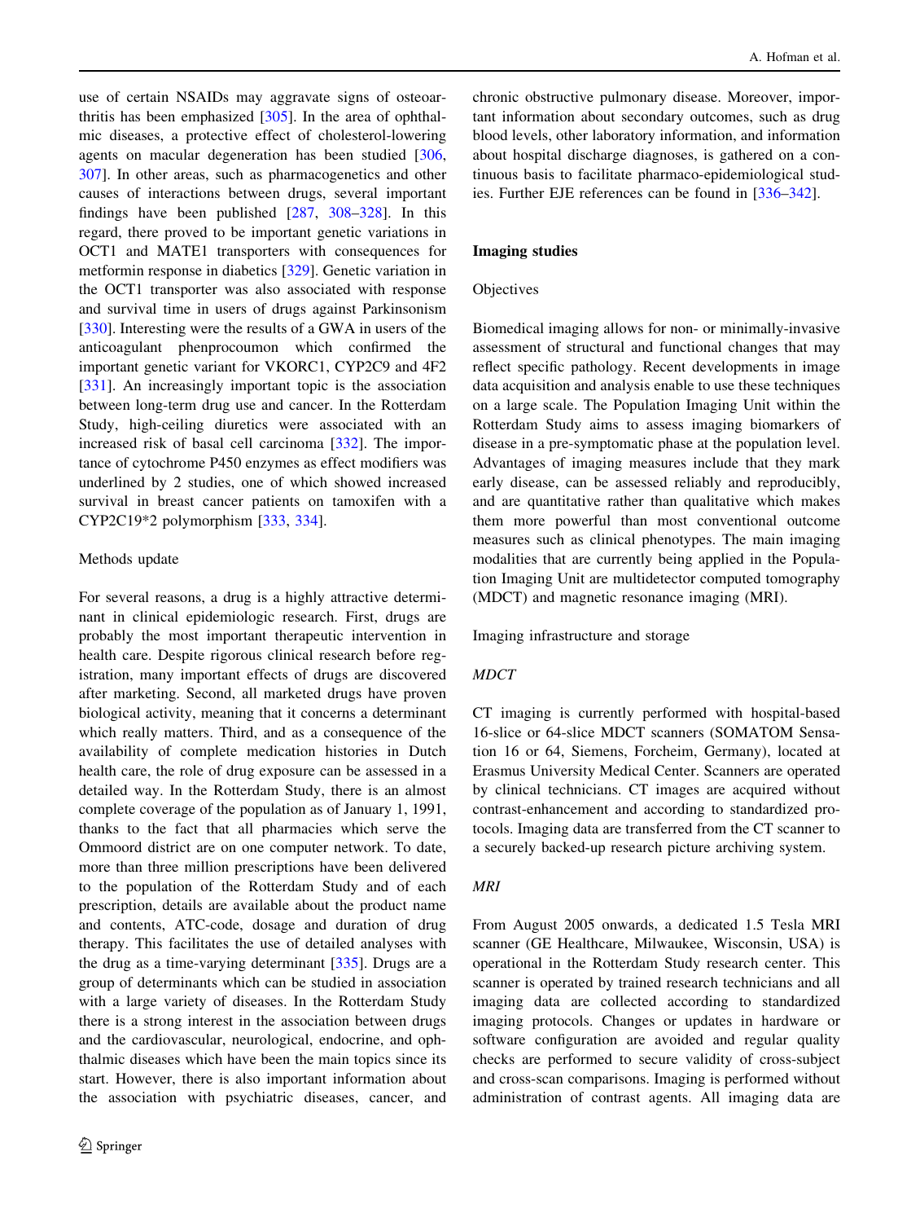use of certain NSAIDs may aggravate signs of osteoarthritis has been emphasized [305]. In the area of ophthalmic diseases, a protective effect of cholesterol-lowering agents on macular degeneration has been studied [306, 307]. In other areas, such as pharmacogenetics and other causes of interactions between drugs, several important findings have been published [287, 308–328]. In this regard, there proved to be important genetic variations in OCT1 and MATE1 transporters with consequences for metformin response in diabetics [329]. Genetic variation in the OCT1 transporter was also associated with response and survival time in users of drugs against Parkinsonism [330]. Interesting were the results of a GWA in users of the anticoagulant phenprocoumon which confirmed the important genetic variant for VKORC1, CYP2C9 and 4F2 [331]. An increasingly important topic is the association between long-term drug use and cancer. In the Rotterdam Study, high-ceiling diuretics were associated with an increased risk of basal cell carcinoma [332]. The importance of cytochrome P450 enzymes as effect modifiers was underlined by 2 studies, one of which showed increased survival in breast cancer patients on tamoxifen with a CYP2C19*2 polymorphism [333, 334].

Methods update

For several reasons, a drug is a highly attractive determinant in clinical epidemiologic research. First, drugs are probably the most important therapeutic intervention in health care. Despite rigorous clinical research before registration, many important effects of drugs are discovered after marketing. Second, all marketed drugs have proven biological activity, meaning that it concerns a determinant which really matters. Third, and as a consequence of the availability of complete medication histories in Dutch health care, the role of drug exposure can be assessed in a detailed way. In the Rotterdam Study, there is an almost complete coverage of the population as of January 1, 1991, thanks to the fact that all pharmacies which serve the Ommoord district are on one computer network. To date, more than three million prescriptions have been delivered to the population of the Rotterdam Study and of each prescription, details are available about the product name and contents, ATC-code, dosage and duration of drug therapy. This facilitates the use of detailed analyses with the drug as a time-varying determinant [335]. Drugs are a group of determinants which can be studied in association with a large variety of diseases. In the Rotterdam Study there is a strong interest in the association between drugs and the cardiovascular, neurological, endocrine, and ophthalmic diseases which have been the main topics since its start. However, there is also important information about the association with psychiatric diseases, cancer, and chronic obstructive pulmonary disease. Moreover, important information about secondary outcomes, such as drug blood levels, other laboratory information, and information about hospital discharge diagnoses, is gathered on a continuous basis to facilitate pharmaco-epidemiological studies. Further EJE references can be found in [336–342].

## Imaging studies

Objectives

Biomedical imaging allows for non- or minimally-invasive assessment of structural and functional changes that may reflect specific pathology. Recent developments in image data acquisition and analysis enable to use these techniques on a large scale. The Population Imaging Unit within the Rotterdam Study aims to assess imaging biomarkers of disease in a pre-symptomatic phase at the population level. Advantages of imaging measures include that they mark early disease, can be assessed reliably and reproducibly, and are quantitative rather than qualitative which makes them more powerful than most conventional outcome measures such as clinical phenotypes. The main imaging modalities that are currently being applied in the Population Imaging Unit are multidetector computed tomography (MDCT) and magnetic resonance imaging (MRI).

Imaging infrastructure and storage

*MDCT*

CT imaging is currently performed with hospital-based 16-slice or 64-slice MDCT scanners (SOMATOM Sensation 16 or 64, Siemens, Forcheim, Germany), located at Erasmus University Medical Center. Scanners are operated by clinical technicians. CT images are acquired without contrast-enhancement and according to standardized protocols. Imaging data are transferred from the CT scanner to a securely backed-up research picture archiving system.

*MRI*

From August 2005 onwards, a dedicated 1.5 Tesla MRI scanner (GE Healthcare, Milwaukee, Wisconsin, USA) is operational in the Rotterdam Study research center. This scanner is operated by trained research technicians and all imaging data are collected according to standardized imaging protocols. Changes or updates in hardware or software configuration are avoided and regular quality checks are performed to secure validity of cross-subject and cross-scan comparisons. Imaging is performed without administration of contrast agents. All imaging data are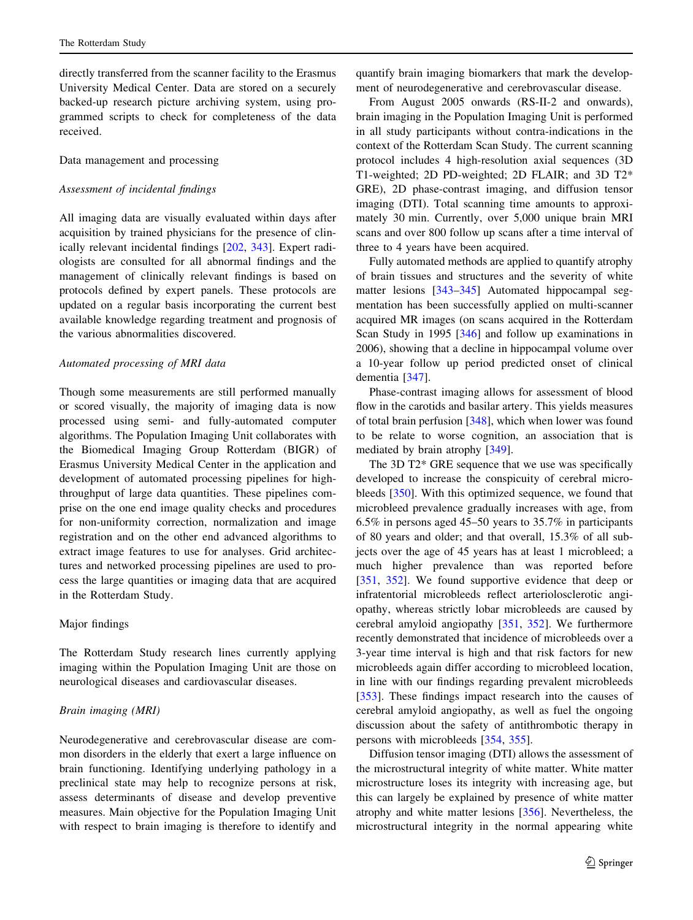directly transferred from the scanner facility to the Erasmus University Medical Center. Data are stored on a securely backed-up research picture archiving system, using programmed scripts to check for completeness of the data received.

Data management and processing

*Assessment of incidental findings*

All imaging data are visually evaluated within days after acquisition by trained physicians for the presence of clinically relevant incidental findings [202, 343]. Expert radiologists are consulted for all abnormal findings and the management of clinically relevant findings is based on protocols defined by expert panels. These protocols are updated on a regular basis incorporating the current best available knowledge regarding treatment and prognosis of the various abnormalities discovered.

*Automated processing of MRI data*

Though some measurements are still performed manually or scored visually, the majority of imaging data is now processed using semi- and fully-automated computer algorithms. The Population Imaging Unit collaborates with the Biomedical Imaging Group Rotterdam (BIGR) of Erasmus University Medical Center in the application and development of automated processing pipelines for high-throughput of large data quantities. These pipelines comprise on the one end image quality checks and procedures for non-uniformity correction, normalization and image registration and on the other end advanced algorithms to extract image features to use for analyses. Grid architectures and networked processing pipelines are used to process the large quantities or imaging data that are acquired in the Rotterdam Study.

Major findings

The Rotterdam Study research lines currently applying imaging within the Population Imaging Unit are those on neurological diseases and cardiovascular diseases.

*Brain imaging (MRI)*

Neurodegenerative and cerebrovascular disease are common disorders in the elderly that exert a large influence on brain functioning. Identifying underlying pathology in a preclinical state may help to recognize persons at risk, assess determinants of disease and develop preventive measures. Main objective for the Population Imaging Unit with respect to brain imaging is therefore to identify and quantify brain imaging biomarkers that mark the development of neurodegenerative and cerebrovascular disease.

From August 2005 onwards (RS-II-2 and onwards), brain imaging in the Population Imaging Unit is performed in all study participants without contra-indications in the context of the Rotterdam Scan Study. The current scanning protocol includes 4 high-resolution axial sequences (3D T1-weighted; 2D PD-weighted; 2D FLAIR; and 3D T2* GRE), 2D phase-contrast imaging, and diffusion tensor imaging (DTI). Total scanning time amounts to approximately 30 min. Currently, over 5,000 unique brain MRI scans and over 800 follow up scans after a time interval of three to 4 years have been acquired.

Fully automated methods are applied to quantify atrophy of brain tissues and structures and the severity of white matter lesions [343–345] Automated hippocampal segmentation has been successfully applied on multi-scanner acquired MR images (on scans acquired in the Rotterdam Scan Study in 1995 [346] and follow up examinations in 2006), showing that a decline in hippocampal volume over a 10-year follow up period predicted onset of clinical dementia [347].

Phase-contrast imaging allows for assessment of blood flow in the carotids and basilar artery. This yields measures of total brain perfusion [348], which when lower was found to be relate to worse cognition, an association that is mediated by brain atrophy [349].

The 3D T2* GRE sequence that we use was specifically developed to increase the conspicuity of cerebral microbleeds [350]. With this optimized sequence, we found that microbleed prevalence gradually increases with age, from 6.5% in persons aged 45–50 years to 35.7% in participants of 80 years and older; and that overall, 15.3% of all subjects over the age of 45 years has at least 1 microbleed; a much higher prevalence than was reported before [351, 352]. We found supportive evidence that deep or infratentorial microbleeds reflect arteriolosclerotic angiopathy, whereas strictly lobar microbleeds are caused by cerebral amyloid angiopathy [351, 352]. We furthermore recently demonstrated that incidence of microbleeds over a 3-year time interval is high and that risk factors for new microbleeds again differ according to microbleed location, in line with our findings regarding prevalent microbleeds [353]. These findings impact research into the causes of cerebral amyloid angiopathy, as well as fuel the ongoing discussion about the safety of antithrombotic therapy in persons with microbleeds [354, 355].

Diffusion tensor imaging (DTI) allows the assessment of the microstructural integrity of white matter. White matter microstructure loses its integrity with increasing age, but this can largely be explained by presence of white matter atrophy and white matter lesions [356]. Nevertheless, the microstructural integrity in the normal appearing white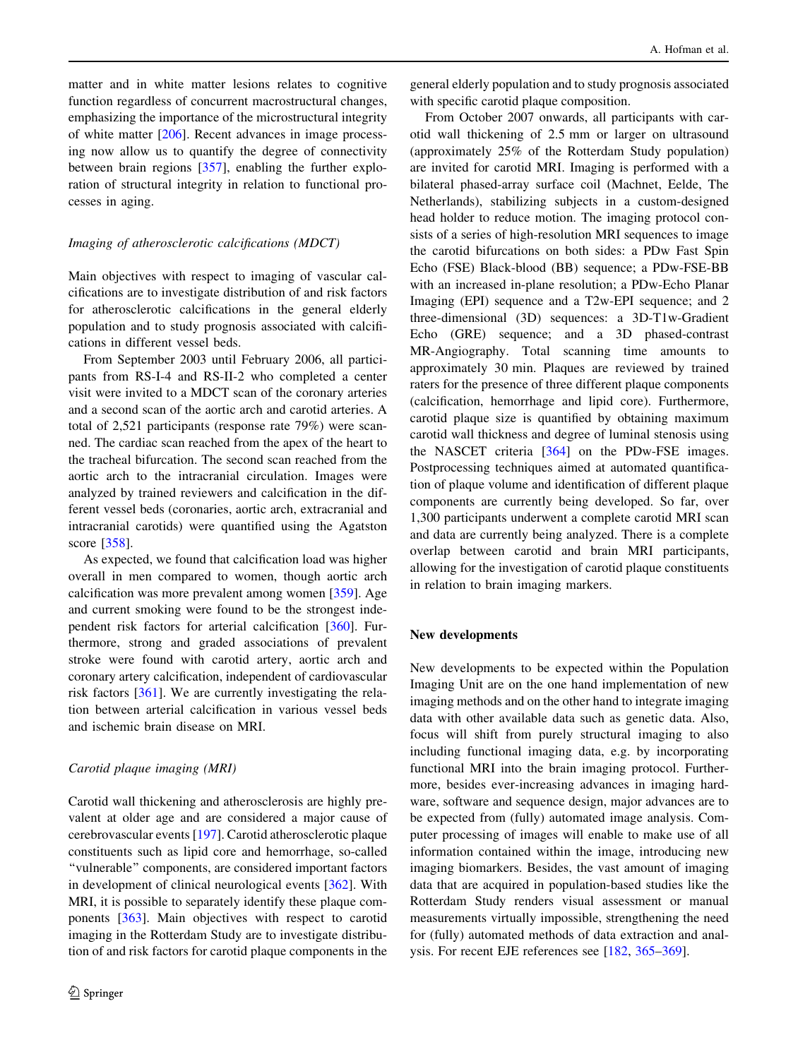matter and in white matter lesions relates to cognitive function regardless of concurrent macrostructural changes, emphasizing the importance of the microstructural integrity of white matter [206]. Recent advances in image processing now allow us to quantify the degree of connectivity between brain regions [357], enabling the further exploration of structural integrity in relation to functional processes in aging.

### *Imaging of atherosclerotic calcifications (MDCT)*

Main objectives with respect to imaging of vascular calcifications are to investigate distribution of and risk factors for atherosclerotic calcifications in the general elderly population and to study prognosis associated with calcifications in different vessel beds.

From September 2003 until February 2006, all participants from RS-I-4 and RS-II-2 who completed a center visit were invited to a MDCT scan of the coronary arteries and a second scan of the aortic arch and carotid arteries. A total of 2,521 participants (response rate 79%) were scanned. The cardiac scan reached from the apex of the heart to the tracheal bifurcation. The second scan reached from the aortic arch to the intracranial circulation. Images were analyzed by trained reviewers and calcification in the different vessel beds (coronaries, aortic arch, extracranial and intracranial carotids) were quantified using the Agatston score [358].

As expected, we found that calcification load was higher overall in men compared to women, though aortic arch calcification was more prevalent among women [359]. Age and current smoking were found to be the strongest independent risk factors for arterial calcification [360]. Furthermore, strong and graded associations of prevalent stroke were found with carotid artery, aortic arch and coronary artery calcification, independent of cardiovascular risk factors [361]. We are currently investigating the relation between arterial calcification in various vessel beds and ischemic brain disease on MRI.

### *Carotid plaque imaging (MRI)*

Carotid wall thickening and atherosclerosis are highly prevalent at older age and are considered a major cause of cerebrovascular events [197]. Carotid atherosclerotic plaque constituents such as lipid core and hemorrhage, so-called "vulnerable" components, are considered important factors in development of clinical neurological events [362]. With MRI, it is possible to separately identify these plaque components [363]. Main objectives with respect to carotid imaging in the Rotterdam Study are to investigate distribution of and risk factors for carotid plaque components in the general elderly population and to study prognosis associated with specific carotid plaque composition.

From October 2007 onwards, all participants with carotid wall thickening of 2.5 mm or larger on ultrasound (approximately 25% of the Rotterdam Study population) are invited for carotid MRI. Imaging is performed with a bilateral phased-array surface coil (Machnet, Eelde, The Netherlands), stabilizing subjects in a custom-designed head holder to reduce motion. The imaging protocol consists of a series of high-resolution MRI sequences to image the carotid bifurcations on both sides: a PDw Fast Spin Echo (FSE) Black-blood (BB) sequence; a PDw-FSE-BB with an increased in-plane resolution; a PDw-Echo Planar Imaging (EPI) sequence and a T2w-EPI sequence; and 2 three-dimensional (3D) sequences: a 3D-T1w-Gradient Echo (GRE) sequence; and a 3D phased-contrast MR-Angiography. Total scanning time amounts to approximately 30 min. Plaques are reviewed by trained raters for the presence of three different plaque components (calcification, hemorrhage and lipid core). Furthermore, carotid plaque size is quantified by obtaining maximum carotid wall thickness and degree of luminal stenosis using the NASCET criteria [364] on the PDw-FSE images. Postprocessing techniques aimed at automated quantification of plaque volume and identification of different plaque components are currently being developed. So far, over 1,300 participants underwent a complete carotid MRI scan and data are currently being analyzed. There is a complete overlap between carotid and brain MRI participants, allowing for the investigation of carotid plaque constituents in relation to brain imaging markers.

## New developments

New developments to be expected within the Population Imaging Unit are on the one hand implementation of new imaging methods and on the other hand to integrate imaging data with other available data such as genetic data. Also, focus will shift from purely structural imaging to also including functional imaging data, e.g. by incorporating functional MRI into the brain imaging protocol. Furthermore, besides ever-increasing advances in imaging hardware, software and sequence design, major advances are to be expected from (fully) automated image analysis. Computer processing of images will enable to make use of all information contained within the image, introducing new imaging biomarkers. Besides, the vast amount of imaging data that are acquired in population-based studies like the Rotterdam Study renders visual assessment or manual measurements virtually impossible, strengthening the need for (fully) automated methods of data extraction and analysis. For recent EJE references see [182, 365–369].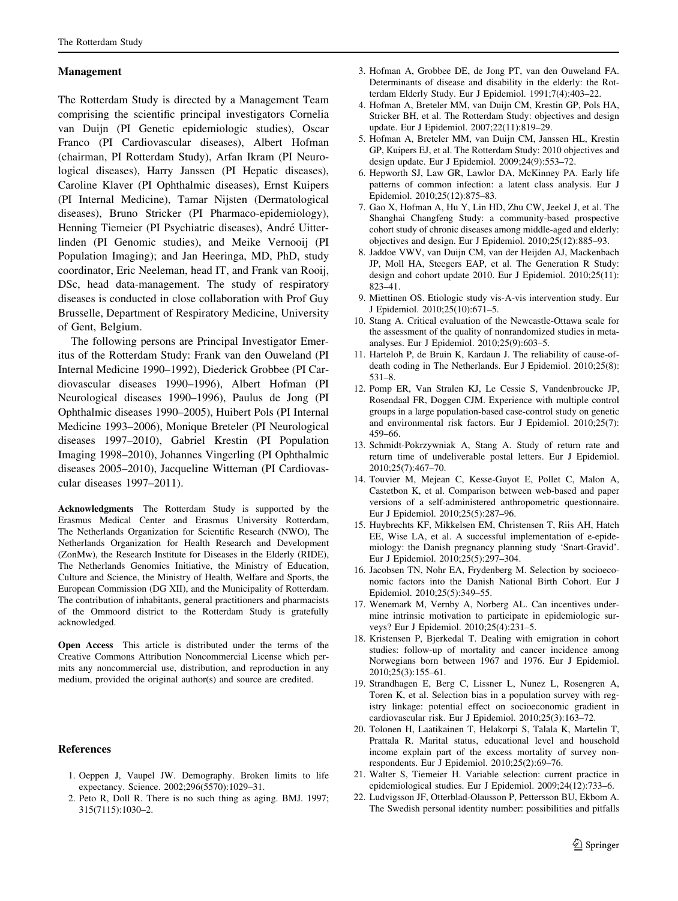### Management

The Rotterdam Study is directed by a Management Team comprising the scientific principal investigators Cornelia van Duijn (PI Genetic epidemiologic studies), Oscar Franco (PI Cardiovascular diseases), Albert Hofman (chairman, PI Rotterdam Study), Arfan Ikram (PI Neurological diseases), Harry Janssen (PI Hepatic diseases), Caroline Klaver (PI Ophthalmic diseases), Ernst Kuipers (PI Internal Medicine), Tamar Nijsten (Dermatological diseases), Bruno Stricker (PI Pharmaco-epidemiology), Henning Tiemeier (PI Psychiatric diseases), André Uitterlinden (PI Genomic studies), and Meike Vernooij (PI Population Imaging); and Jan Heeringa, MD, PhD, study coordinator, Eric Neeleman, head IT, and Frank van Rooij, DSc, head data-management. The study of respiratory diseases is conducted in close collaboration with Prof Guy Brusselle, Department of Respiratory Medicine, University of Gent, Belgium.

The following persons are Principal Investigator Emeritus of the Rotterdam Study: Frank van den Ouweland (PI Internal Medicine 1990–1992), Diederick Grobbee (PI Cardiovascular diseases 1990–1996), Albert Hofman (PI Neurological diseases 1990–1996), Paulus de Jong (PI Ophthalmic diseases 1990–2005), Huibert Pols (PI Internal Medicine 1993–2006), Monique Breteler (PI Neurological diseases 1997–2010), Gabriel Krestin (PI Population Imaging 1998–2010), Johannes Vingerling (PI Ophthalmic diseases 2005–2010), Jacqueline Witteman (PI Cardiovascular diseases 1997–2011).

**Acknowledgments** The Rotterdam Study is supported by the Erasmus Medical Center and Erasmus University Rotterdam, The Netherlands Organization for Scientific Research (NWO), The Netherlands Organization for Health Research and Development (ZonMw), the Research Institute for Diseases in the Elderly (RIDE), The Netherlands Genomics Initiative, the Ministry of Education, Culture and Science, the Ministry of Health, Welfare and Sports, the European Commission (DG XII), and the Municipality of Rotterdam. The contribution of inhabitants, general practitioners and pharmacists of the Ommoord district to the Rotterdam Study is gratefully acknowledged.

**Open Access** This article is distributed under the terms of the Creative Commons Attribution Noncommercial License which permits any noncommercial use, distribution, and reproduction in any medium, provided the original author(s) and source are credited.

### References

1. Oeppen J, Vaupel JW. Demography. Broken limits to life expectancy. Science. 2002;296(5570):1029–31.
2. Peto R, Doll R. There is no such thing as aging. BMJ. 1997; 315(7115):1030–2.
3. Hofman A, Grobbee DE, de Jong PT, van den Ouweland FA. Determinants of disease and disability in the elderly: the Rotterdam Elderly Study. Eur J Epidemiol. 1991;7(4):403–22.
4. Hofman A, Breteler MM, van Duijn CM, Krestin GP, Pols HA, Stricker BH, et al. The Rotterdam Study: objectives and design update. Eur J Epidemiol. 2007;22(11):819–29.
5. Hofman A, Breteler MM, van Duijn CM, Janssen HL, Krestin GP, Kuipers EJ, et al. The Rotterdam Study: 2010 objectives and design update. Eur J Epidemiol. 2009;24(9):553–72.
6. Hepworth SJ, Law GR, Lawlor DA, McKinney PA. Early life patterns of common infection: a latent class analysis. Eur J Epidemiol. 2010;25(12):875–83.
7. Gao X, Hofman A, Hu Y, Lin HD, Zhu CW, Jeekel J, et al. The Shanghai Changfeng Study: a community-based prospective cohort study of chronic diseases among middle-aged and elderly: objectives and design. Eur J Epidemiol. 2010;25(12):885–93.
8. Jaddoe VWV, van Duijn CM, van der Heijden AJ, Mackenbach JP, Moll HA, Steegers EAP, et al. The Generation R Study: design and cohort update 2010. Eur J Epidemiol. 2010;25(11): 823–41.
9. Miettinen OS. Etiologic study vis-A-vis intervention study. Eur J Epidemiol. 2010;25(10):671–5.
10. Stang A. Critical evaluation of the Newcastle-Ottawa scale for the assessment of the quality of nonrandomized studies in meta-analyses. Eur J Epidemiol. 2010;25(9):603–5.
11. Harteloh P, de Bruin K, Kardaun J. The reliability of cause-of-death coding in The Netherlands. Eur J Epidemiol. 2010;25(8): 531–8.
12. Pomp ER, Van Stralen KJ, Le Cessie S, Vandenbroucke JP, Rosendaal FR, Doggen CJM. Experience with multiple control groups in a large population-based case-control study on genetic and environmental risk factors. Eur J Epidemiol. 2010;25(7): 459–66.
13. Schmidt-Pokrzywniak A, Stang A. Study of return rate and return time of undeliverable postal letters. Eur J Epidemiol. 2010;25(7):467–70.
14. Touvier M, Mejean C, Kesse-Guyot E, Pollet C, Malon A, Castetbon K, et al. Comparison between web-based and paper versions of a self-administered anthropometric questionnaire. Eur J Epidemiol. 2010;25(5):287–96.
15. Huybrechts KF, Mikkelsen EM, Christensen T, Riis AH, Hatch EE, Wise LA, et al. A successful implementation of e-epidemiology: the Danish pregnancy planning study 'Snart-Gravid'. Eur J Epidemiol. 2010;25(5):297–304.
16. Jacobsen TN, Nohr EA, Frydenberg M. Selection by socioeconomic factors into the Danish National Birth Cohort. Eur J Epidemiol. 2010;25(5):349–55.
17. Wenemark M, Vernby A, Norberg AL. Can incentives undermine intrinsic motivation to participate in epidemiologic surveys? Eur J Epidemiol. 2010;25(4):231–5.
18. Kristensen P, Bjerkedal T. Dealing with emigration in cohort studies: follow-up of mortality and cancer incidence among Norwegians born between 1967 and 1976. Eur J Epidemiol. 2010;25(3):155–61.
19. Strandhagen E, Berg C, Lissner L, Nunez L, Rosengren A, Toren K, et al. Selection bias in a population survey with registry linkage: potential effect on socioeconomic gradient in cardiovascular risk. Eur J Epidemiol. 2010;25(3):163–72.
20. Tolonen H, Laatikainen T, Helakorpi S, Talala K, Martelin T, Prattala R. Marital status, educational level and household income explain part of the excess mortality of survey non-respondents. Eur J Epidemiol. 2010;25(2):69–76.
21. Walter S, Tiemeier H. Variable selection: current practice in epidemiological studies. Eur J Epidemiol. 2009;24(12):733–6.
22. Ludvigsson JF, Otterblad-Olausson P, Pettersson BU, Ekbom A. The Swedish personal identity number: possibilities and pitfalls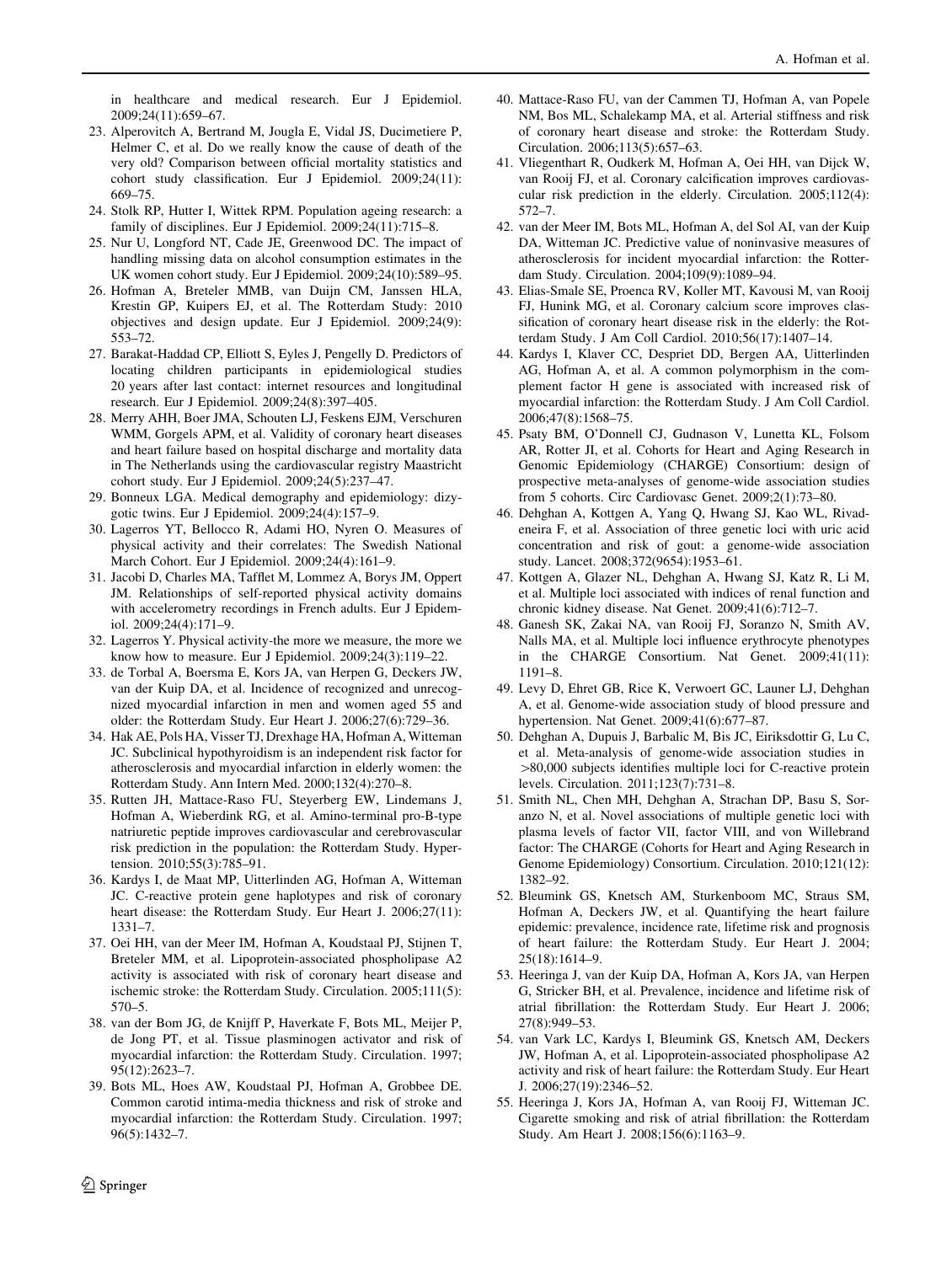in healthcare and medical research. Eur J Epidemiol. 2009;24(11):659–67.

23. Alperovitch A, Bertrand M, Jougla E, Vidal JS, Ducimetiere P, Helmer C, et al. Do we really know the cause of death of the very old? Comparison between official mortality statistics and cohort study classification. Eur J Epidemiol. 2009;24(11):669–75.
24. Stolk RP, Hutter I, Wittek RPM. Population ageing research: a family of disciplines. Eur J Epidemiol. 2009;24(11):715–8.
25. Nur U, Longford NT, Cade JE, Greenwood DC. The impact of handling missing data on alcohol consumption estimates in the UK women cohort study. Eur J Epidemiol. 2009;24(10):589–95.
26. Hofman A, Breteler MMB, van Duijn CM, Janssen HLA, Krestin GP, Kuipers EJ, et al. The Rotterdam Study: 2010 objectives and design update. Eur J Epidemiol. 2009;24(9):553–72.
27. Barakat-Haddad CP, Elliott S, Eyles J, Pengelly D. Predictors of locating children participants in epidemiological studies 20 years after last contact: internet resources and longitudinal research. Eur J Epidemiol. 2009;24(8):397–405.
28. Merry AHH, Boer JMA, Schouten LJ, Feskens EJM, Verschuren WMM, Gorgels APM, et al. Validity of coronary heart diseases and heart failure based on hospital discharge and mortality data in The Netherlands using the cardiovascular registry Maastricht cohort study. Eur J Epidemiol. 2009;24(5):237–47.
29. Bonneux LGA. Medical demography and epidemiology: dizygotic twins. Eur J Epidemiol. 2009;24(4):157–9.
30. Lagerros YT, Bellocco R, Adami HO, Nyren O. Measures of physical activity and their correlates: The Swedish National March Cohort. Eur J Epidemiol. 2009;24(4):161–9.
31. Jacobi D, Charles MA, Tafflet M, Lommez A, Borys JM, Oppert JM. Relationships of self-reported physical activity domains with accelerometry recordings in French adults. Eur J Epidemiol. 2009;24(4):171–9.
32. Lagerros Y. Physical activity-the more we measure, the more we know how to measure. Eur J Epidemiol. 2009;24(3):119–22.
33. de Torbal A, Boersma E, Kors JA, van Herpen G, Deckers JW, van der Kuip DA, et al. Incidence of recognized and unrecognized myocardial infarction in men and women aged 55 and older: the Rotterdam Study. Eur Heart J. 2006;27(6):729–36.
34. Hak AE, Pols HA, Visser TJ, Drexhage HA, Hofman A, Witteman JC. Subclinical hypothyroidism is an independent risk factor for atherosclerosis and myocardial infarction in elderly women: the Rotterdam Study. Ann Intern Med. 2000;132(4):270–8.
35. Rutten JH, Mattace-Raso FU, Steyerberg EW, Lindemans J, Hofman A, Wieberdink RG, et al. Amino-terminal pro-B-type natriuretic peptide improves cardiovascular and cerebrovascular risk prediction in the population: the Rotterdam Study. Hypertension. 2010;55(3):785–91.
36. Kardys I, de Maat MP, Uitterlinden AG, Hofman A, Witteman JC. C-reactive protein gene haplotypes and risk of coronary heart disease: the Rotterdam Study. Eur Heart J. 2006;27(11):1331–7.
37. Oei HH, van der Meer IM, Hofman A, Koudstaal PJ, Stijnen T, Breteler MM, et al. Lipoprotein-associated phospholipase A2 activity is associated with risk of coronary heart disease and ischemic stroke: the Rotterdam Study. Circulation. 2005;111(5):570–5.
38. van der Bom JG, de Knijff P, Haverkate F, Bots ML, Meijer P, de Jong PT, et al. Tissue plasminogen activator and risk of myocardial infarction: the Rotterdam Study. Circulation. 1997;95(12):2623–7.
39. Bots ML, Hoes AW, Koudstaal PJ, Hofman A, Grobbee DE. Common carotid intima-media thickness and risk of stroke and myocardial infarction: the Rotterdam Study. Circulation. 1997;96(5):1432–7.
40. Mattace-Raso FU, van der Cammen TJ, Hofman A, van Popele NM, Bos ML, Schalekamp MA, et al. Arterial stiffness and risk of coronary heart disease and stroke: the Rotterdam Study. Circulation. 2006;113(5):657–63.
41. Vliegenthart R, Oudkerk M, Hofman A, Oei HH, van Dijck W, van Rooij FJ, et al. Coronary calcification improves cardiovascular risk prediction in the elderly. Circulation. 2005;112(4):572–7.
42. van der Meer IM, Bots ML, Hofman A, del Sol AI, van der Kuip DA, Witteman JC. Predictive value of noninvasive measures of atherosclerosis for incident myocardial infarction: the Rotterdam Study. Circulation. 2004;109(9):1089–94.
43. Elias-Smale SE, Proenca RV, Koller MT, Kavousi M, van Rooij FJ, Hunink MG, et al. Coronary calcium score improves classification of coronary heart disease risk in the elderly: the Rotterdam Study. J Am Coll Cardiol. 2010;56(17):1407–14.
44. Kardys I, Klaver CC, Despriet DD, Bergen AA, Uitterlinden AG, Hofman A, et al. A common polymorphism in the complement factor H gene is associated with increased risk of myocardial infarction: the Rotterdam Study. J Am Coll Cardiol. 2006;47(8):1568–75.
45. Psaty BM, O'Donnell CJ, Gudnason V, Lunetta KL, Folsom AR, Rotter JI, et al. Cohorts for Heart and Aging Research in Genomic Epidemiology (CHARGE) Consortium: design of prospective meta-analyses of genome-wide association studies from 5 cohorts. Circ Cardiovasc Genet. 2009;2(1):73–80.
46. Dehghan A, Kottgen A, Yang Q, Hwang SJ, Kao WL, Rivadeneira F, et al. Association of three genetic loci with uric acid concentration and risk of gout: a genome-wide association study. Lancet. 2008;372(9654):1953–61.
47. Kottgen A, Glazer NL, Dehghan A, Hwang SJ, Katz R, Li M, et al. Multiple loci associated with indices of renal function and chronic kidney disease. Nat Genet. 2009;41(6):712–7.
48. Ganesh SK, Zakai NA, van Rooij FJ, Soranzo N, Smith AV, Nalls MA, et al. Multiple loci influence erythrocyte phenotypes in the CHARGE Consortium. Nat Genet. 2009;41(11):1191–8.
49. Levy D, Ehret GB, Rice K, Verwoert GC, Launer LJ, Dehghan A, et al. Genome-wide association study of blood pressure and hypertension. Nat Genet. 2009;41(6):677–87.
50. Dehghan A, Dupuis J, Barbalic M, Bis JC, Eiriksdottir G, Lu C, et al. Meta-analysis of genome-wide association studies in >80,000 subjects identifies multiple loci for C-reactive protein levels. Circulation. 2011;123(7):731–8.
51. Smith NL, Chen MH, Dehghan A, Strachan DP, Basu S, Soranzo N, et al. Novel associations of multiple genetic loci with plasma levels of factor VII, factor VIII, and von Willebrand factor: The CHARGE (Cohorts for Heart and Aging Research in Genome Epidemiology) Consortium. Circulation. 2010;121(12):1382–92.
52. Bleumink GS, Knetsch AM, Sturkenboom MC, Straus SM, Hofman A, Deckers JW, et al. Quantifying the heart failure epidemic: prevalence, incidence rate, lifetime risk and prognosis of heart failure: the Rotterdam Study. Eur Heart J. 2004;25(18):1614–9.
53. Heeringa J, van der Kuip DA, Hofman A, Kors JA, van Herpen G, Stricker BH, et al. Prevalence, incidence and lifetime risk of atrial fibrillation: the Rotterdam Study. Eur Heart J. 2006;27(8):949–53.
54. van Vark LC, Kardys I, Bleumink GS, Knetsch AM, Deckers JW, Hofman A, et al. Lipoprotein-associated phospholipase A2 activity and risk of heart failure: the Rotterdam Study. Eur Heart J. 2006;27(19):2346–52.
55. Heeringa J, Kors JA, Hofman A, van Rooij FJ, Witteman JC. Cigarette smoking and risk of atrial fibrillation: the Rotterdam Study. Am Heart J. 2008;156(6):1163–9.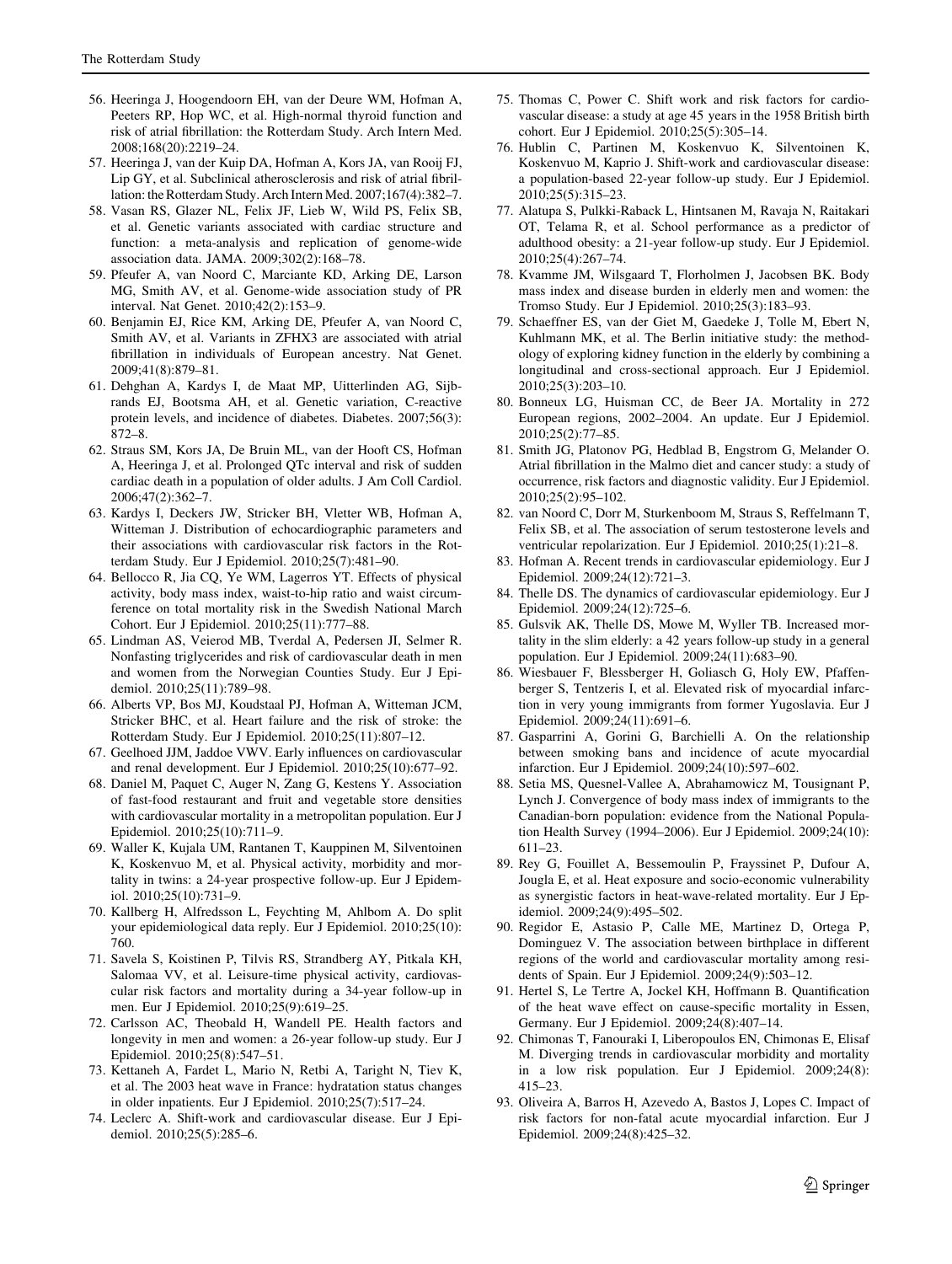56. Heeringa J, Hoogendoorn EH, van der Deure WM, Hofman A, Peeters RP, Hop WC, et al. High-normal thyroid function and risk of atrial fibrillation: the Rotterdam Study. Arch Intern Med. 2008;168(20):2219–24.
57. Heeringa J, van der Kuip DA, Hofman A, Kors JA, van Rooij FJ, Lip GY, et al. Subclinical atherosclerosis and risk of atrial fibrillation: the Rotterdam Study. Arch Intern Med. 2007;167(4):382–7.
58. Vasan RS, Glazer NL, Felix JF, Lieb W, Wild PS, Felix SB, et al. Genetic variants associated with cardiac structure and function: a meta-analysis and replication of genome-wide association data. JAMA. 2009;302(2):168–78.
59. Pfeufer A, van Noord C, Marciante KD, Arking DE, Larson MG, Smith AV, et al. Genome-wide association study of PR interval. Nat Genet. 2010;42(2):153–9.
60. Benjamin EJ, Rice KM, Arking DE, Pfeufer A, van Noord C, Smith AV, et al. Variants in ZFHX3 are associated with atrial fibrillation in individuals of European ancestry. Nat Genet. 2009;41(8):879–81.
61. Dehghan A, Kardys I, de Maat MP, Uitterlinden AG, Sijbrands EJ, Bootsma AH, et al. Genetic variation, C-reactive protein levels, and incidence of diabetes. Diabetes. 2007;56(3): 872–8.
62. Straus SM, Kors JA, De Bruin ML, van der Hooft CS, Hofman A, Heeringa J, et al. Prolonged QTc interval and risk of sudden cardiac death in a population of older adults. J Am Coll Cardiol. 2006;47(2):362–7.
63. Kardys I, Deckers JW, Stricker BH, Vletter WB, Hofman A, Witteman J. Distribution of echocardiographic parameters and their associations with cardiovascular risk factors in the Rotterdam Study. Eur J Epidemiol. 2010;25(7):481–90.
64. Bellocco R, Jia CQ, Ye WM, Lagerros YT. Effects of physical activity, body mass index, waist-to-hip ratio and waist circumference on total mortality risk in the Swedish National March Cohort. Eur J Epidemiol. 2010;25(11):777–88.
65. Lindman AS, Veierod MB, Tverdal A, Pedersen JI, Selmer R. Nonfasting triglycerides and risk of cardiovascular death in men and women from the Norwegian Counties Study. Eur J Epidemiol. 2010;25(11):789–98.
66. Alberts VP, Bos MJ, Koudstaal PJ, Hofman A, Witteman JCM, Stricker BHC, et al. Heart failure and the risk of stroke: the Rotterdam Study. Eur J Epidemiol. 2010;25(11):807–12.
67. Geelhoed JJM, Jaddoe VWV. Early influences on cardiovascular and renal development. Eur J Epidemiol. 2010;25(10):677–92.
68. Daniel M, Paquet C, Auger N, Zang G, Kestens Y. Association of fast-food restaurant and fruit and vegetable store densities with cardiovascular mortality in a metropolitan population. Eur J Epidemiol. 2010;25(10):711–9.
69. Waller K, Kujala UM, Rantanen T, Kauppinen M, Silventoinen K, Koskenvuo M, et al. Physical activity, morbidity and mortality in twins: a 24-year prospective follow-up. Eur J Epidemiol. 2010;25(10):731–9.
70. Kallberg H, Alfredsson L, Feychting M, Ahlbom A. Do split your epidemiological data reply. Eur J Epidemiol. 2010;25(10): 760.
71. Savela S, Koistinen P, Tilvis RS, Strandberg AY, Pitkala KH, Salomaa VV, et al. Leisure-time physical activity, cardiovascular risk factors and mortality during a 34-year follow-up in men. Eur J Epidemiol. 2010;25(9):619–25.
72. Carlsson AC, Theobald H, Wandell PE. Health factors and longevity in men and women: a 26-year follow-up study. Eur J Epidemiol. 2010;25(8):547–51.
73. Kettaneh A, Fardet L, Mario N, Retbi A, Taright N, Tiev K, et al. The 2003 heat wave in France: hydratation status changes in older inpatients. Eur J Epidemiol. 2010;25(7):517–24.
74. Leclerc A. Shift-work and cardiovascular disease. Eur J Epidemiol. 2010;25(5):285–6.
75. Thomas C, Power C. Shift work and risk factors for cardiovascular disease: a study at age 45 years in the 1958 British birth cohort. Eur J Epidemiol. 2010;25(5):305–14.
76. Hublin C, Partinen M, Koskenvuo K, Silventoinen K, Koskenvuo M, Kaprio J. Shift-work and cardiovascular disease: a population-based 22-year follow-up study. Eur J Epidemiol. 2010;25(5):315–23.
77. Alatupa S, Pulkki-Raback L, Hintsanen M, Ravaja N, Raitakari OT, Telama R, et al. School performance as a predictor of adulthood obesity: a 21-year follow-up study. Eur J Epidemiol. 2010;25(4):267–74.
78. Kvamme JM, Wilsgaard T, Florholmen J, Jacobsen BK. Body mass index and disease burden in elderly men and women: the Tromso Study. Eur J Epidemiol. 2010;25(3):183–93.
79. Schaeffner ES, van der Giet M, Gaedeke J, Tolle M, Ebert N, Kuhlmann MK, et al. The Berlin initiative study: the methodology of exploring kidney function in the elderly by combining a longitudinal and cross-sectional approach. Eur J Epidemiol. 2010;25(3):203–10.
80. Bonneux LG, Huisman CC, de Beer JA. Mortality in 272 European regions, 2002–2004. An update. Eur J Epidemiol. 2010;25(2):77–85.
81. Smith JG, Platonov PG, Hedblad B, Engstrom G, Melander O. Atrial fibrillation in the Malmo diet and cancer study: a study of occurrence, risk factors and diagnostic validity. Eur J Epidemiol. 2010;25(2):95–102.
82. van Noord C, Dorr M, Sturkenboom M, Straus S, Reffelmann T, Felix SB, et al. The association of serum testosterone levels and ventricular repolarization. Eur J Epidemiol. 2010;25(1):21–8.
83. Hofman A. Recent trends in cardiovascular epidemiology. Eur J Epidemiol. 2009;24(12):721–3.
84. Thelle DS. The dynamics of cardiovascular epidemiology. Eur J Epidemiol. 2009;24(12):725–6.
85. Gulsvik AK, Thelle DS, Mowe M, Wyller TB. Increased mortality in the slim elderly: a 42 years follow-up study in a general population. Eur J Epidemiol. 2009;24(11):683–90.
86. Wiesbauer F, Blessberger H, Goliasch G, Holy EW, Pfaffenberger S, Tentzeris I, et al. Elevated risk of myocardial infarction in very young immigrants from former Yugoslavia. Eur J Epidemiol. 2009;24(11):691–6.
87. Gasparrini A, Gorini G, Barchielli A. On the relationship between smoking bans and incidence of acute myocardial infarction. Eur J Epidemiol. 2009;24(10):597–602.
88. Setia MS, Quesnel-Vallee A, Abrahamowicz M, Tousignant P, Lynch J. Convergence of body mass index of immigrants to the Canadian-born population: evidence from the National Population Health Survey (1994–2006). Eur J Epidemiol. 2009;24(10): 611–23.
89. Rey G, Fouillet A, Bessemoulin P, Frayssinet P, Dufour A, Jougla E, et al. Heat exposure and socio-economic vulnerability as synergistic factors in heat-wave-related mortality. Eur J Epidemiol. 2009;24(9):495–502.
90. Regidor E, Astasio P, Calle ME, Martinez D, Ortega P, Dominguez V. The association between birthplace in different regions of the world and cardiovascular mortality among residents of Spain. Eur J Epidemiol. 2009;24(9):503–12.
91. Hertel S, Le Tertre A, Jockel KH, Hoffmann B. Quantification of the heat wave effect on cause-specific mortality in Essen, Germany. Eur J Epidemiol. 2009;24(8):407–14.
92. Chimonas T, Fanouraki I, Liberopoulos EN, Chimonas E, Elisaf M. Diverging trends in cardiovascular morbidity and mortality in a low risk population. Eur J Epidemiol. 2009;24(8): 415–23.
93. Oliveira A, Barros H, Azevedo A, Bastos J, Lopes C. Impact of risk factors for non-fatal acute myocardial infarction. Eur J Epidemiol. 2009;24(8):425–32.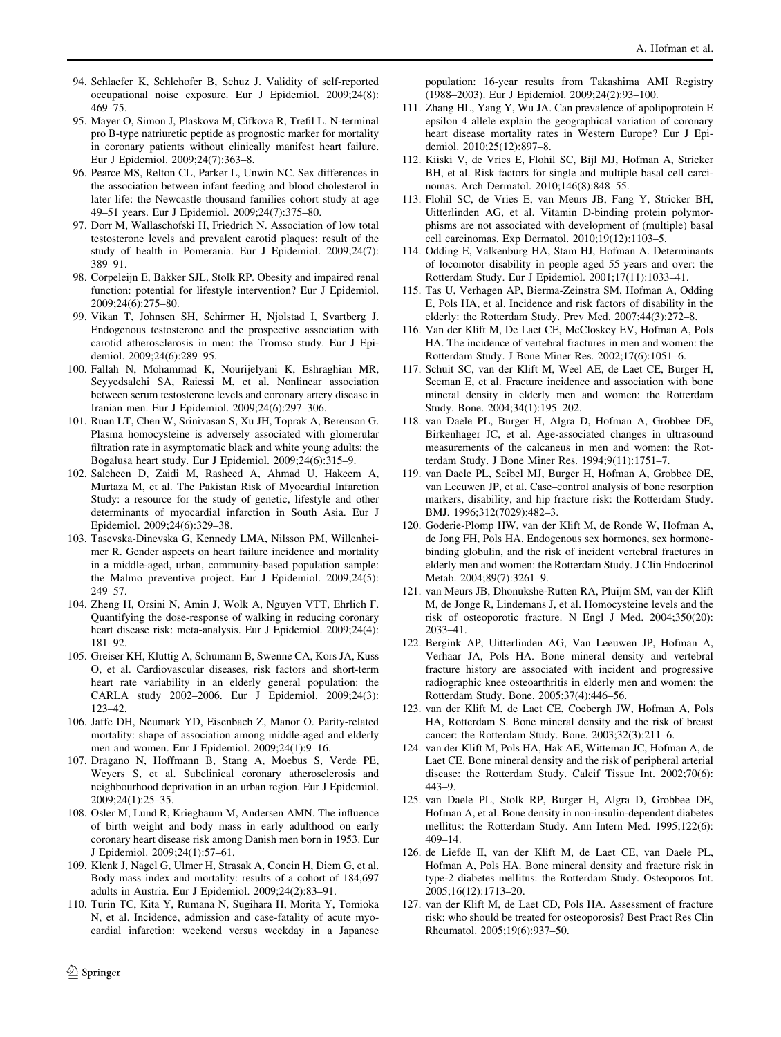94. Schlaefer K, Schlehofer B, Schuz J. Validity of self-reported occupational noise exposure. Eur J Epidemiol. 2009;24(8): 469–75.
95. Mayer O, Simon J, Plaskova M, Cifkova R, Trefil L. N-terminal pro B-type natriuretic peptide as prognostic marker for mortality in coronary patients without clinically manifest heart failure. Eur J Epidemiol. 2009;24(7):363–8.
96. Pearce MS, Relton CL, Parker L, Unwin NC. Sex differences in the association between infant feeding and blood cholesterol in later life: the Newcastle thousand families cohort study at age 49–51 years. Eur J Epidemiol. 2009;24(7):375–80.
97. Dorr M, Wallaschofski H, Friedrich N. Association of low total testosterone levels and prevalent carotid plaques: result of the study of health in Pomerania. Eur J Epidemiol. 2009;24(7): 389–91.
98. Corpeleijn E, Bakker SJL, Stolk RP. Obesity and impaired renal function: potential for lifestyle intervention? Eur J Epidemiol. 2009;24(6):275–80.
99. Vikan T, Johnsen SH, Schirmer H, Njolstad I, Svartberg J. Endogenous testosterone and the prospective association with carotid atherosclerosis in men: the Tromso study. Eur J Epidemiol. 2009;24(6):289–95.
100. Fallah N, Mohammad K, Nourijelyani K, Eshraghian MR, Seyyedsalehi SA, Raiessi M, et al. Nonlinear association between serum testosterone levels and coronary artery disease in Iranian men. Eur J Epidemiol. 2009;24(6):297–306.
101. Ruan LT, Chen W, Srinivasan S, Xu JH, Toprak A, Berenson G. Plasma homocysteine is adversely associated with glomerular filtration rate in asymptomatic black and white young adults: the Bogalusa heart study. Eur J Epidemiol. 2009;24(6):315–9.
102. Saleheen D, Zaidi M, Rasheed A, Ahmad U, Hakeem A, Murtaza M, et al. The Pakistan Risk of Myocardial Infarction Study: a resource for the study of genetic, lifestyle and other determinants of myocardial infarction in South Asia. Eur J Epidemiol. 2009;24(6):329–38.
103. Tasevska-Dinevska G, Kennedy LMA, Nilsson PM, Willenheimer R. Gender aspects on heart failure incidence and mortality in a middle-aged, urban, community-based population sample: the Malmo preventive project. Eur J Epidemiol. 2009;24(5): 249–57.
104. Zheng H, Orsini N, Amin J, Wolk A, Nguyen VTT, Ehrlich F. Quantifying the dose-response of walking in reducing coronary heart disease risk: meta-analysis. Eur J Epidemiol. 2009;24(4): 181–92.
105. Greiser KH, Kluttig A, Schumann B, Swenne CA, Kors JA, Kuss O, et al. Cardiovascular diseases, risk factors and short-term heart rate variability in an elderly general population: the CARLA study 2002–2006. Eur J Epidemiol. 2009;24(3): 123–42.
106. Jaffe DH, Neumark YD, Eisenbach Z, Manor O. Parity-related mortality: shape of association among middle-aged and elderly men and women. Eur J Epidemiol. 2009;24(1):9–16.
107. Dragano N, Hoffmann B, Stang A, Moebus S, Verde PE, Weyers S, et al. Subclinical coronary atherosclerosis and neighbourhood deprivation in an urban region. Eur J Epidemiol. 2009;24(1):25–35.
108. Osler M, Lund R, Kriegbaum M, Andersen AMN. The influence of birth weight and body mass in early adulthood on early coronary heart disease risk among Danish men born in 1953. Eur J Epidemiol. 2009;24(1):57–61.
109. Klenk J, Nagel G, Ulmer H, Strasak A, Concin H, Diem G, et al. Body mass index and mortality: results of a cohort of 184,697 adults in Austria. Eur J Epidemiol. 2009;24(2):83–91.
110. Turin TC, Kita Y, Rumana N, Sugihara H, Morita Y, Tomioka N, et al. Incidence, admission and case-fatality of acute myocardial infarction: weekend versus weekday in a Japanese population: 16-year results from Takashima AMI Registry (1988–2003). Eur J Epidemiol. 2009;24(2):93–100.
111. Zhang HL, Yang Y, Wu JA. Can prevalence of apolipoprotein E epsilon 4 allele explain the geographical variation of coronary heart disease mortality rates in Western Europe? Eur J Epidemiol. 2010;25(12):897–8.
112. Kiiski V, de Vries E, Flohil SC, Bijl MJ, Hofman A, Stricker BH, et al. Risk factors for single and multiple basal cell carcinomas. Arch Dermatol. 2010;146(8):848–55.
113. Flohil SC, de Vries E, van Meurs JB, Fang Y, Stricker BH, Uitterlinden AG, et al. Vitamin D-binding protein polymorphisms are not associated with development of (multiple) basal cell carcinomas. Exp Dermatol. 2010;19(12):1103–5.
114. Odding E, Valkenburg HA, Stam HJ, Hofman A. Determinants of locomotor disability in people aged 55 years and over: the Rotterdam Study. Eur J Epidemiol. 2001;17(11):1033–41.
115. Tas U, Verhagen AP, Bierma-Zeinstra SM, Hofman A, Odding E, Pols HA, et al. Incidence and risk factors of disability in the elderly: the Rotterdam Study. Prev Med. 2007;44(3):272–8.
116. Van der Klift M, De Laet CE, McCloskey EV, Hofman A, Pols HA. The incidence of vertebral fractures in men and women: the Rotterdam Study. J Bone Miner Res. 2002;17(6):1051–6.
117. Schuit SC, van der Klift M, Weel AE, de Laet CE, Burger H, Seeman E, et al. Fracture incidence and association with bone mineral density in elderly men and women: the Rotterdam Study. Bone. 2004;34(1):195–202.
118. van Daele PL, Burger H, Algra D, Hofman A, Grobbee DE, Birkenhager JC, et al. Age-associated changes in ultrasound measurements of the calcaneus in men and women: the Rotterdam Study. J Bone Miner Res. 1994;9(11):1751–7.
119. van Daele PL, Seibel MJ, Burger H, Hofman A, Grobbee DE, van Leeuwen JP, et al. Case–control analysis of bone resorption markers, disability, and hip fracture risk: the Rotterdam Study. BMJ. 1996;312(7029):482–3.
120. Goderie-Plomp HW, van der Klift M, de Ronde W, Hofman A, de Jong FH, Pols HA. Endogenous sex hormones, sex hormone-binding globulin, and the risk of incident vertebral fractures in elderly men and women: the Rotterdam Study. J Clin Endocrinol Metab. 2004;89(7):3261–9.
121. van Meurs JB, Dhonukshe-Rutten RA, Pluijm SM, van der Klift M, de Jonge R, Lindemans J, et al. Homocysteine levels and the risk of osteoporotic fracture. N Engl J Med. 2004;350(20): 2033–41.
122. Bergink AP, Uitterlinden AG, Van Leeuwen JP, Hofman A, Verhaar JA, Pols HA. Bone mineral density and vertebral fracture history are associated with incident and progressive radiographic knee osteoarthritis in elderly men and women: the Rotterdam Study. Bone. 2005;37(4):446–56.
123. van der Klift M, de Laet CE, Coebergh JW, Hofman A, Pols HA, Rotterdam S. Bone mineral density and the risk of breast cancer: the Rotterdam Study. Bone. 2003;32(3):211–6.
124. van der Klift M, Pols HA, Hak AE, Witteman JC, Hofman A, de Laet CE. Bone mineral density and the risk of peripheral arterial disease: the Rotterdam Study. Calcif Tissue Int. 2002;70(6): 443–9.
125. van Daele PL, Stolk RP, Burger H, Algra D, Grobbee DE, Hofman A, et al. Bone density in non-insulin-dependent diabetes mellitus: the Rotterdam Study. Ann Intern Med. 1995;122(6): 409–14.
126. de Liefde II, van der Klift M, de Laet CE, van Daele PL, Hofman A, Pols HA. Bone mineral density and fracture risk in type-2 diabetes mellitus: the Rotterdam Study. Osteoporos Int. 2005;16(12):1713–20.
127. van der Klift M, de Laet CD, Pols HA. Assessment of fracture risk: who should be treated for osteoporosis? Best Pract Res Clin Rheumatol. 2005;19(6):937–50.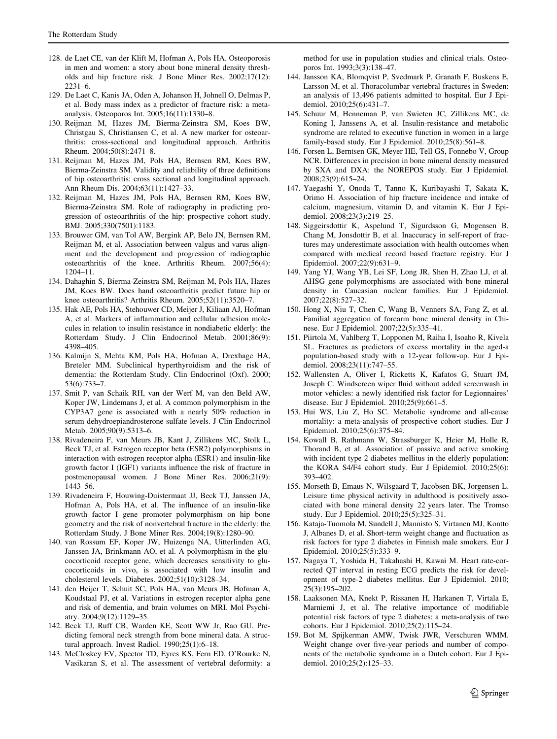128. de Laet CE, van der Klift M, Hofman A, Pols HA. Osteoporosis in men and women: a story about bone mineral density thresholds and hip fracture risk. J Bone Miner Res. 2002;17(12):2231–6.
129. De Laet C, Kanis JA, Oden A, Johanson H, Johnell O, Delmas P, et al. Body mass index as a predictor of fracture risk: a meta-analysis. Osteoporos Int. 2005;16(11):1330–8.
130. Reijman M, Hazes JM, Bierma-Zeinstra SM, Koes BW, Christgau S, Christiansen C, et al. A new marker for osteoarthritis: cross-sectional and longitudinal approach. Arthritis Rheum. 2004;50(8):2471–8.
131. Reijman M, Hazes JM, Pols HA, Bernsen RM, Koes BW, Bierma-Zeinstra SM. Validity and reliability of three definitions of hip osteoarthritis: cross sectional and longitudinal approach. Ann Rheum Dis. 2004;63(11):1427–33.
132. Reijman M, Hazes JM, Pols HA, Bernsen RM, Koes BW, Bierma-Zeinstra SM. Role of radiography in predicting progression of osteoarthritis of the hip: prospective cohort study. BMJ. 2005;330(7501):1183.
133. Brouwer GM, van Tol AW, Bergink AP, Belo JN, Bernsen RM, Reijman M, et al. Association between valgus and varus alignment and the development and progression of radiographic osteoarthritis of the knee. Arthritis Rheum. 2007;56(4):1204–11.
134. Dahaghin S, Bierma-Zeinstra SM, Reijman M, Pols HA, Hazes JM, Koes BW. Does hand osteoarthritis predict future hip or knee osteoarthritis? Arthritis Rheum. 2005;52(11):3520–7.
135. Hak AE, Pols HA, Stehouwer CD, Meijer J, Kiliaan AJ, Hofman A, et al. Markers of inflammation and cellular adhesion molecules in relation to insulin resistance in nondiabetic elderly: the Rotterdam Study. J Clin Endocrinol Metab. 2001;86(9):4398–405.
136. Kalmijn S, Mehta KM, Pols HA, Hofman A, Drexhage HA, Breteler MM. Subclinical hyperthyroidism and the risk of dementia: the Rotterdam Study. Clin Endocrinol (Oxf). 2000;53(6):733–7.
137. Smit P, van Schaik RH, van der Werf M, van den Beld AW, Koper JW, Lindemans J, et al. A common polymorphism in the CYP3A7 gene is associated with a nearly 50% reduction in serum dehydroepiandrosterone sulfate levels. J Clin Endocrinol Metab. 2005;90(9):5313–6.
138. Rivadeneira F, van Meurs JB, Kant J, Zillikens MC, Stolk L, Beck TJ, et al. Estrogen receptor beta (ESR2) polymorphisms in interaction with estrogen receptor alpha (ESR1) and insulin-like growth factor I (IGF1) variants influence the risk of fracture in postmenopausal women. J Bone Miner Res. 2006;21(9):1443–56.
139. Rivadeneira F, Houwing-Duistermaat JJ, Beck TJ, Janssen JA, Hofman A, Pols HA, et al. The influence of an insulin-like growth factor I gene promoter polymorphism on hip bone geometry and the risk of nonvertebral fracture in the elderly: the Rotterdam Study. J Bone Miner Res. 2004;19(8):1280–90.
140. van Rossum EF, Koper JW, Huizenga NA, Uitterlinden AG, Janssen JA, Brinkmann AO, et al. A polymorphism in the glucocorticoid receptor gene, which decreases sensitivity to glucocorticoids in vivo, is associated with low insulin and cholesterol levels. Diabetes. 2002;51(10):3128–34.
141. den Heijer T, Schuit SC, Pols HA, van Meurs JB, Hofman A, Koudstaal PJ, et al. Variations in estrogen receptor alpha gene and risk of dementia, and brain volumes on MRI. Mol Psychiatry. 2004;9(12):1129–35.
142. Beck TJ, Ruff CB, Warden KE, Scott WW Jr, Rao GU. Predicting femoral neck strength from bone mineral data. A structural approach. Invest Radiol. 1990;25(1):6–18.
143. McCloskey EV, Spector TD, Eyres KS, Fern ED, O'Rourke N, Vasikaran S, et al. The assessment of vertebral deformity: a method for use in population studies and clinical trials. Osteoporos Int. 1993;3(3):138–47.
144. Jansson KA, Blomqvist P, Svedmark P, Granath F, Buskens E, Larsson M, et al. Thoracolumbar vertebral fractures in Sweden: an analysis of 13,496 patients admitted to hospital. Eur J Epidemiol. 2010;25(6):431–7.
145. Schuur M, Henneman P, van Swieten JC, Zillikens MC, de Koning I, Janssens A, et al. Insulin-resistance and metabolic syndrome are related to executive function in women in a large family-based study. Eur J Epidemiol. 2010;25(8):561–8.
146. Forsen L, Berntsen GK, Meyer HE, Tell GS, Fonnebo V, Group NCR. Differences in precision in bone mineral density measured by SXA and DXA: the NOREPOS study. Eur J Epidemiol. 2008;23(9):615–24.
147. Yaegashi Y, Onoda T, Tanno K, Kuribayashi T, Sakata K, Orimo H. Association of hip fracture incidence and intake of calcium, magnesium, vitamin D, and vitamin K. Eur J Epidemiol. 2008;23(3):219–25.
148. Siggeirsdottir K, Aspelund T, Sigurdsson G, Mogensen B, Chang M, Jonsdottir B, et al. Inaccuracy in self-report of fractures may underestimate association with health outcomes when compared with medical record based fracture registry. Eur J Epidemiol. 2007;22(9):631–9.
149. Yang YJ, Wang YB, Lei SF, Long JR, Shen H, Zhao LJ, et al. AHSG gene polymorphisms are associated with bone mineral density in Caucasian nuclear families. Eur J Epidemiol. 2007;22(8):527–32.
150. Hong X, Niu T, Chen C, Wang B, Venners SA, Fang Z, et al. Familial aggregation of forearm bone mineral density in Chinese. Eur J Epidemiol. 2007;22(5):335–41.
151. Piirtola M, Vahlberg T, Lopponen M, Raiha I, Isoaho R, Kivela SL. Fractures as predictors of excess mortality in the aged-a population-based study with a 12-year follow-up. Eur J Epidemiol. 2008;23(11):747–55.
152. Wallensten A, Oliver I, Ricketts K, Kafatos G, Stuart JM, Joseph C. Windscreen wiper fluid without added screenwash in motor vehicles: a newly identified risk factor for Legionnaires' disease. Eur J Epidemiol. 2010;25(9):661–5.
153. Hui WS, Liu Z, Ho SC. Metabolic syndrome and all-cause mortality: a meta-analysis of prospective cohort studies. Eur J Epidemiol. 2010;25(6):375–84.
154. Kowall B, Rathmann W, Strassburger K, Heier M, Holle R, Thorand B, et al. Association of passive and active smoking with incident type 2 diabetes mellitus in the elderly population: the KORA S4/F4 cohort study. Eur J Epidemiol. 2010;25(6):393–402.
155. Morseth B, Emaus N, Wilsgaard T, Jacobsen BK, Jorgensen L. Leisure time physical activity in adulthood is positively associated with bone mineral density 22 years later. The Tromso study. Eur J Epidemiol. 2010;25(5):325–31.
156. Kataja-Tuomola M, Sundell J, Mannisto S, Virtanen MJ, Kontto J, Albanes D, et al. Short-term weight change and fluctuation as risk factors for type 2 diabetes in Finnish male smokers. Eur J Epidemiol. 2010;25(5):333–9.
157. Nagaya T, Yoshida H, Takahashi H, Kawai M. Heart rate-corrected QT interval in resting ECG predicts the risk for development of type-2 diabetes mellitus. Eur J Epidemiol. 2010;25(3):195–202.
158. Laaksonen MA, Knekt P, Rissanen H, Harkanen T, Virtala E, Marniemi J, et al. The relative importance of modifiable potential risk factors of type 2 diabetes: a meta-analysis of two cohorts. Eur J Epidemiol. 2010;25(2):115–24.
159. Bot M, Spijkerman AMW, Twisk JWR, Verschuren WMM. Weight change over five-year periods and number of components of the metabolic syndrome in a Dutch cohort. Eur J Epidemiol. 2010;25(2):125–33.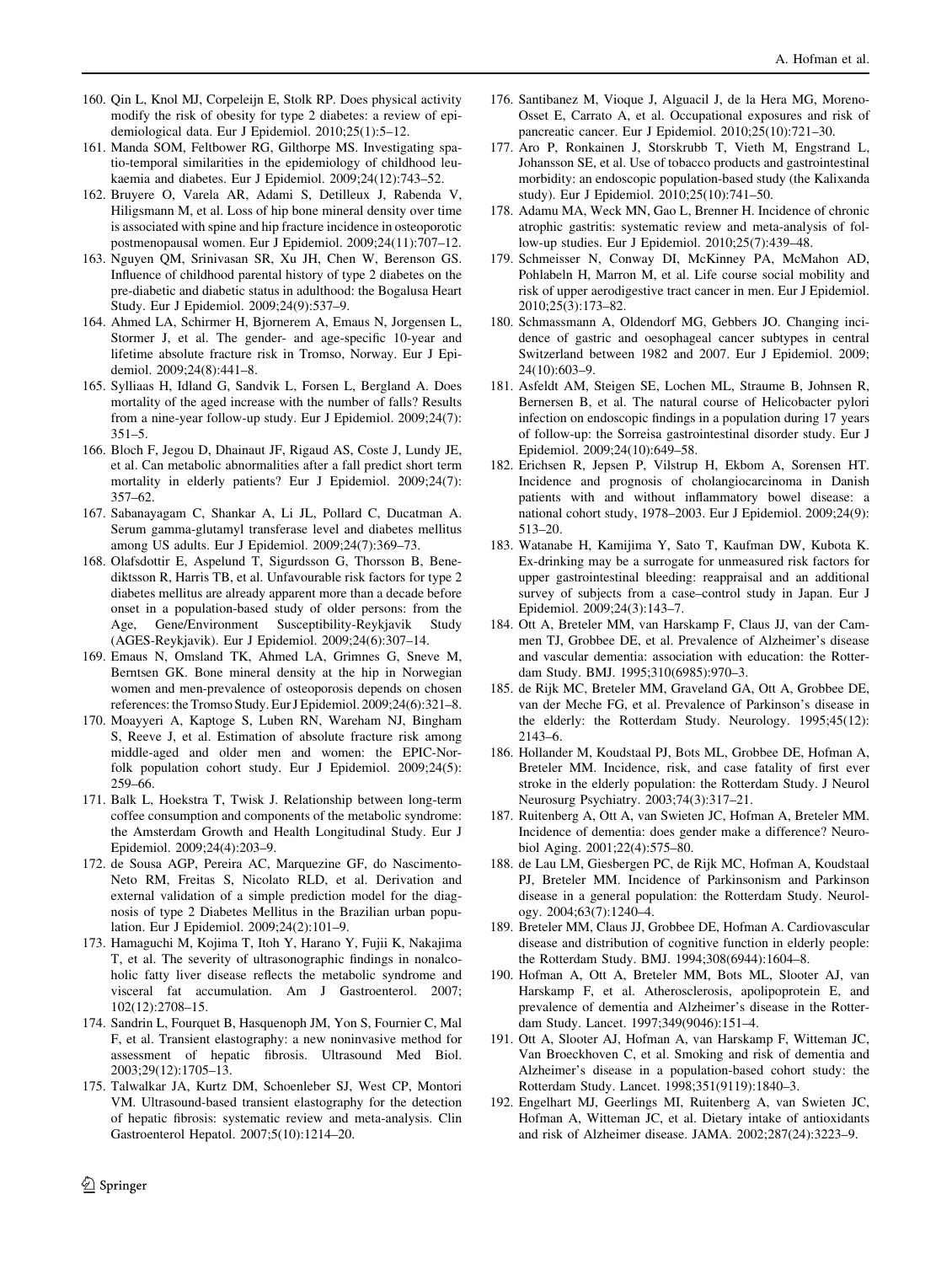160. Qin L, Knol MJ, Corpeleijn E, Stolk RP. Does physical activity modify the risk of obesity for type 2 diabetes: a review of epidemiological data. Eur J Epidemiol. 2010;25(1):5–12.
161. Manda SOM, Feltbower RG, Gilthorpe MS. Investigating spatio-temporal similarities in the epidemiology of childhood leukaemia and diabetes. Eur J Epidemiol. 2009;24(12):743–52.
162. Bruyere O, Varela AR, Adami S, Detilleux J, Rabenda V, Hiligsmann M, et al. Loss of hip bone mineral density over time is associated with spine and hip fracture incidence in osteoporotic postmenopausal women. Eur J Epidemiol. 2009;24(11):707–12.
163. Nguyen QM, Srinivasan SR, Xu JH, Chen W, Berenson GS. Influence of childhood parental history of type 2 diabetes on the pre-diabetic and diabetic status in adulthood: the Bogalusa Heart Study. Eur J Epidemiol. 2009;24(9):537–9.
164. Ahmed LA, Schirmer H, Bjornerem A, Emaus N, Jorgensen L, Stormer J, et al. The gender- and age-specific 10-year and lifetime absolute fracture risk in Tromso, Norway. Eur J Epidemiol. 2009;24(8):441–8.
165. Sylliaas H, Idland G, Sandvik L, Forsen L, Bergland A. Does mortality of the aged increase with the number of falls? Results from a nine-year follow-up study. Eur J Epidemiol. 2009;24(7): 351–5.
166. Bloch F, Jegou D, Dhainaut JF, Rigaud AS, Coste J, Lundy JE, et al. Can metabolic abnormalities after a fall predict short term mortality in elderly patients? Eur J Epidemiol. 2009;24(7): 357–62.
167. Sabanayagam C, Shankar A, Li JL, Pollard C, Ducatman A. Serum gamma-glutamyl transferase level and diabetes mellitus among US adults. Eur J Epidemiol. 2009;24(7):369–73.
168. Olafsdottir E, Aspelund T, Sigurdsson G, Thorsson B, Benediktsson R, Harris TB, et al. Unfavourable risk factors for type 2 diabetes mellitus are already apparent more than a decade before onset in a population-based study of older persons: from the Age, Gene/Environment Susceptibility-Reykjavik Study (AGES-Reykjavik). Eur J Epidemiol. 2009;24(6):307–14.
169. Emaus N, Omsland TK, Ahmed LA, Grimnes G, Sneve M, Berntsen GK. Bone mineral density at the hip in Norwegian women and men-prevalence of osteoporosis depends on chosen references: the Tromso Study. Eur J Epidemiol. 2009;24(6):321–8.
170. Moayyeri A, Kaptoge S, Luben RN, Wareham NJ, Bingham S, Reeve J, et al. Estimation of absolute fracture risk among middle-aged and older men and women: the EPIC-Norfolk population cohort study. Eur J Epidemiol. 2009;24(5): 259–66.
171. Balk L, Hoekstra T, Twisk J. Relationship between long-term coffee consumption and components of the metabolic syndrome: the Amsterdam Growth and Health Longitudinal Study. Eur J Epidemiol. 2009;24(4):203–9.
172. de Sousa AGP, Pereira AC, Marquezine GF, do Nascimento-Neto RM, Freitas S, Nicolato RLD, et al. Derivation and external validation of a simple prediction model for the diagnosis of type 2 Diabetes Mellitus in the Brazilian urban population. Eur J Epidemiol. 2009;24(2):101–9.
173. Hamaguchi M, Kojima T, Itoh Y, Harano Y, Fujii K, Nakajima T, et al. The severity of ultrasonographic findings in nonalcoholic fatty liver disease reflects the metabolic syndrome and visceral fat accumulation. Am J Gastroenterol. 2007; 102(12):2708–15.
174. Sandrin L, Fourquet B, Hasquenoph JM, Yon S, Fournier C, Mal F, et al. Transient elastography: a new noninvasive method for assessment of hepatic fibrosis. Ultrasound Med Biol. 2003;29(12):1705–13.
175. Talwalkar JA, Kurtz DM, Schoenleber SJ, West CP, Montori VM. Ultrasound-based transient elastography for the detection of hepatic fibrosis: systematic review and meta-analysis. Clin Gastroenterol Hepatol. 2007;5(10):1214–20.
176. Santibanez M, Vioque J, Alguacil J, de la Hera MG, Moreno-Osset E, Carrato A, et al. Occupational exposures and risk of pancreatic cancer. Eur J Epidemiol. 2010;25(10):721–30.
177. Aro P, Ronkainen J, Storskrubb T, Vieth M, Engstrand L, Johansson SE, et al. Use of tobacco products and gastrointestinal morbidity: an endoscopic population-based study (the Kalixanda study). Eur J Epidemiol. 2010;25(10):741–50.
178. Adamu MA, Weck MN, Gao L, Brenner H. Incidence of chronic atrophic gastritis: systematic review and meta-analysis of follow-up studies. Eur J Epidemiol. 2010;25(7):439–48.
179. Schmeisser N, Conway DI, McKinney PA, McMahon AD, Pohlabeln H, Marron M, et al. Life course social mobility and risk of upper aerodigestive tract cancer in men. Eur J Epidemiol. 2010;25(3):173–82.
180. Schmassmann A, Oldendorf MG, Gebbers JO. Changing incidence of gastric and oesophageal cancer subtypes in central Switzerland between 1982 and 2007. Eur J Epidemiol. 2009; 24(10):603–9.
181. Asfeldt AM, Steigen SE, Lochen ML, Straume B, Johnsen R, Bernersen B, et al. The natural course of Helicobacter pylori infection on endoscopic findings in a population during 17 years of follow-up: the Sorreisa gastrointestinal disorder study. Eur J Epidemiol. 2009;24(10):649–58.
182. Erichsen R, Jepsen P, Vilstrup H, Ekbom A, Sorensen HT. Incidence and prognosis of cholangiocarcinoma in Danish patients with and without inflammatory bowel disease: a national cohort study, 1978–2003. Eur J Epidemiol. 2009;24(9): 513–20.
183. Watanabe H, Kamijima Y, Sato T, Kaufman DW, Kubota K. Ex-drinking may be a surrogate for unmeasured risk factors for upper gastrointestinal bleeding: reappraisal and an additional survey of subjects from a case–control study in Japan. Eur J Epidemiol. 2009;24(3):143–7.
184. Ott A, Breteler MM, van Harskamp F, Claus JJ, van der Cammen TJ, Grobbee DE, et al. Prevalence of Alzheimer's disease and vascular dementia: association with education: the Rotterdam Study. BMJ. 1995;310(6985):970–3.
185. de Rijk MC, Breteler MM, Graveland GA, Ott A, Grobbee DE, van der Meche FG, et al. Prevalence of Parkinson's disease in the elderly: the Rotterdam Study. Neurology. 1995;45(12): 2143–6.
186. Hollander M, Koudstaal PJ, Bots ML, Grobbee DE, Hofman A, Breteler MM. Incidence, risk, and case fatality of first ever stroke in the elderly population: the Rotterdam Study. J Neurol Neurosurg Psychiatry. 2003;74(3):317–21.
187. Ruitenberg A, Ott A, van Swieten JC, Hofman A, Breteler MM. Incidence of dementia: does gender make a difference? Neurobiol Aging. 2001;22(4):575–80.
188. de Lau LM, Giesbergen PC, de Rijk MC, Hofman A, Koudstaal PJ, Breteler MM. Incidence of Parkinsonism and Parkinson disease in a general population: the Rotterdam Study. Neurology. 2004;63(7):1240–4.
189. Breteler MM, Claus JJ, Grobbee DE, Hofman A. Cardiovascular disease and distribution of cognitive function in elderly people: the Rotterdam Study. BMJ. 1994;308(6944):1604–8.
190. Hofman A, Ott A, Breteler MM, Bots ML, Slooter AJ, van Harskamp F, et al. Atherosclerosis, apolipoprotein E, and prevalence of dementia and Alzheimer's disease in the Rotterdam Study. Lancet. 1997;349(9046):151–4.
191. Ott A, Slooter AJ, Hofman A, van Harskamp F, Witteman JC, Van Broeckhoven C, et al. Smoking and risk of dementia and Alzheimer's disease in a population-based cohort study: the Rotterdam Study. Lancet. 1998;351(9119):1840–3.
192. Engelhart MJ, Geerlings MI, Ruitenberg A, van Swieten JC, Hofman A, Witteman JC, et al. Dietary intake of antioxidants and risk of Alzheimer disease. JAMA. 2002;287(24):3223–9.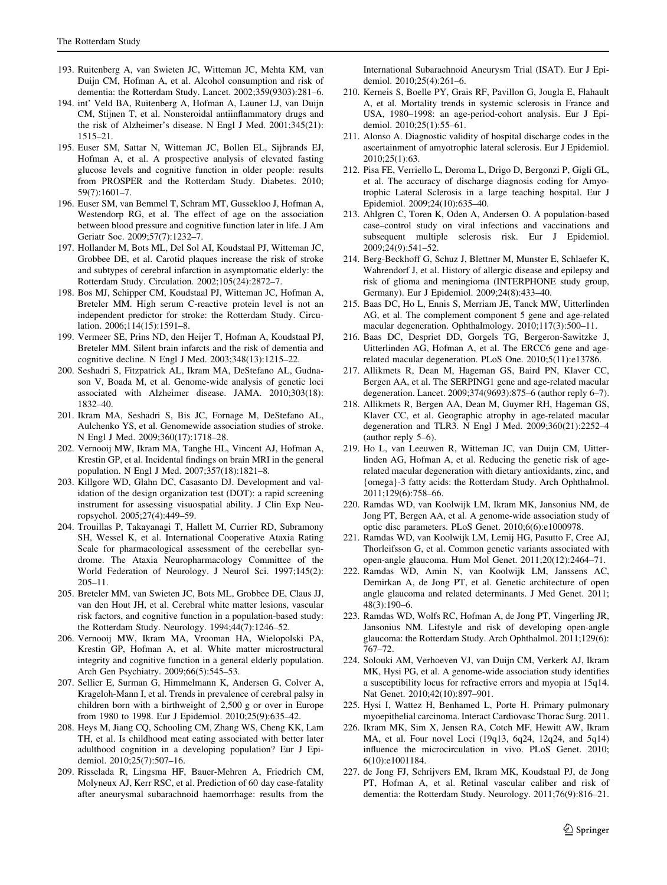193. Ruitenberg A, van Swieten JC, Witteman JC, Mehta KM, van Duijn CM, Hofman A, et al. Alcohol consumption and risk of dementia: the Rotterdam Study. Lancet. 2002;359(9303):281–6.
194. int' Veld BA, Ruitenberg A, Hofman A, Launer LJ, van Duijn CM, Stijnen T, et al. Nonsteroidal antiinflammatory drugs and the risk of Alzheimer's disease. N Engl J Med. 2001;345(21): 1515–21.
195. Euser SM, Sattar N, Witteman JC, Bollen EL, Sijbrands EJ, Hofman A, et al. A prospective analysis of elevated fasting glucose levels and cognitive function in older people: results from PROSPER and the Rotterdam Study. Diabetes. 2010; 59(7):1601–7.
196. Euser SM, van Bemmel T, Schram MT, Gussekloo J, Hofman A, Westendorp RG, et al. The effect of age on the association between blood pressure and cognitive function later in life. J Am Geriatr Soc. 2009;57(7):1232–7.
197. Hollander M, Bots ML, Del Sol AI, Koudstaal PJ, Witteman JC, Grobbee DE, et al. Carotid plaques increase the risk of stroke and subtypes of cerebral infarction in asymptomatic elderly: the Rotterdam Study. Circulation. 2002;105(24):2872–7.
198. Bos MJ, Schipper CM, Koudstaal PJ, Witteman JC, Hofman A, Breteler MM. High serum C-reactive protein level is not an independent predictor for stroke: the Rotterdam Study. Circulation. 2006;114(15):1591–8.
199. Vermeer SE, Prins ND, den Heijer T, Hofman A, Koudstaal PJ, Breteler MM. Silent brain infarcts and the risk of dementia and cognitive decline. N Engl J Med. 2003;348(13):1215–22.
200. Seshadri S, Fitzpatrick AL, Ikram MA, DeStefano AL, Gudnason V, Boada M, et al. Genome-wide analysis of genetic loci associated with Alzheimer disease. JAMA. 2010;303(18): 1832–40.
201. Ikram MA, Seshadri S, Bis JC, Fornage M, DeStefano AL, Aulchenko YS, et al. Genomewide association studies of stroke. N Engl J Med. 2009;360(17):1718–28.
202. Vernooij MW, Ikram MA, Tanghe HL, Vincent AJ, Hofman A, Krestin GP, et al. Incidental findings on brain MRI in the general population. N Engl J Med. 2007;357(18):1821–8.
203. Killgore WD, Glahn DC, Casasanto DJ. Development and validation of the design organization test (DOT): a rapid screening instrument for assessing visuospatial ability. J Clin Exp Neuropsychol. 2005;27(4):449–59.
204. Trouillas P, Takayanagi T, Hallett M, Currier RD, Subramony SH, Wessel K, et al. International Cooperative Ataxia Rating Scale for pharmacological assessment of the cerebellar syndrome. The Ataxia Neuropharmacology Committee of the World Federation of Neurology. J Neurol Sci. 1997;145(2): 205–11.
205. Breteler MM, van Swieten JC, Bots ML, Grobbee DE, Claus JJ, van den Hout JH, et al. Cerebral white matter lesions, vascular risk factors, and cognitive function in a population-based study: the Rotterdam Study. Neurology. 1994;44(7):1246–52.
206. Vernooij MW, Ikram MA, Vrooman HA, Wielopolski PA, Krestin GP, Hofman A, et al. White matter microstructural integrity and cognitive function in a general elderly population. Arch Gen Psychiatry. 2009;66(5):545–53.
207. Sellier E, Surman G, Himmelmann K, Andersen G, Colver A, Krageloh-Mann I, et al. Trends in prevalence of cerebral palsy in children born with a birthweight of 2,500 g or over in Europe from 1980 to 1998. Eur J Epidemiol. 2010;25(9):635–42.
208. Heys M, Jiang CQ, Schooling CM, Zhang WS, Cheng KK, Lam TH, et al. Is childhood meat eating associated with better later adulthood cognition in a developing population? Eur J Epidemiol. 2010;25(7):507–16.
209. Risselada R, Lingsma HF, Bauer-Mehren A, Friedrich CM, Molyneux AJ, Kerr RSC, et al. Prediction of 60 day case-fatality after aneurysmal subarachnoid haemorrhage: results from the International Subarachnoid Aneurysm Trial (ISAT). Eur J Epidemiol. 2010;25(4):261–6.
210. Kerneis S, Boelle PY, Grais RF, Pavillon G, Jougla E, Flahault A, et al. Mortality trends in systemic sclerosis in France and USA, 1980–1998: an age-period-cohort analysis. Eur J Epidemiol. 2010;25(1):55–61.
211. Alonso A. Diagnostic validity of hospital discharge codes in the ascertainment of amyotrophic lateral sclerosis. Eur J Epidemiol. 2010;25(1):63.
212. Pisa FE, Verriello L, Deroma L, Drigo D, Bergonzi P, Gigli GL, et al. The accuracy of discharge diagnosis coding for Amyotrophic Lateral Sclerosis in a large teaching hospital. Eur J Epidemiol. 2009;24(10):635–40.
213. Ahlgren C, Toren K, Oden A, Andersen O. A population-based case–control study on viral infections and vaccinations and subsequent multiple sclerosis risk. Eur J Epidemiol. 2009;24(9):541–52.
214. Berg-Beckhoff G, Schuz J, Blettner M, Munster E, Schlaefer K, Wahrendorf J, et al. History of allergic disease and epilepsy and risk of glioma and meningioma (INTERPHONE study group, Germany). Eur J Epidemiol. 2009;24(8):433–40.
215. Baas DC, Ho L, Ennis S, Merriam JE, Tanck MW, Uitterlinden AG, et al. The complement component 5 gene and age-related macular degeneration. Ophthalmology. 2010;117(3):500–11.
216. Baas DC, Despriet DD, Gorgels TG, Bergeron-Sawitzke J, Uitterlinden AG, Hofman A, et al. The ERCC6 gene and age-related macular degeneration. PLoS One. 2010;5(11):e13786.
217. Allikmets R, Dean M, Hageman GS, Baird PN, Klaver CC, Bergen AA, et al. The SERPING1 gene and age-related macular degeneration. Lancet. 2009;374(9693):875–6 (author reply 6–7).
218. Allikmets R, Bergen AA, Dean M, Guymer RH, Hageman GS, Klaver CC, et al. Geographic atrophy in age-related macular degeneration and TLR3. N Engl J Med. 2009;360(21):2252–4 (author reply 5–6).
219. Ho L, van Leeuwen R, Witteman JC, van Duijn CM, Uitterlinden AG, Hofman A, et al. Reducing the genetic risk of age-related macular degeneration with dietary antioxidants, zinc, and {omega}-3 fatty acids: the Rotterdam Study. Arch Ophthalmol. 2011;129(6):758–66.
220. Ramdas WD, van Koolwijk LM, Ikram MK, Jansonius NM, de Jong PT, Bergen AA, et al. A genome-wide association study of optic disc parameters. PLoS Genet. 2010;6(6):e1000978.
221. Ramdas WD, van Koolwijk LM, Lemij HG, Pasutto F, Cree AJ, Thorleifsson G, et al. Common genetic variants associated with open-angle glaucoma. Hum Mol Genet. 2011;20(12):2464–71.
222. Ramdas WD, Amin N, van Koolwijk LM, Janssens AC, Demirkan A, de Jong PT, et al. Genetic architecture of open angle glaucoma and related determinants. J Med Genet. 2011; 48(3):190–6.
223. Ramdas WD, Wolfs RC, Hofman A, de Jong PT, Vingerling JR, Jansonius NM. Lifestyle and risk of developing open-angle glaucoma: the Rotterdam Study. Arch Ophthalmol. 2011;129(6): 767–72.
224. Solouki AM, Verhoeven VJ, van Duijn CM, Verkerk AJ, Ikram MK, Hysi PG, et al. A genome-wide association study identifies a susceptibility locus for refractive errors and myopia at 15q14. Nat Genet. 2010;42(10):897–901.
225. Hysi I, Wattez H, Benhamed L, Porte H. Primary pulmonary myoepithelial carcinoma. Interact Cardiovasc Thorac Surg. 2011.
226. Ikram MK, Sim X, Jensen RA, Cotch MF, Hewitt AW, Ikram MA, et al. Four novel Loci (19q13, 6q24, 12q24, and 5q14) influence the microcirculation in vivo. PLoS Genet. 2010; 6(10):e1001184.
227. de Jong FJ, Schrijvers EM, Ikram MK, Koudstaal PJ, de Jong PT, Hofman A, et al. Retinal vascular caliber and risk of dementia: the Rotterdam Study. Neurology. 2011;76(9):816–21.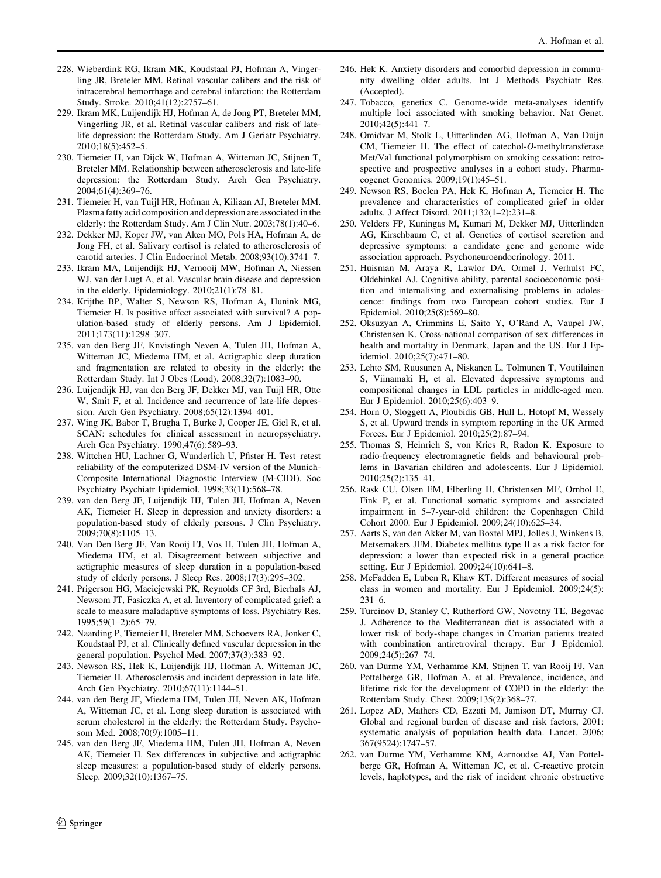228. Wieberdink RG, Ikram MK, Koudstaal PJ, Hofman A, Vingerling JR, Breteler MM. Retinal vascular calibers and the risk of intracerebral hemorrhage and cerebral infarction: the Rotterdam Study. Stroke. 2010;41(12):2757–61.
229. Ikram MK, Luijendijk HJ, Hofman A, de Jong PT, Breteler MM, Vingerling JR, et al. Retinal vascular calibers and risk of late-life depression: the Rotterdam Study. Am J Geriatr Psychiatry. 2010;18(5):452–5.
230. Tiemeier H, van Dijck W, Hofman A, Witteman JC, Stijnen T, Breteler MM. Relationship between atherosclerosis and late-life depression: the Rotterdam Study. Arch Gen Psychiatry. 2004;61(4):369–76.
231. Tiemeier H, van Tuijl HR, Hofman A, Kiliaan AJ, Breteler MM. Plasma fatty acid composition and depression are associated in the elderly: the Rotterdam Study. Am J Clin Nutr. 2003;78(1):40–6.
232. Dekker MJ, Koper JW, van Aken MO, Pols HA, Hofman A, de Jong FH, et al. Salivary cortisol is related to atherosclerosis of carotid arteries. J Clin Endocrinol Metab. 2008;93(10):3741–7.
233. Ikram MA, Luijendijk HJ, Vernooij MW, Hofman A, Niessen WJ, van der Lugt A, et al. Vascular brain disease and depression in the elderly. Epidemiology. 2010;21(1):78–81.
234. Krijthe BP, Walter S, Newson RS, Hofman A, Hunink MG, Tiemeier H. Is positive affect associated with survival? A population-based study of elderly persons. Am J Epidemiol. 2011;173(11):1298–307.
235. van den Berg JF, Knvistingh Neven A, Tulen JH, Hofman A, Witteman JC, Miedema HM, et al. Actigraphic sleep duration and fragmentation are related to obesity in the elderly: the Rotterdam Study. Int J Obes (Lond). 2008;32(7):1083–90.
236. Luijendijk HJ, van den Berg JF, Dekker MJ, van Tuijl HR, Otte W, Smit F, et al. Incidence and recurrence of late-life depression. Arch Gen Psychiatry. 2008;65(12):1394–401.
237. Wing JK, Babor T, Brugha T, Burke J, Cooper JE, Giel R, et al. SCAN: schedules for clinical assessment in neuropsychiatry. Arch Gen Psychiatry. 1990;47(6):589–93.
238. Wittchen HU, Lachner G, Wunderlich U, Pfister H. Test–retest reliability of the computerized DSM-IV version of the Munich-Composite International Diagnostic Interview (M-CIDI). Soc Psychiatry Psychiatr Epidemiol. 1998;33(11):568–78.
239. van den Berg JF, Luijendijk HJ, Tulen JH, Hofman A, Neven AK, Tiemeier H. Sleep in depression and anxiety disorders: a population-based study of elderly persons. J Clin Psychiatry. 2009;70(8):1105–13.
240. Van Den Berg JF, Van Rooij FJ, Vos H, Tulen JH, Hofman A, Miedema HM, et al. Disagreement between subjective and actigraphic measures of sleep duration in a population-based study of elderly persons. J Sleep Res. 2008;17(3):295–302.
241. Prigerson HG, Maciejewski PK, Reynolds CF 3rd, Bierhals AJ, Newsom JT, Fasiczka A, et al. Inventory of complicated grief: a scale to measure maladaptive symptoms of loss. Psychiatry Res. 1995;59(1–2):65–79.
242. Naarding P, Tiemeier H, Breteler MM, Schoevers RA, Jonker C, Koudstaal PJ, et al. Clinically defined vascular depression in the general population. Psychol Med. 2007;37(3):383–92.
243. Newson RS, Hek K, Luijendijk HJ, Hofman A, Witteman JC, Tiemeier H. Atherosclerosis and incident depression in late life. Arch Gen Psychiatry. 2010;67(11):1144–51.
244. van den Berg JF, Miedema HM, Tulen JH, Neven AK, Hofman A, Witteman JC, et al. Long sleep duration is associated with serum cholesterol in the elderly: the Rotterdam Study. Psychosom Med. 2008;70(9):1005–11.
245. van den Berg JF, Miedema HM, Tulen JH, Hofman A, Neven AK, Tiemeier H. Sex differences in subjective and actigraphic sleep measures: a population-based study of elderly persons. Sleep. 2009;32(10):1367–75.
246. Hek K. Anxiety disorders and comorbid depression in community dwelling older adults. Int J Methods Psychiatr Res. (Accepted).
247. Tobacco, genetics C. Genome-wide meta-analyses identify multiple loci associated with smoking behavior. Nat Genet. 2010;42(5):441–7.
248. Omidvar M, Stolk L, Uitterlinden AG, Hofman A, Van Duijn CM, Tiemeier H. The effect of catechol-*O*-methyltransferase Met/Val functional polymorphism on smoking cessation: retrospective and prospective analyses in a cohort study. Pharmacogenet Genomics. 2009;19(1):45–51.
249. Newson RS, Boelen PA, Hek K, Hofman A, Tiemeier H. The prevalence and characteristics of complicated grief in older adults. J Affect Disord. 2011;132(1–2):231–8.
250. Velders FP, Kuningas M, Kumari M, Dekker MJ, Uitterlinden AG, Kirschbaum C, et al. Genetics of cortisol secretion and depressive symptoms: a candidate gene and genome wide association approach. Psychoneuroendocrinology. 2011.
251. Huisman M, Araya R, Lawlor DA, Ormel J, Verhulst FC, Oldehinkel AJ. Cognitive ability, parental socioeconomic position and internalising and externalising problems in adolescence: findings from two European cohort studies. Eur J Epidemiol. 2010;25(8):569–80.
252. Oksuzyan A, Crimmins E, Saito Y, O'Rand A, Vaupel JW, Christensen K. Cross-national comparison of sex differences in health and mortality in Denmark, Japan and the US. Eur J Epidemiol. 2010;25(7):471–80.
253. Lehto SM, Ruusunen A, Niskanen L, Tolmunen T, Voutilainen S, Viinamaki H, et al. Elevated depressive symptoms and compositional changes in LDL particles in middle-aged men. Eur J Epidemiol. 2010;25(6):403–9.
254. Horn O, Sloggett A, Ploubidis GB, Hull L, Hotopf M, Wessely S, et al. Upward trends in symptom reporting in the UK Armed Forces. Eur J Epidemiol. 2010;25(2):87–94.
255. Thomas S, Heinrich S, von Kries R, Radon K. Exposure to radio-frequency electromagnetic fields and behavioural problems in Bavarian children and adolescents. Eur J Epidemiol. 2010;25(2):135–41.
256. Rask CU, Olsen EM, Elberling H, Christensen MF, Ornbol E, Fink P, et al. Functional somatic symptoms and associated impairment in 5–7-year-old children: the Copenhagen Child Cohort 2000. Eur J Epidemiol. 2009;24(10):625–34.
257. Aarts S, van den Akker M, van Boxtel MPJ, Jolles J, Winkens B, Metsemakers JFM. Diabetes mellitus type II as a risk factor for depression: a lower than expected risk in a general practice setting. Eur J Epidemiol. 2009;24(10):641–8.
258. McFadden E, Luben R, Khaw KT. Different measures of social class in women and mortality. Eur J Epidemiol. 2009;24(5):231–6.
259. Turcinov D, Stanley C, Rutherford GW, Novotny TE, Begovac J. Adherence to the Mediterranean diet is associated with a lower risk of body-shape changes in Croatian patients treated with combination antiretroviral therapy. Eur J Epidemiol. 2009;24(5):267–74.
260. van Durme YM, Verhamme KM, Stijnen T, van Rooij FJ, Van Pottelberge GR, Hofman A, et al. Prevalence, incidence, and lifetime risk for the development of COPD in the elderly: the Rotterdam Study. Chest. 2009;135(2):368–77.
261. Lopez AD, Mathers CD, Ezzati M, Jamison DT, Murray CJ. Global and regional burden of disease and risk factors, 2001: systematic analysis of population health data. Lancet. 2006; 367(9524):1747–57.
262. van Durme YM, Verhamme KM, Aarnoudse AJ, Van Pottelberge GR, Hofman A, Witteman JC, et al. C-reactive protein levels, haplotypes, and the risk of incident chronic obstructive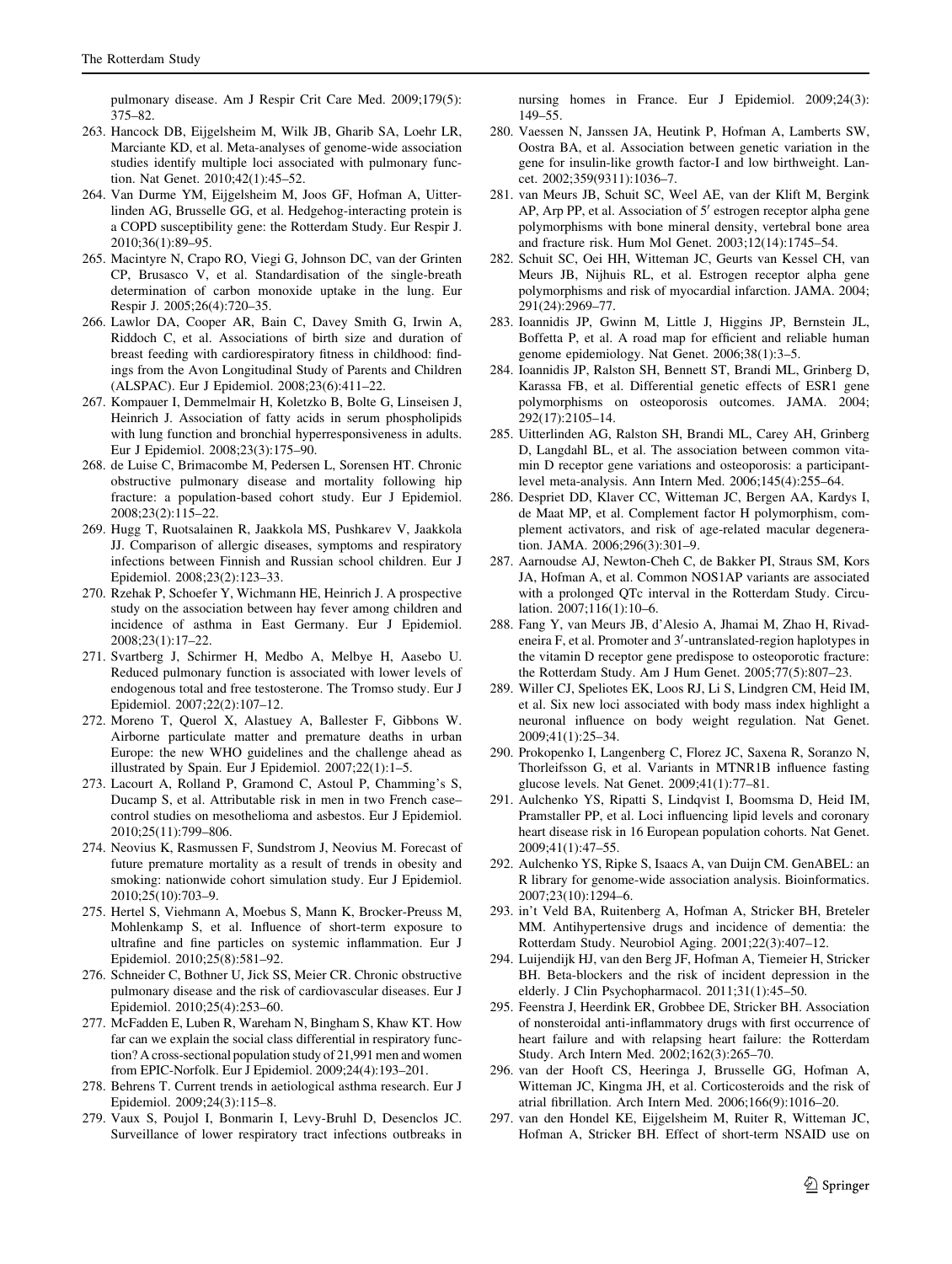pulmonary disease. Am J Respir Crit Care Med. 2009;179(5): 375–82.

263. Hancock DB, Eijgelsheim M, Wilk JB, Gharib SA, Loehr LR, Marciante KD, et al. Meta-analyses of genome-wide association studies identify multiple loci associated with pulmonary function. Nat Genet. 2010;42(1):45–52.
264. Van Durme YM, Eijgelsheim M, Joos GF, Hofman A, Uitterlinden AG, Brusselle GG, et al. Hedgehog-interacting protein is a COPD susceptibility gene: the Rotterdam Study. Eur Respir J. 2010;36(1):89–95.
265. Macintyre N, Crapo RO, Viegi G, Johnson DC, van der Grinten CP, Brusasco V, et al. Standardisation of the single-breath determination of carbon monoxide uptake in the lung. Eur Respir J. 2005;26(4):720–35.
266. Lawlor DA, Cooper AR, Bain C, Davey Smith G, Irwin A, Riddoch C, et al. Associations of birth size and duration of breast feeding with cardiorespiratory fitness in childhood: findings from the Avon Longitudinal Study of Parents and Children (ALSPAC). Eur J Epidemiol. 2008;23(6):411–22.
267. Kompauer I, Demmelmair H, Koletzko B, Bolte G, Linseisen J, Heinrich J. Association of fatty acids in serum phospholipids with lung function and bronchial hyperresponsiveness in adults. Eur J Epidemiol. 2008;23(3):175–90.
268. de Luise C, Brimacombe M, Pedersen L, Sorensen HT. Chronic obstructive pulmonary disease and mortality following hip fracture: a population-based cohort study. Eur J Epidemiol. 2008;23(2):115–22.
269. Hugg T, Ruotsalainen R, Jaakkola MS, Pushkarev V, Jaakkola JJ. Comparison of allergic diseases, symptoms and respiratory infections between Finnish and Russian school children. Eur J Epidemiol. 2008;23(2):123–33.
270. Rzehak P, Schoefer Y, Wichmann HE, Heinrich J. A prospective study on the association between hay fever among children and incidence of asthma in East Germany. Eur J Epidemiol. 2008;23(1):17–22.
271. Svartberg J, Schirmer H, Medbo A, Melbye H, Aasebo U. Reduced pulmonary function is associated with lower levels of endogenous total and free testosterone. The Tromso study. Eur J Epidemiol. 2007;22(2):107–12.
272. Moreno T, Querol X, Alastuey A, Ballester F, Gibbons W. Airborne particulate matter and premature deaths in urban Europe: the new WHO guidelines and the challenge ahead as illustrated by Spain. Eur J Epidemiol. 2007;22(1):1–5.
273. Lacourt A, Rolland P, Gramond C, Astoul P, Chamming's S, Ducamp S, et al. Attributable risk in men in two French case–control studies on mesothelioma and asbestos. Eur J Epidemiol. 2010;25(11):799–806.
274. Neovius K, Rasmussen F, Sundstrom J, Neovius M. Forecast of future premature mortality as a result of trends in obesity and smoking: nationwide cohort simulation study. Eur J Epidemiol. 2010;25(10):703–9.
275. Hertel S, Viehmann A, Moebus S, Mann K, Brocker-Preuss M, Mohlenkamp S, et al. Influence of short-term exposure to ultrafine and fine particles on systemic inflammation. Eur J Epidemiol. 2010;25(8):581–92.
276. Schneider C, Bothner U, Jick SS, Meier CR. Chronic obstructive pulmonary disease and the risk of cardiovascular diseases. Eur J Epidemiol. 2010;25(4):253–60.
277. McFadden E, Luben R, Wareham N, Bingham S, Khaw KT. How far can we explain the social class differential in respiratory function? A cross-sectional population study of 21,991 men and women from EPIC-Norfolk. Eur J Epidemiol. 2009;24(4):193–201.
278. Behrens T. Current trends in aetiological asthma research. Eur J Epidemiol. 2009;24(3):115–8.
279. Vaux S, Poujol I, Bonmarin I, Levy-Bruhl D, Desenclos JC. Surveillance of lower respiratory tract infections outbreaks in nursing homes in France. Eur J Epidemiol. 2009;24(3): 149–55.
280. Vaessen N, Janssen JA, Heutink P, Hofman A, Lamberts SW, Oostra BA, et al. Association between genetic variation in the gene for insulin-like growth factor-I and low birthweight. Lancet. 2002;359(9311):1036–7.
281. van Meurs JB, Schuit SC, Weel AE, van der Klift M, Bergink AP, Arp PP, et al. Association of 5′ estrogen receptor alpha gene polymorphisms with bone mineral density, vertebral bone area and fracture risk. Hum Mol Genet. 2003;12(14):1745–54.
282. Schuit SC, Oei HH, Witteman JC, Geurts van Kessel CH, van Meurs JB, Nijhuis RL, et al. Estrogen receptor alpha gene polymorphisms and risk of myocardial infarction. JAMA. 2004; 291(24):2969–77.
283. Ioannidis JP, Gwinn M, Little J, Higgins JP, Bernstein JL, Boffetta P, et al. A road map for efficient and reliable human genome epidemiology. Nat Genet. 2006;38(1):3–5.
284. Ioannidis JP, Ralston SH, Bennett ST, Brandi ML, Grinberg D, Karassa FB, et al. Differential genetic effects of ESR1 gene polymorphisms on osteoporosis outcomes. JAMA. 2004; 292(17):2105–14.
285. Uitterlinden AG, Ralston SH, Brandi ML, Carey AH, Grinberg D, Langdahl BL, et al. The association between common vitamin D receptor gene variations and osteoporosis: a participant-level meta-analysis. Ann Intern Med. 2006;145(4):255–64.
286. Despriet DD, Klaver CC, Witteman JC, Bergen AA, Kardys I, de Maat MP, et al. Complement factor H polymorphism, complement activators, and risk of age-related macular degeneration. JAMA. 2006;296(3):301–9.
287. Aarnoudse AJ, Newton-Cheh C, de Bakker PI, Straus SM, Kors JA, Hofman A, et al. Common NOS1AP variants are associated with a prolonged QTc interval in the Rotterdam Study. Circulation. 2007;116(1):10–6.
288. Fang Y, van Meurs JB, d'Alesio A, Jhamai M, Zhao H, Rivadeneira F, et al. Promoter and 3′-untranslated-region haplotypes in the vitamin D receptor gene predispose to osteoporotic fracture: the Rotterdam Study. Am J Hum Genet. 2005;77(5):807–23.
289. Willer CJ, Speliotes EK, Loos RJ, Li S, Lindgren CM, Heid IM, et al. Six new loci associated with body mass index highlight a neuronal influence on body weight regulation. Nat Genet. 2009;41(1):25–34.
290. Prokopenko I, Langenberg C, Florez JC, Saxena R, Soranzo N, Thorleifsson G, et al. Variants in MTNR1B influence fasting glucose levels. Nat Genet. 2009;41(1):77–81.
291. Aulchenko YS, Ripatti S, Lindqvist I, Boomsma D, Heid IM, Pramstaller PP, et al. Loci influencing lipid levels and coronary heart disease risk in 16 European population cohorts. Nat Genet. 2009;41(1):47–55.
292. Aulchenko YS, Ripke S, Isaacs A, van Duijn CM. GenABEL: an R library for genome-wide association analysis. Bioinformatics. 2007;23(10):1294–6.
293. in't Veld BA, Ruitenberg A, Hofman A, Stricker BH, Breteler MM. Antihypertensive drugs and incidence of dementia: the Rotterdam Study. Neurobiol Aging. 2001;22(3):407–12.
294. Luijendijk HJ, van den Berg JF, Hofman A, Tiemeier H, Stricker BH. Beta-blockers and the risk of incident depression in the elderly. J Clin Psychopharmacol. 2011;31(1):45–50.
295. Feenstra J, Heerdink ER, Grobbee DE, Stricker BH. Association of nonsteroidal anti-inflammatory drugs with first occurrence of heart failure and with relapsing heart failure: the Rotterdam Study. Arch Intern Med. 2002;162(3):265–70.
296. van der Hooft CS, Heeringa J, Brusselle GG, Hofman A, Witteman JC, Kingma JH, et al. Corticosteroids and the risk of atrial fibrillation. Arch Intern Med. 2006;166(9):1016–20.
297. van den Hondel KE, Eijgelsheim M, Ruiter R, Witteman JC, Hofman A, Stricker BH. Effect of short-term NSAID use on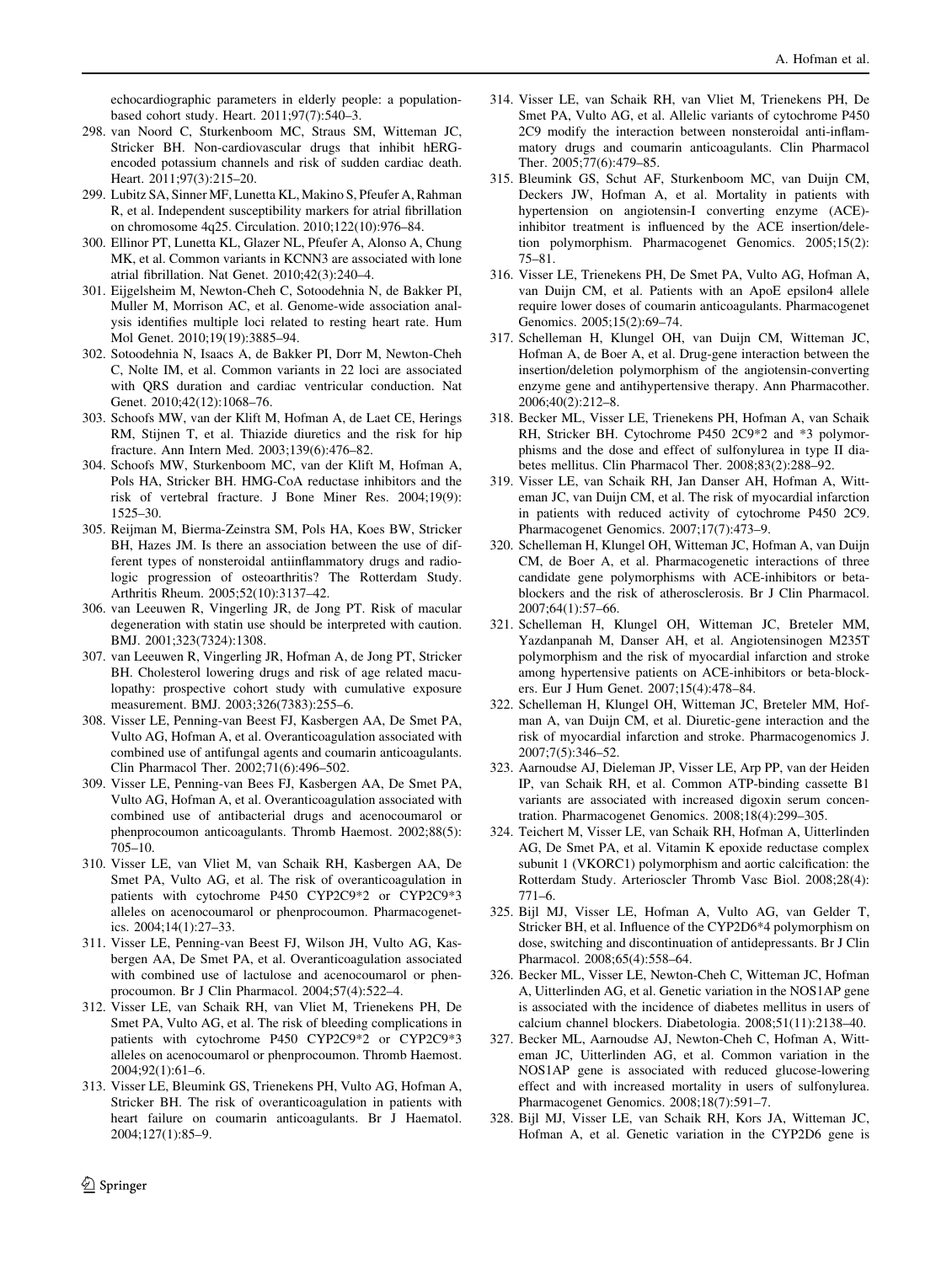echocardiographic parameters in elderly people: a population-based cohort study. Heart. 2011;97(7):540–3.

298. van Noord C, Sturkenboom MC, Straus SM, Witteman JC, Stricker BH. Non-cardiovascular drugs that inhibit hERG-encoded potassium channels and risk of sudden cardiac death. Heart. 2011;97(3):215–20.
299. Lubitz SA, Sinner MF, Lunetta KL, Makino S, Pfeufer A, Rahman R, et al. Independent susceptibility markers for atrial fibrillation on chromosome 4q25. Circulation. 2010;122(10):976–84.
300. Ellinor PT, Lunetta KL, Glazer NL, Pfeufer A, Alonso A, Chung MK, et al. Common variants in KCNN3 are associated with lone atrial fibrillation. Nat Genet. 2010;42(3):240–4.
301. Eijgelsheim M, Newton-Cheh C, Sotoodehnia N, de Bakker PI, Muller M, Morrison AC, et al. Genome-wide association analysis identifies multiple loci related to resting heart rate. Hum Mol Genet. 2010;19(19):3885–94.
302. Sotoodehnia N, Isaacs A, de Bakker PI, Dorr M, Newton-Cheh C, Nolte IM, et al. Common variants in 22 loci are associated with QRS duration and cardiac ventricular conduction. Nat Genet. 2010;42(12):1068–76.
303. Schoofs MW, van der Klift M, Hofman A, de Laet CE, Herings RM, Stijnen T, et al. Thiazide diuretics and the risk for hip fracture. Ann Intern Med. 2003;139(6):476–82.
304. Schoofs MW, Sturkenboom MC, van der Klift M, Hofman A, Pols HA, Stricker BH. HMG-CoA reductase inhibitors and the risk of vertebral fracture. J Bone Miner Res. 2004;19(9):1525–30.
305. Reijman M, Bierma-Zeinstra SM, Pols HA, Koes BW, Stricker BH, Hazes JM. Is there an association between the use of different types of nonsteroidal antiinflammatory drugs and radiologic progression of osteoarthritis? The Rotterdam Study. Arthritis Rheum. 2005;52(10):3137–42.
306. van Leeuwen R, Vingerling JR, de Jong PT. Risk of macular degeneration with statin use should be interpreted with caution. BMJ. 2001;323(7324):1308.
307. van Leeuwen R, Vingerling JR, Hofman A, de Jong PT, Stricker BH. Cholesterol lowering drugs and risk of age related maculopathy: prospective cohort study with cumulative exposure measurement. BMJ. 2003;326(7383):255–6.
308. Visser LE, Penning-van Beest FJ, Kasbergen AA, De Smet PA, Vulto AG, Hofman A, et al. Overanticoagulation associated with combined use of antifungal agents and coumarin anticoagulants. Clin Pharmacol Ther. 2002;71(6):496–502.
309. Visser LE, Penning-van Bees FJ, Kasbergen AA, De Smet PA, Vulto AG, Hofman A, et al. Overanticoagulation associated with combined use of antibacterial drugs and acenocoumarol or phenprocoumon anticoagulants. Thromb Haemost. 2002;88(5):705–10.
310. Visser LE, van Vliet M, van Schaik RH, Kasbergen AA, De Smet PA, Vulto AG, et al. The risk of overanticoagulation in patients with cytochrome P450 CYP2C9*2 or CYP2C9*3 alleles on acenocoumarol or phenprocoumon. Pharmacogenetics. 2004;14(1):27–33.
311. Visser LE, Penning-van Beest FJ, Wilson JH, Vulto AG, Kasbergen AA, De Smet PA, et al. Overanticoagulation associated with combined use of lactulose and acenocoumarol or phenprocoumon. Br J Clin Pharmacol. 2004;57(4):522–4.
312. Visser LE, van Schaik RH, van Vliet M, Trienekens PH, De Smet PA, Vulto AG, et al. The risk of bleeding complications in patients with cytochrome P450 CYP2C9*2 or CYP2C9*3 alleles on acenocoumarol or phenprocoumon. Thromb Haemost. 2004;92(1):61–6.
313. Visser LE, Bleumink GS, Trienekens PH, Vulto AG, Hofman A, Stricker BH. The risk of overanticoagulation in patients with heart failure on coumarin anticoagulants. Br J Haematol. 2004;127(1):85–9.
314. Visser LE, van Schaik RH, van Vliet M, Trienekens PH, De Smet PA, Vulto AG, et al. Allelic variants of cytochrome P450 2C9 modify the interaction between nonsteroidal anti-inflammatory drugs and coumarin anticoagulants. Clin Pharmacol Ther. 2005;77(6):479–85.
315. Bleumink GS, Schut AF, Sturkenboom MC, van Duijn CM, Deckers JW, Hofman A, et al. Mortality in patients with hypertension on angiotensin-I converting enzyme (ACE)-inhibitor treatment is influenced by the ACE insertion/deletion polymorphism. Pharmacogenet Genomics. 2005;15(2):75–81.
316. Visser LE, Trienekens PH, De Smet PA, Vulto AG, Hofman A, van Duijn CM, et al. Patients with an ApoE epsilon4 allele require lower doses of coumarin anticoagulants. Pharmacogenet Genomics. 2005;15(2):69–74.
317. Schelleman H, Klungel OH, van Duijn CM, Witteman JC, Hofman A, de Boer A, et al. Drug-gene interaction between the insertion/deletion polymorphism of the angiotensin-converting enzyme gene and antihypertensive therapy. Ann Pharmacother. 2006;40(2):212–8.
318. Becker ML, Visser LE, Trienekens PH, Hofman A, van Schaik RH, Stricker BH. Cytochrome P450 2C9*2 and *3 polymorphisms and the dose and effect of sulfonylurea in type II diabetes mellitus. Clin Pharmacol Ther. 2008;83(2):288–92.
319. Visser LE, van Schaik RH, Jan Danser AH, Hofman A, Witteman JC, van Duijn CM, et al. The risk of myocardial infarction in patients with reduced activity of cytochrome P450 2C9. Pharmacogenet Genomics. 2007;17(7):473–9.
320. Schelleman H, Klungel OH, Witteman JC, Hofman A, van Duijn CM, de Boer A, et al. Pharmacogenetic interactions of three candidate gene polymorphisms with ACE-inhibitors or beta-blockers and the risk of atherosclerosis. Br J Clin Pharmacol. 2007;64(1):57–66.
321. Schelleman H, Klungel OH, Witteman JC, Breteler MM, Yazdanpanah M, Danser AH, et al. Angiotensinogen M235T polymorphism and the risk of myocardial infarction and stroke among hypertensive patients on ACE-inhibitors or beta-blockers. Eur J Hum Genet. 2007;15(4):478–84.
322. Schelleman H, Klungel OH, Witteman JC, Breteler MM, Hofman A, van Duijn CM, et al. Diuretic-gene interaction and the risk of myocardial infarction and stroke. Pharmacogenomics J. 2007;7(5):346–52.
323. Aarnoudse AJ, Dieleman JP, Visser LE, Arp PP, van der Heiden IP, van Schaik RH, et al. Common ATP-binding cassette B1 variants are associated with increased digoxin serum concentration. Pharmacogenet Genomics. 2008;18(4):299–305.
324. Teichert M, Visser LE, van Schaik RH, Hofman A, Uitterlinden AG, De Smet PA, et al. Vitamin K epoxide reductase complex subunit 1 (VKORC1) polymorphism and aortic calcification: the Rotterdam Study. Arterioscler Thromb Vasc Biol. 2008;28(4):771–6.
325. Bijl MJ, Visser LE, Hofman A, Vulto AG, van Gelder T, Stricker BH, et al. Influence of the CYP2D6*4 polymorphism on dose, switching and discontinuation of antidepressants. Br J Clin Pharmacol. 2008;65(4):558–64.
326. Becker ML, Visser LE, Newton-Cheh C, Witteman JC, Hofman A, Uitterlinden AG, et al. Genetic variation in the NOS1AP gene is associated with the incidence of diabetes mellitus in users of calcium channel blockers. Diabetologia. 2008;51(11):2138–40.
327. Becker ML, Aarnoudse AJ, Newton-Cheh C, Hofman A, Witteman JC, Uitterlinden AG, et al. Common variation in the NOS1AP gene is associated with reduced glucose-lowering effect and with increased mortality in users of sulfonylurea. Pharmacogenet Genomics. 2008;18(7):591–7.
328. Bijl MJ, Visser LE, van Schaik RH, Kors JA, Witteman JC, Hofman A, et al. Genetic variation in the CYP2D6 gene is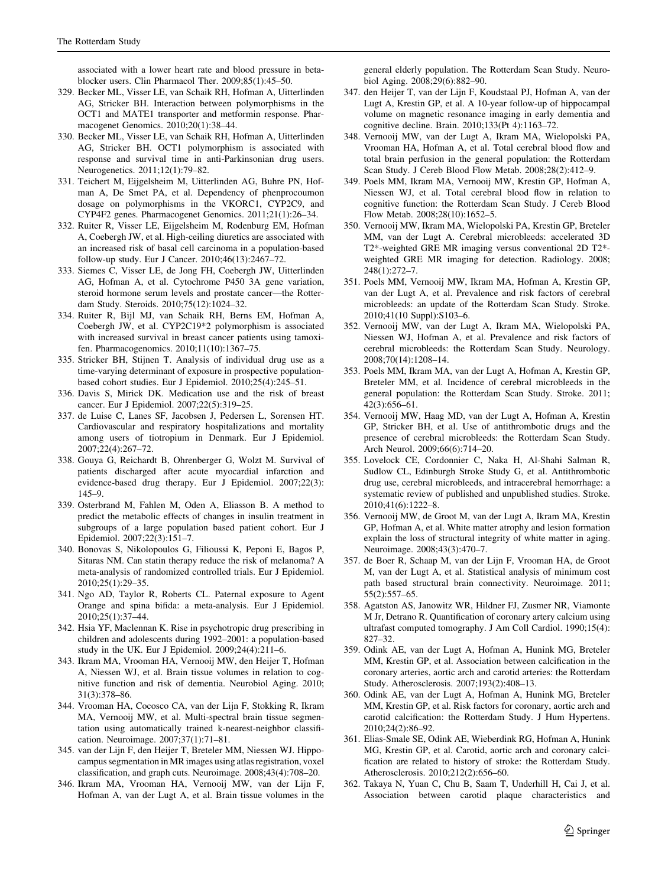associated with a lower heart rate and blood pressure in beta-blocker users. Clin Pharmacol Ther. 2009;85(1):45–50.

329. Becker ML, Visser LE, van Schaik RH, Hofman A, Uitterlinden AG, Stricker BH. Interaction between polymorphisms in the OCT1 and MATE1 transporter and metformin response. Pharmacogenet Genomics. 2010;20(1):38–44.
330. Becker ML, Visser LE, van Schaik RH, Hofman A, Uitterlinden AG, Stricker BH. OCT1 polymorphism is associated with response and survival time in anti-Parkinsonian drug users. Neurogenetics. 2011;12(1):79–82.
331. Teichert M, Eijgelsheim M, Uitterlinden AG, Buhre PN, Hofman A, De Smet PA, et al. Dependency of phenprocoumon dosage on polymorphisms in the VKORC1, CYP2C9, and CYP4F2 genes. Pharmacogenet Genomics. 2011;21(1):26–34.
332. Ruiter R, Visser LE, Eijgelsheim M, Rodenburg EM, Hofman A, Coebergh JW, et al. High-ceiling diuretics are associated with an increased risk of basal cell carcinoma in a population-based follow-up study. Eur J Cancer. 2010;46(13):2467–72.
333. Siemes C, Visser LE, de Jong FH, Coebergh JW, Uitterlinden AG, Hofman A, et al. Cytochrome P450 3A gene variation, steroid hormone serum levels and prostate cancer—the Rotterdam Study. Steroids. 2010;75(12):1024–32.
334. Ruiter R, Bijl MJ, van Schaik RH, Berns EM, Hofman A, Coebergh JW, et al. CYP2C19*2 polymorphism is associated with increased survival in breast cancer patients using tamoxifen. Pharmacogenomics. 2010;11(10):1367–75.
335. Stricker BH, Stijnen T. Analysis of individual drug use as a time-varying determinant of exposure in prospective population-based cohort studies. Eur J Epidemiol. 2010;25(4):245–51.
336. Davis S, Mirick DK. Medication use and the risk of breast cancer. Eur J Epidemiol. 2007;22(5):319–25.
337. de Luise C, Lanes SF, Jacobsen J, Pedersen L, Sorensen HT. Cardiovascular and respiratory hospitalizations and mortality among users of tiotropium in Denmark. Eur J Epidemiol. 2007;22(4):267–72.
338. Gouya G, Reichardt B, Ohrenberger G, Wolzt M. Survival of patients discharged after acute myocardial infarction and evidence-based drug therapy. Eur J Epidemiol. 2007;22(3):145–9.
339. Osterbrand M, Fahlen M, Oden A, Eliasson B. A method to predict the metabolic effects of changes in insulin treatment in subgroups of a large population based patient cohort. Eur J Epidemiol. 2007;22(3):151–7.
340. Bonovas S, Nikolopoulos G, Filioussi K, Peponi E, Bagos P, Sitaras NM. Can statin therapy reduce the risk of melanoma? A meta-analysis of randomized controlled trials. Eur J Epidemiol. 2010;25(1):29–35.
341. Ngo AD, Taylor R, Roberts CL. Paternal exposure to Agent Orange and spina bifida: a meta-analysis. Eur J Epidemiol. 2010;25(1):37–44.
342. Hsia YF, Maclennan K. Rise in psychotropic drug prescribing in children and adolescents during 1992–2001: a population-based study in the UK. Eur J Epidemiol. 2009;24(4):211–6.
343. Ikram MA, Vrooman HA, Vernooij MW, den Heijer T, Hofman A, Niessen WJ, et al. Brain tissue volumes in relation to cognitive function and risk of dementia. Neurobiol Aging. 2010;31(3):378–86.
344. Vrooman HA, Cocosco CA, van der Lijn F, Stokking R, Ikram MA, Vernooij MW, et al. Multi-spectral brain tissue segmentation using automatically trained k-nearest-neighbor classification. Neuroimage. 2007;37(1):71–81.
345. van der Lijn F, den Heijer T, Breteler MM, Niessen WJ. Hippocampus segmentation in MR images using atlas registration, voxel classification, and graph cuts. Neuroimage. 2008;43(4):708–20.
346. Ikram MA, Vrooman HA, Vernooij MW, van der Lijn F, Hofman A, van der Lugt A, et al. Brain tissue volumes in the general elderly population. The Rotterdam Scan Study. Neurobiol Aging. 2008;29(6):882–90.
347. den Heijer T, van der Lijn F, Koudstaal PJ, Hofman A, van der Lugt A, Krestin GP, et al. A 10-year follow-up of hippocampal volume on magnetic resonance imaging in early dementia and cognitive decline. Brain. 2010;133(Pt 4):1163–72.
348. Vernooij MW, van der Lugt A, Ikram MA, Wielopolski PA, Vrooman HA, Hofman A, et al. Total cerebral blood flow and total brain perfusion in the general population: the Rotterdam Scan Study. J Cereb Blood Flow Metab. 2008;28(2):412–9.
349. Poels MM, Ikram MA, Vernooij MW, Krestin GP, Hofman A, Niessen WJ, et al. Total cerebral blood flow in relation to cognitive function: the Rotterdam Scan Study. J Cereb Blood Flow Metab. 2008;28(10):1652–5.
350. Vernooij MW, Ikram MA, Wielopolski PA, Krestin GP, Breteler MM, van der Lugt A. Cerebral microbleeds: accelerated 3D T2*-weighted GRE MR imaging versus conventional 2D T2*-weighted GRE MR imaging for detection. Radiology. 2008;248(1):272–7.
351. Poels MM, Vernooij MW, Ikram MA, Hofman A, Krestin GP, van der Lugt A, et al. Prevalence and risk factors of cerebral microbleeds: an update of the Rotterdam Scan Study. Stroke. 2010;41(10 Suppl):S103–6.
352. Vernooij MW, van der Lugt A, Ikram MA, Wielopolski PA, Niessen WJ, Hofman A, et al. Prevalence and risk factors of cerebral microbleeds: the Rotterdam Scan Study. Neurology. 2008;70(14):1208–14.
353. Poels MM, Ikram MA, van der Lugt A, Hofman A, Krestin GP, Breteler MM, et al. Incidence of cerebral microbleeds in the general population: the Rotterdam Scan Study. Stroke. 2011;42(3):656–61.
354. Vernooij MW, Haag MD, van der Lugt A, Hofman A, Krestin GP, Stricker BH, et al. Use of antithrombotic drugs and the presence of cerebral microbleeds: the Rotterdam Scan Study. Arch Neurol. 2009;66(6):714–20.
355. Lovelock CE, Cordonnier C, Naka H, Al-Shahi Salman R, Sudlow CL, Edinburgh Stroke Study G, et al. Antithrombotic drug use, cerebral microbleeds, and intracerebral hemorrhage: a systematic review of published and unpublished studies. Stroke. 2010;41(6):1222–8.
356. Vernooij MW, de Groot M, van der Lugt A, Ikram MA, Krestin GP, Hofman A, et al. White matter atrophy and lesion formation explain the loss of structural integrity of white matter in aging. Neuroimage. 2008;43(3):470–7.
357. de Boer R, Schaap M, van der Lijn F, Vrooman HA, de Groot M, van der Lugt A, et al. Statistical analysis of minimum cost path based structural brain connectivity. Neuroimage. 2011;55(2):557–65.
358. Agatston AS, Janowitz WR, Hildner FJ, Zusmer NR, Viamonte M Jr, Detrano R. Quantification of coronary artery calcium using ultrafast computed tomography. J Am Coll Cardiol. 1990;15(4):827–32.
359. Odink AE, van der Lugt A, Hofman A, Hunink MG, Breteler MM, Krestin GP, et al. Association between calcification in the coronary arteries, aortic arch and carotid arteries: the Rotterdam Study. Atherosclerosis. 2007;193(2):408–13.
360. Odink AE, van der Lugt A, Hofman A, Hunink MG, Breteler MM, Krestin GP, et al. Risk factors for coronary, aortic arch and carotid calcification: the Rotterdam Study. J Hum Hypertens. 2010;24(2):86–92.
361. Elias-Smale SE, Odink AE, Wieberdink RG, Hofman A, Hunink MG, Krestin GP, et al. Carotid, aortic arch and coronary calcification are related to history of stroke: the Rotterdam Study. Atherosclerosis. 2010;212(2):656–60.
362. Takaya N, Yuan C, Chu B, Saam T, Underhill H, Cai J, et al. Association between carotid plaque characteristics and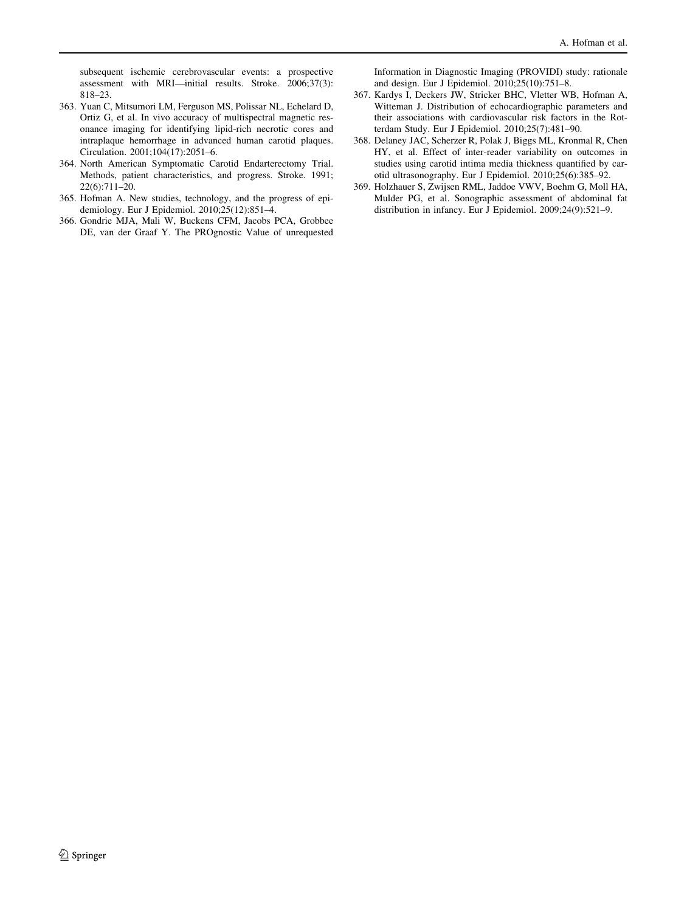subsequent ischemic cerebrovascular events: a prospective assessment with MRI—initial results. Stroke. 2006;37(3): 818–23.

363. Yuan C, Mitsumori LM, Ferguson MS, Polissar NL, Echelard D, Ortiz G, et al. In vivo accuracy of multispectral magnetic resonance imaging for identifying lipid-rich necrotic cores and intraplaque hemorrhage in advanced human carotid plaques. Circulation. 2001;104(17):2051–6.
364. North American Symptomatic Carotid Endarterectomy Trial. Methods, patient characteristics, and progress. Stroke. 1991; 22(6):711–20.
365. Hofman A. New studies, technology, and the progress of epidemiology. Eur J Epidemiol. 2010;25(12):851–4.
366. Gondrie MJA, Mali W, Buckens CFM, Jacobs PCA, Grobbee DE, van der Graaf Y. The PROgnostic Value of unrequested Information in Diagnostic Imaging (PROVIDI) study: rationale and design. Eur J Epidemiol. 2010;25(10):751–8.
367. Kardys I, Deckers JW, Stricker BHC, Vletter WB, Hofman A, Witteman J. Distribution of echocardiographic parameters and their associations with cardiovascular risk factors in the Rotterdam Study. Eur J Epidemiol. 2010;25(7):481–90.
368. Delaney JAC, Scherzer R, Polak J, Biggs ML, Kronmal R, Chen HY, et al. Effect of inter-reader variability on outcomes in studies using carotid intima media thickness quantified by carotid ultrasonography. Eur J Epidemiol. 2010;25(6):385–92.
369. Holzhauer S, Zwijsen RML, Jaddoe VWV, Boehm G, Moll HA, Mulder PG, et al. Sonographic assessment of abdominal fat distribution in infancy. Eur J Epidemiol. 2009;24(9):521–9.